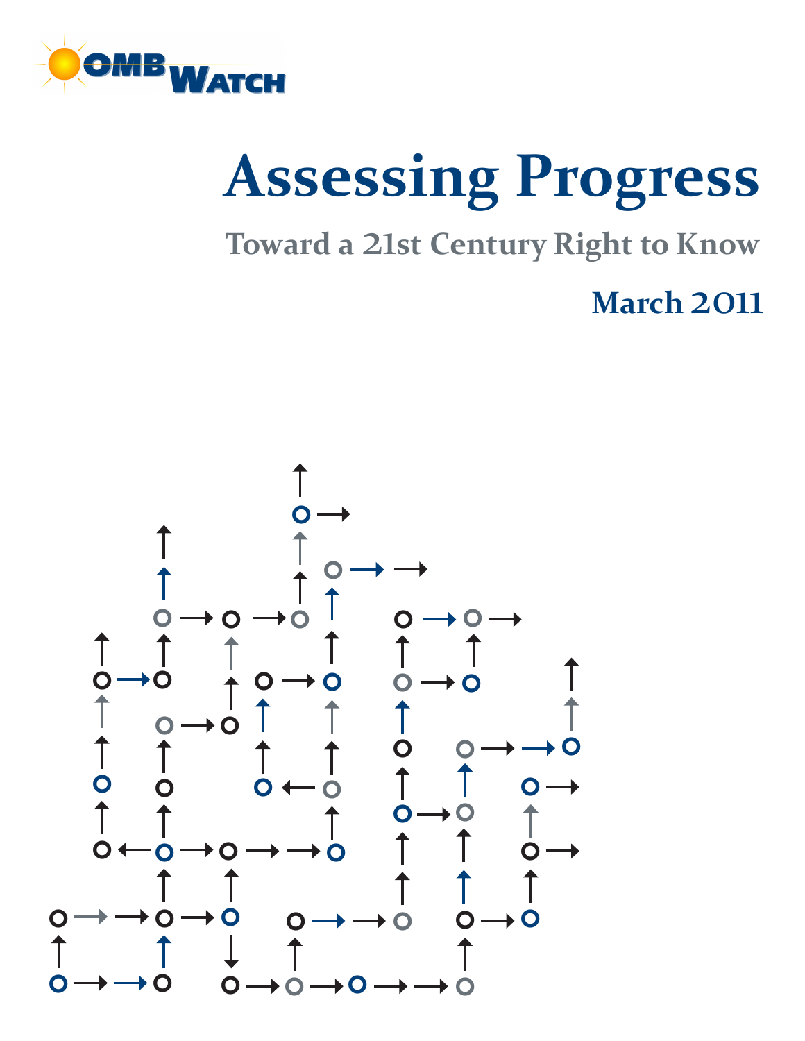OMB Watch

# Assessing Progress

## Toward a 21st Century Right to Know

**March 2011**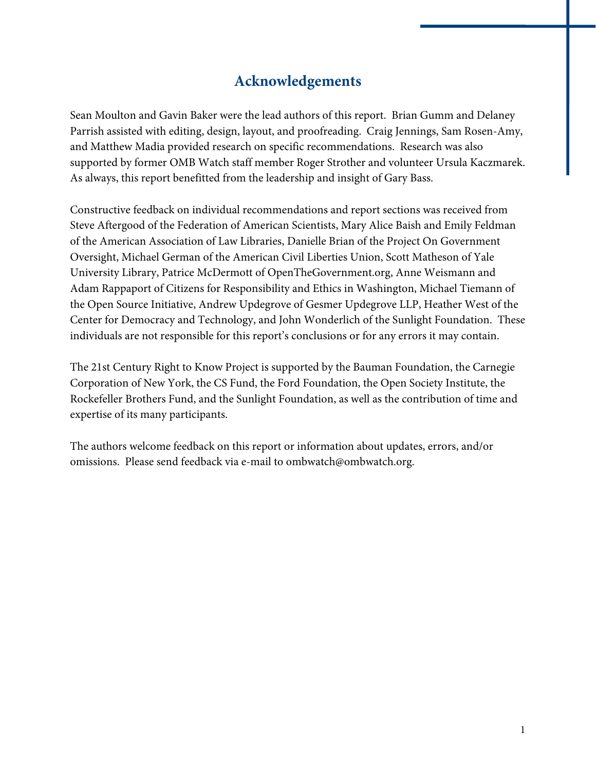## Acknowledgements

Sean Moulton and Gavin Baker were the lead authors of this report. Brian Gumm and Delaney Parrish assisted with editing, design, layout, and proofreading. Craig Jennings, Sam Rosen-Amy, and Matthew Madia provided research on specific recommendations. Research was also supported by former OMB Watch staff member Roger Strother and volunteer Ursula Kaczmarek. As always, this report benefitted from the leadership and insight of Gary Bass.

Constructive feedback on individual recommendations and report sections was received from Steve Aftergood of the Federation of American Scientists, Mary Alice Baish and Emily Feldman of the American Association of Law Libraries, Danielle Brian of the Project On Government Oversight, Michael German of the American Civil Liberties Union, Scott Matheson of Yale University Library, Patrice McDermott of OpenTheGovernment.org, Anne Weismann and Adam Rappaport of Citizens for Responsibility and Ethics in Washington, Michael Tiemann of the Open Source Initiative, Andrew Updegrove of Gesmer Updegrove LLP, Heather West of the Center for Democracy and Technology, and John Wonderlich of the Sunlight Foundation. These individuals are not responsible for this report's conclusions or for any errors it may contain.

The 21st Century Right to Know Project is supported by the Bauman Foundation, the Carnegie Corporation of New York, the CS Fund, the Ford Foundation, the Open Society Institute, the Rockefeller Brothers Fund, and the Sunlight Foundation, as well as the contribution of time and expertise of its many participants.

The authors welcome feedback on this report or information about updates, errors, and/or omissions. Please send feedback via e-mail to ombwatch@ombwatch.org.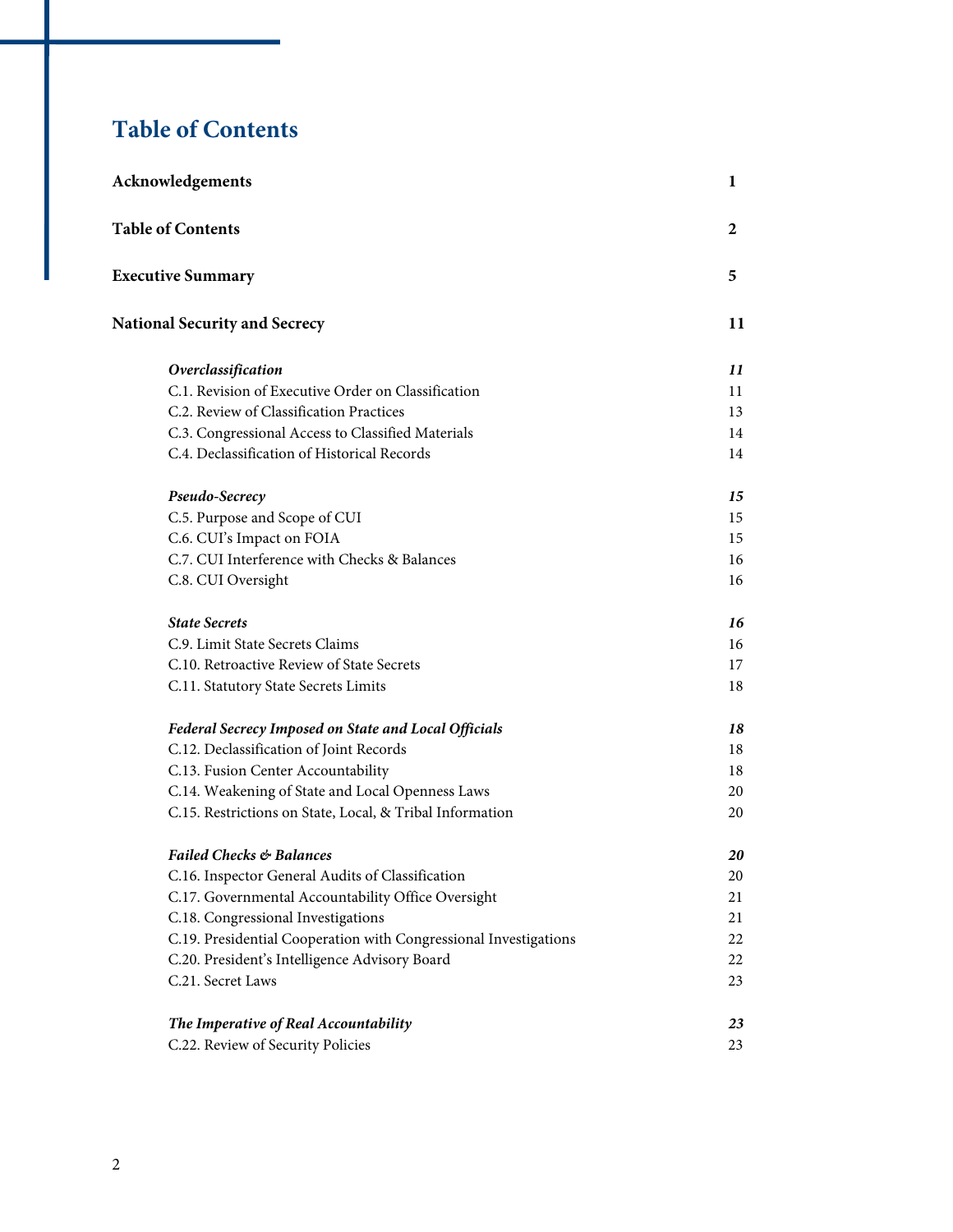# Table of Contents

| | |
|---|---|
| **Acknowledgements** | **1** |
| **Table of Contents** | **2** |
| **Executive Summary** | **5** |
| **National Security and Secrecy** | **11** |
| ***Overclassification*** | ***11*** |
| C.1. Revision of Executive Order on Classification | 11 |
| C.2. Review of Classification Practices | 13 |
| C.3. Congressional Access to Classified Materials | 14 |
| C.4. Declassification of Historical Records | 14 |
| ***Pseudo-Secrecy*** | ***15*** |
| C.5. Purpose and Scope of CUI | 15 |
| C.6. CUI's Impact on FOIA | 15 |
| C.7. CUI Interference with Checks & Balances | 16 |
| C.8. CUI Oversight | 16 |
| ***State Secrets*** | ***16*** |
| C.9. Limit State Secrets Claims | 16 |
| C.10. Retroactive Review of State Secrets | 17 |
| C.11. Statutory State Secrets Limits | 18 |
| ***Federal Secrecy Imposed on State and Local Officials*** | ***18*** |
| C.12. Declassification of Joint Records | 18 |
| C.13. Fusion Center Accountability | 18 |
| C.14. Weakening of State and Local Openness Laws | 20 |
| C.15. Restrictions on State, Local, & Tribal Information | 20 |
| ***Failed Checks & Balances*** | ***20*** |
| C.16. Inspector General Audits of Classification | 20 |
| C.17. Governmental Accountability Office Oversight | 21 |
| C.18. Congressional Investigations | 21 |
| C.19. Presidential Cooperation with Congressional Investigations | 22 |
| C.20. President's Intelligence Advisory Board | 22 |
| C.21. Secret Laws | 23 |
| ***The Imperative of Real Accountability*** | ***23*** |
| C.22. Review of Security Policies | 23 |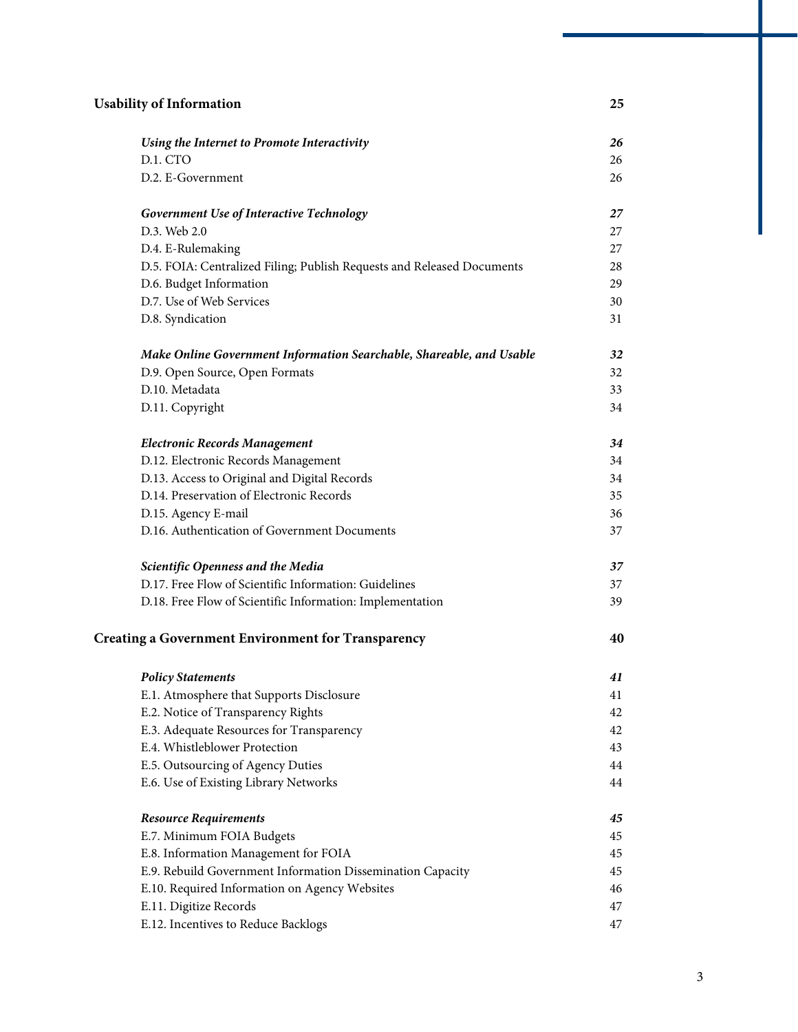| | |
|---|---|
| **Usability of Information** | **25** |
| ***Using the Internet to Promote Interactivity*** | ***26*** |
| D.1. CTO | 26 |
| D.2. E-Government | 26 |
| ***Government Use of Interactive Technology*** | ***27*** |
| D.3. Web 2.0 | 27 |
| D.4. E-Rulemaking | 27 |
| D.5. FOIA: Centralized Filing; Publish Requests and Released Documents | 28 |
| D.6. Budget Information | 29 |
| D.7. Use of Web Services | 30 |
| D.8. Syndication | 31 |
| ***Make Online Government Information Searchable, Shareable, and Usable*** | ***32*** |
| D.9. Open Source, Open Formats | 32 |
| D.10. Metadata | 33 |
| D.11. Copyright | 34 |
| ***Electronic Records Management*** | ***34*** |
| D.12. Electronic Records Management | 34 |
| D.13. Access to Original and Digital Records | 34 |
| D.14. Preservation of Electronic Records | 35 |
| D.15. Agency E-mail | 36 |
| D.16. Authentication of Government Documents | 37 |
| ***Scientific Openness and the Media*** | ***37*** |
| D.17. Free Flow of Scientific Information: Guidelines | 37 |
| D.18. Free Flow of Scientific Information: Implementation | 39 |
| **Creating a Government Environment for Transparency** | **40** |
| ***Policy Statements*** | ***41*** |
| E.1. Atmosphere that Supports Disclosure | 41 |
| E.2. Notice of Transparency Rights | 42 |
| E.3. Adequate Resources for Transparency | 42 |
| E.4. Whistleblower Protection | 43 |
| E.5. Outsourcing of Agency Duties | 44 |
| E.6. Use of Existing Library Networks | 44 |
| ***Resource Requirements*** | ***45*** |
| E.7. Minimum FOIA Budgets | 45 |
| E.8. Information Management for FOIA | 45 |
| E.9. Rebuild Government Information Dissemination Capacity | 45 |
| E.10. Required Information on Agency Websites | 46 |
| E.11. Digitize Records | 47 |
| E.12. Incentives to Reduce Backlogs | 47 |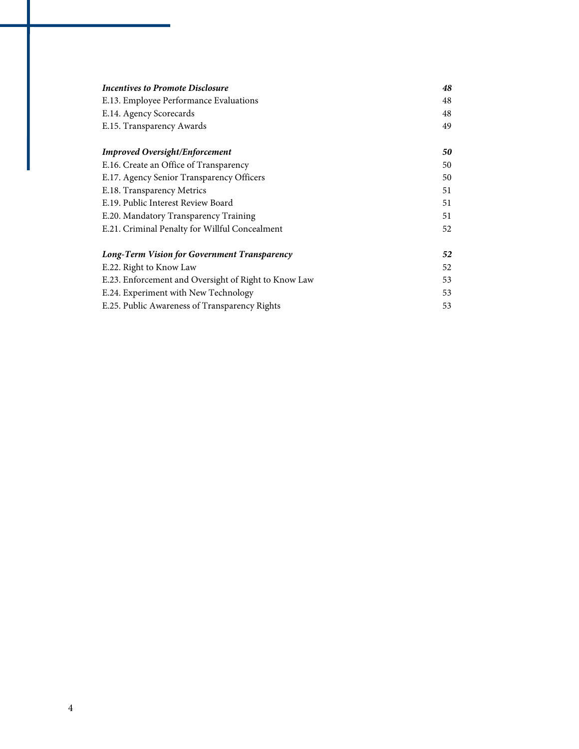***Incentives to Promote Disclosure*** ***48***
E.13. Employee Performance Evaluations 48
E.14. Agency Scorecards 48
E.15. Transparency Awards 49

***Improved Oversight/Enforcement*** ***50***
E.16. Create an Office of Transparency 50
E.17. Agency Senior Transparency Officers 50
E.18. Transparency Metrics 51
E.19. Public Interest Review Board 51
E.20. Mandatory Transparency Training 51
E.21. Criminal Penalty for Willful Concealment 52

***Long-Term Vision for Government Transparency*** ***52***
E.22. Right to Know Law 52
E.23. Enforcement and Oversight of Right to Know Law 53
E.24. Experiment with New Technology 53
E.25. Public Awareness of Transparency Rights 53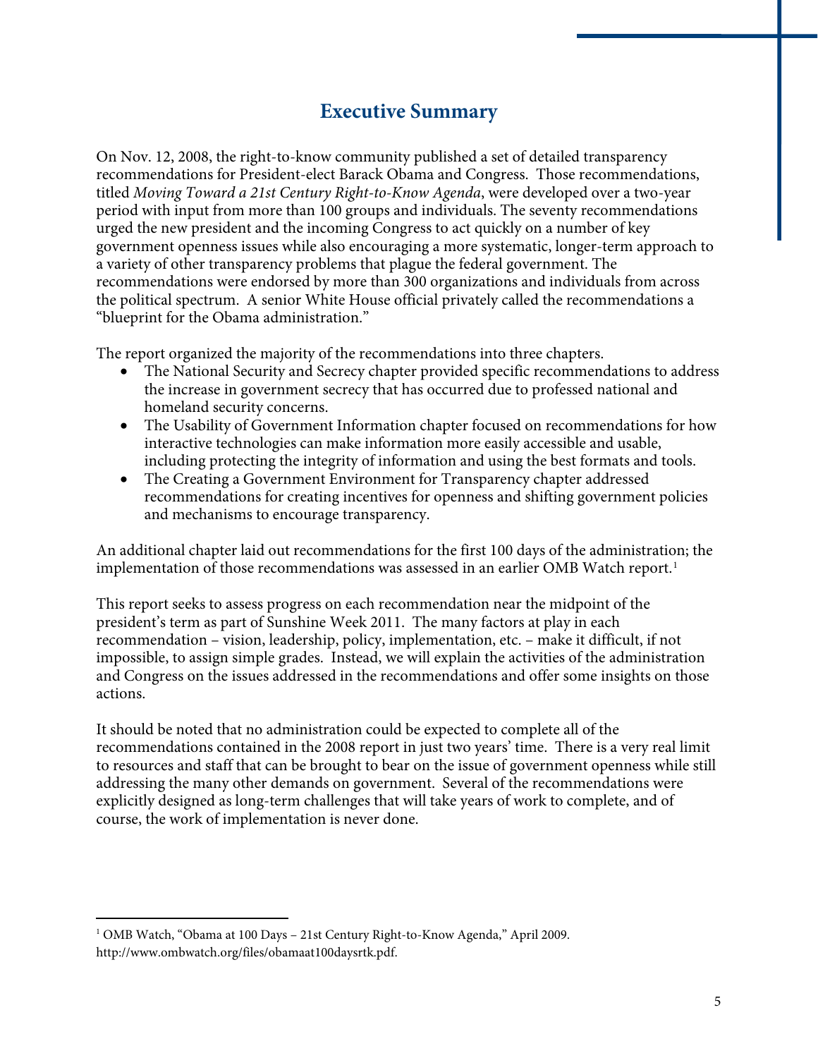# Executive Summary

On Nov. 12, 2008, the right-to-know community published a set of detailed transparency recommendations for President-elect Barack Obama and Congress. Those recommendations, titled *Moving Toward a 21st Century Right-to-Know Agenda*, were developed over a two-year period with input from more than 100 groups and individuals. The seventy recommendations urged the new president and the incoming Congress to act quickly on a number of key government openness issues while also encouraging a more systematic, longer-term approach to a variety of other transparency problems that plague the federal government. The recommendations were endorsed by more than 300 organizations and individuals from across the political spectrum. A senior White House official privately called the recommendations a "blueprint for the Obama administration."

The report organized the majority of the recommendations into three chapters.

- The National Security and Secrecy chapter provided specific recommendations to address the increase in government secrecy that has occurred due to professed national and homeland security concerns.
- The Usability of Government Information chapter focused on recommendations for how interactive technologies can make information more easily accessible and usable, including protecting the integrity of information and using the best formats and tools.
- The Creating a Government Environment for Transparency chapter addressed recommendations for creating incentives for openness and shifting government policies and mechanisms to encourage transparency.

An additional chapter laid out recommendations for the first 100 days of the administration; the implementation of those recommendations was assessed in an earlier OMB Watch report.[1]

This report seeks to assess progress on each recommendation near the midpoint of the president's term as part of Sunshine Week 2011. The many factors at play in each recommendation – vision, leadership, policy, implementation, etc. – make it difficult, if not impossible, to assign simple grades. Instead, we will explain the activities of the administration and Congress on the issues addressed in the recommendations and offer some insights on those actions.

It should be noted that no administration could be expected to complete all of the recommendations contained in the 2008 report in just two years' time. There is a very real limit to resources and staff that can be brought to bear on the issue of government openness while still addressing the many other demands on government. Several of the recommendations were explicitly designed as long-term challenges that will take years of work to complete, and of course, the work of implementation is never done.

---

[1] OMB Watch, "Obama at 100 Days – 21st Century Right-to-Know Agenda," April 2009. http://www.ombwatch.org/files/obamaat100daysrtk.pdf.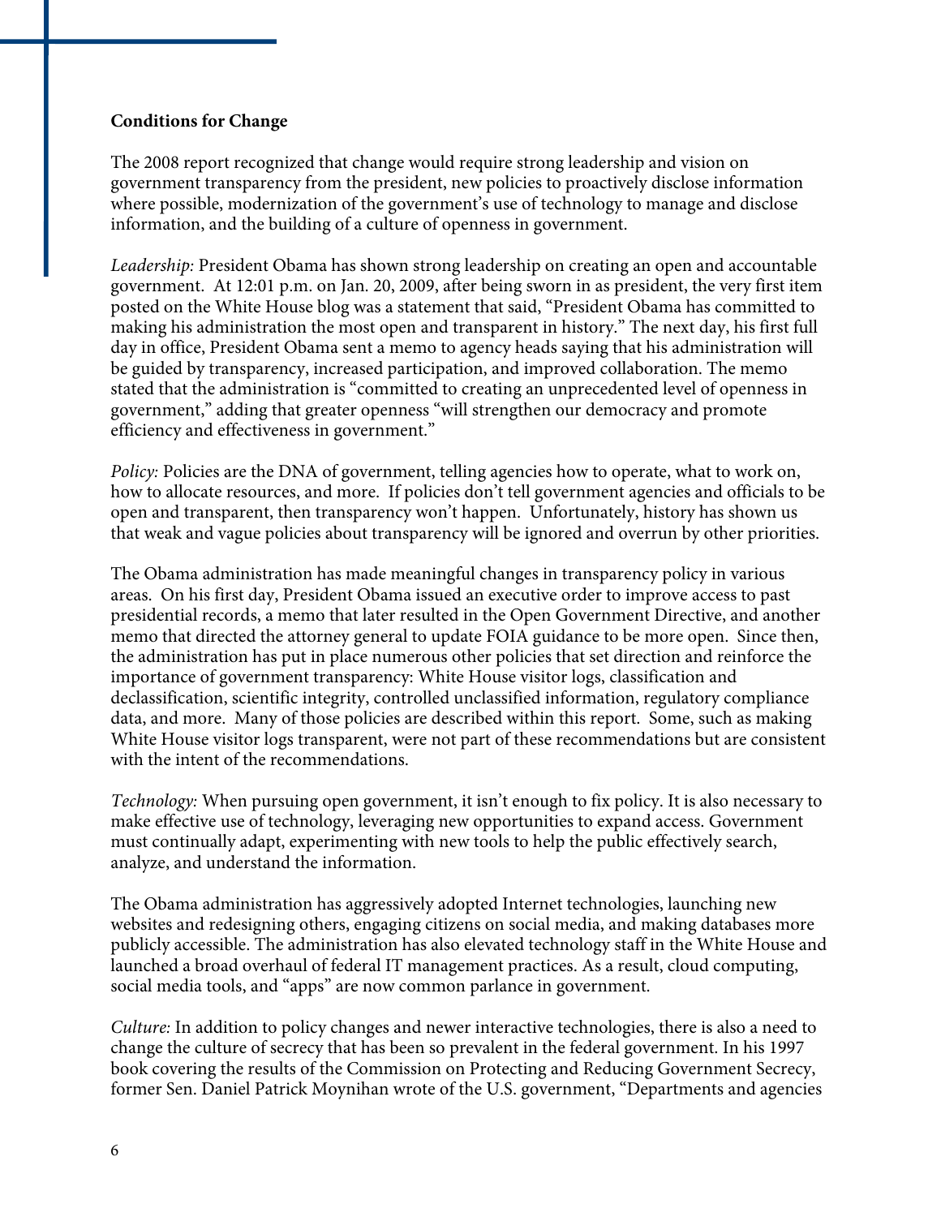**Conditions for Change**

The 2008 report recognized that change would require strong leadership and vision on government transparency from the president, new policies to proactively disclose information where possible, modernization of the government's use of technology to manage and disclose information, and the building of a culture of openness in government.

*Leadership:* President Obama has shown strong leadership on creating an open and accountable government. At 12:01 p.m. on Jan. 20, 2009, after being sworn in as president, the very first item posted on the White House blog was a statement that said, "President Obama has committed to making his administration the most open and transparent in history." The next day, his first full day in office, President Obama sent a memo to agency heads saying that his administration will be guided by transparency, increased participation, and improved collaboration. The memo stated that the administration is "committed to creating an unprecedented level of openness in government," adding that greater openness "will strengthen our democracy and promote efficiency and effectiveness in government."

*Policy:* Policies are the DNA of government, telling agencies how to operate, what to work on, how to allocate resources, and more. If policies don't tell government agencies and officials to be open and transparent, then transparency won't happen. Unfortunately, history has shown us that weak and vague policies about transparency will be ignored and overrun by other priorities.

The Obama administration has made meaningful changes in transparency policy in various areas. On his first day, President Obama issued an executive order to improve access to past presidential records, a memo that later resulted in the Open Government Directive, and another memo that directed the attorney general to update FOIA guidance to be more open. Since then, the administration has put in place numerous other policies that set direction and reinforce the importance of government transparency: White House visitor logs, classification and declassification, scientific integrity, controlled unclassified information, regulatory compliance data, and more. Many of those policies are described within this report. Some, such as making White House visitor logs transparent, were not part of these recommendations but are consistent with the intent of the recommendations.

*Technology:* When pursuing open government, it isn't enough to fix policy. It is also necessary to make effective use of technology, leveraging new opportunities to expand access. Government must continually adapt, experimenting with new tools to help the public effectively search, analyze, and understand the information.

The Obama administration has aggressively adopted Internet technologies, launching new websites and redesigning others, engaging citizens on social media, and making databases more publicly accessible. The administration has also elevated technology staff in the White House and launched a broad overhaul of federal IT management practices. As a result, cloud computing, social media tools, and "apps" are now common parlance in government.

*Culture:* In addition to policy changes and newer interactive technologies, there is also a need to change the culture of secrecy that has been so prevalent in the federal government. In his 1997 book covering the results of the Commission on Protecting and Reducing Government Secrecy, former Sen. Daniel Patrick Moynihan wrote of the U.S. government, "Departments and agencies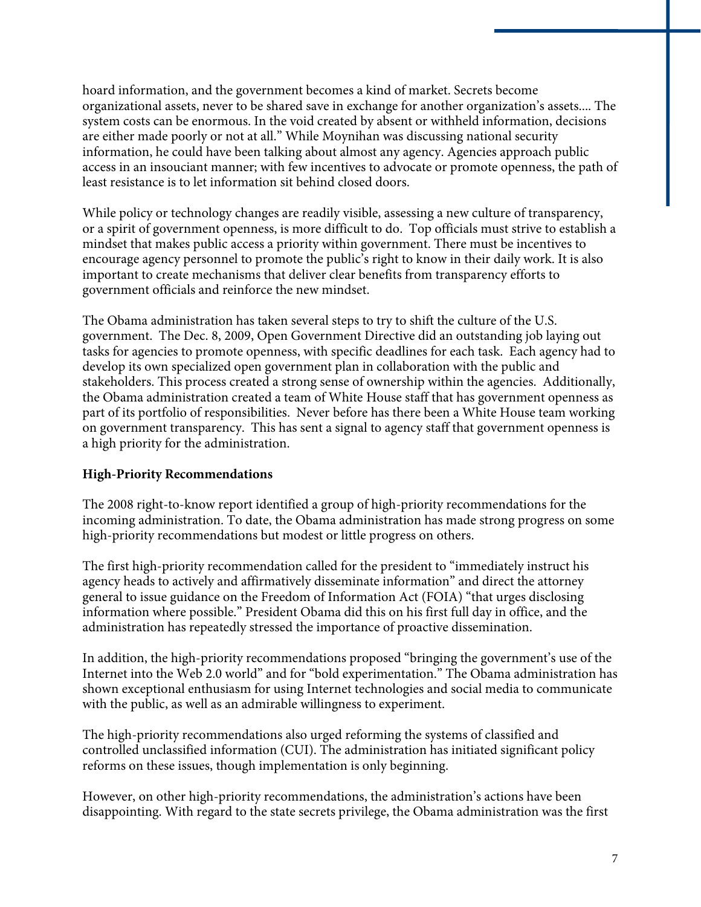hoard information, and the government becomes a kind of market. Secrets become organizational assets, never to be shared save in exchange for another organization's assets.... The system costs can be enormous. In the void created by absent or withheld information, decisions are either made poorly or not at all." While Moynihan was discussing national security information, he could have been talking about almost any agency. Agencies approach public access in an insouciant manner; with few incentives to advocate or promote openness, the path of least resistance is to let information sit behind closed doors.

While policy or technology changes are readily visible, assessing a new culture of transparency, or a spirit of government openness, is more difficult to do. Top officials must strive to establish a mindset that makes public access a priority within government. There must be incentives to encourage agency personnel to promote the public's right to know in their daily work. It is also important to create mechanisms that deliver clear benefits from transparency efforts to government officials and reinforce the new mindset.

The Obama administration has taken several steps to try to shift the culture of the U.S. government. The Dec. 8, 2009, Open Government Directive did an outstanding job laying out tasks for agencies to promote openness, with specific deadlines for each task. Each agency had to develop its own specialized open government plan in collaboration with the public and stakeholders. This process created a strong sense of ownership within the agencies. Additionally, the Obama administration created a team of White House staff that has government openness as part of its portfolio of responsibilities. Never before has there been a White House team working on government transparency. This has sent a signal to agency staff that government openness is a high priority for the administration.

**High-Priority Recommendations**

The 2008 right-to-know report identified a group of high-priority recommendations for the incoming administration. To date, the Obama administration has made strong progress on some high-priority recommendations but modest or little progress on others.

The first high-priority recommendation called for the president to "immediately instruct his agency heads to actively and affirmatively disseminate information" and direct the attorney general to issue guidance on the Freedom of Information Act (FOIA) "that urges disclosing information where possible." President Obama did this on his first full day in office, and the administration has repeatedly stressed the importance of proactive dissemination.

In addition, the high-priority recommendations proposed "bringing the government's use of the Internet into the Web 2.0 world" and for "bold experimentation." The Obama administration has shown exceptional enthusiasm for using Internet technologies and social media to communicate with the public, as well as an admirable willingness to experiment.

The high-priority recommendations also urged reforming the systems of classified and controlled unclassified information (CUI). The administration has initiated significant policy reforms on these issues, though implementation is only beginning.

However, on other high-priority recommendations, the administration's actions have been disappointing. With regard to the state secrets privilege, the Obama administration was the first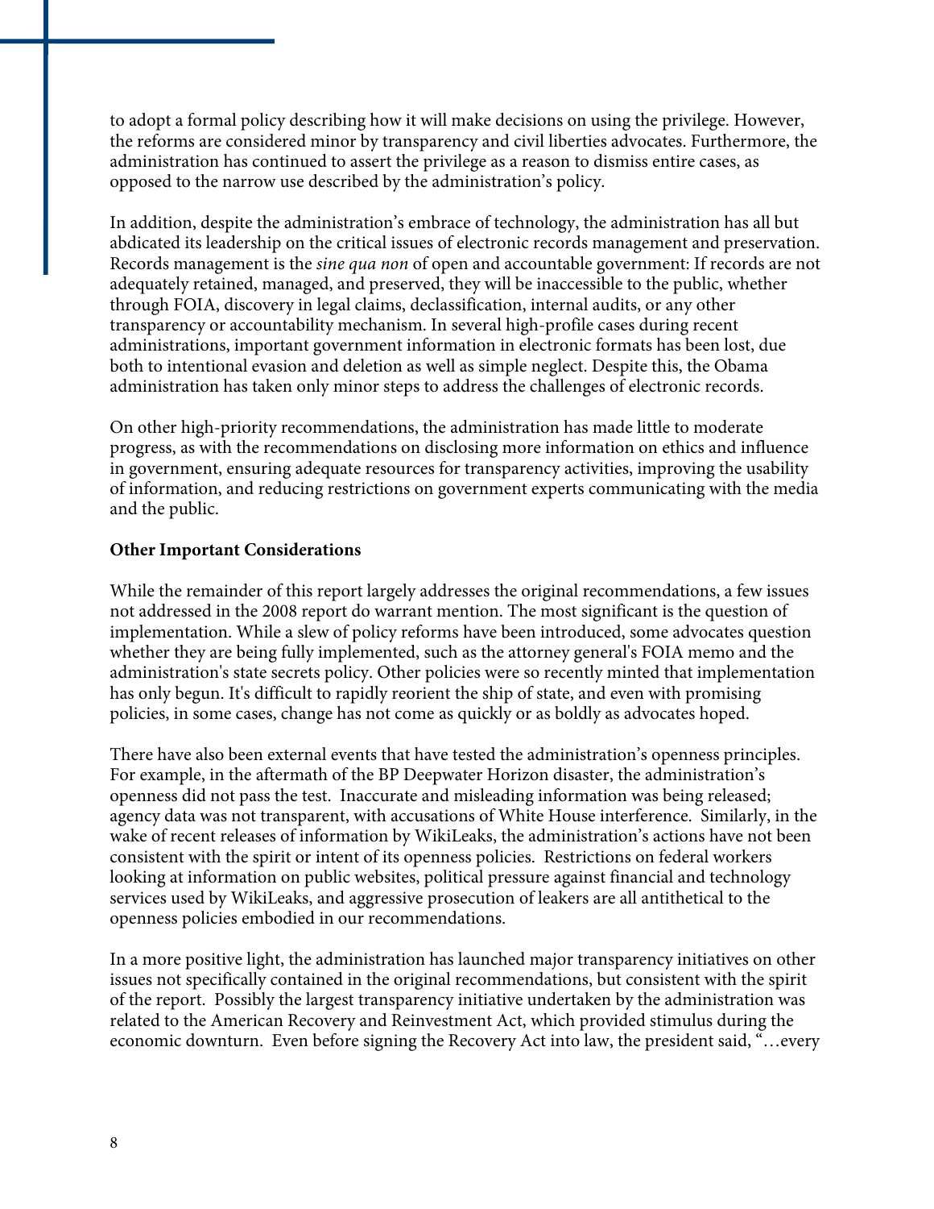to adopt a formal policy describing how it will make decisions on using the privilege. However, the reforms are considered minor by transparency and civil liberties advocates. Furthermore, the administration has continued to assert the privilege as a reason to dismiss entire cases, as opposed to the narrow use described by the administration's policy.

In addition, despite the administration's embrace of technology, the administration has all but abdicated its leadership on the critical issues of electronic records management and preservation. Records management is the *sine qua non* of open and accountable government: If records are not adequately retained, managed, and preserved, they will be inaccessible to the public, whether through FOIA, discovery in legal claims, declassification, internal audits, or any other transparency or accountability mechanism. In several high-profile cases during recent administrations, important government information in electronic formats has been lost, due both to intentional evasion and deletion as well as simple neglect. Despite this, the Obama administration has taken only minor steps to address the challenges of electronic records.

On other high-priority recommendations, the administration has made little to moderate progress, as with the recommendations on disclosing more information on ethics and influence in government, ensuring adequate resources for transparency activities, improving the usability of information, and reducing restrictions on government experts communicating with the media and the public.

**Other Important Considerations**

While the remainder of this report largely addresses the original recommendations, a few issues not addressed in the 2008 report do warrant mention. The most significant is the question of implementation. While a slew of policy reforms have been introduced, some advocates question whether they are being fully implemented, such as the attorney general's FOIA memo and the administration's state secrets policy. Other policies were so recently minted that implementation has only begun. It's difficult to rapidly reorient the ship of state, and even with promising policies, in some cases, change has not come as quickly or as boldly as advocates hoped.

There have also been external events that have tested the administration's openness principles. For example, in the aftermath of the BP Deepwater Horizon disaster, the administration's openness did not pass the test. Inaccurate and misleading information was being released; agency data was not transparent, with accusations of White House interference. Similarly, in the wake of recent releases of information by WikiLeaks, the administration's actions have not been consistent with the spirit or intent of its openness policies. Restrictions on federal workers looking at information on public websites, political pressure against financial and technology services used by WikiLeaks, and aggressive prosecution of leakers are all antithetical to the openness policies embodied in our recommendations.

In a more positive light, the administration has launched major transparency initiatives on other issues not specifically contained in the original recommendations, but consistent with the spirit of the report. Possibly the largest transparency initiative undertaken by the administration was related to the American Recovery and Reinvestment Act, which provided stimulus during the economic downturn. Even before signing the Recovery Act into law, the president said, "…every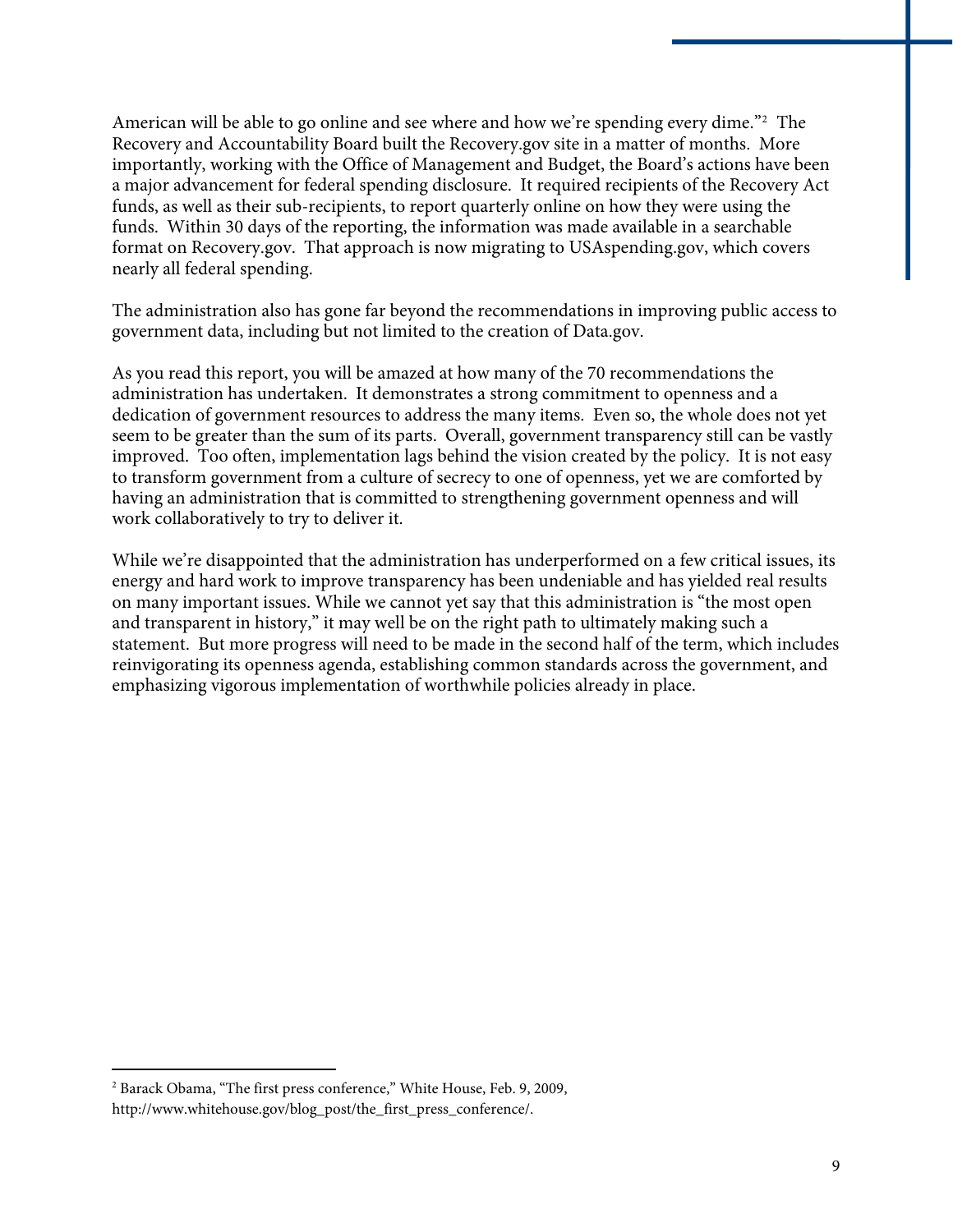American will be able to go online and see where and how we're spending every dime."[2] The Recovery and Accountability Board built the Recovery.gov site in a matter of months. More importantly, working with the Office of Management and Budget, the Board's actions have been a major advancement for federal spending disclosure. It required recipients of the Recovery Act funds, as well as their sub-recipients, to report quarterly online on how they were using the funds. Within 30 days of the reporting, the information was made available in a searchable format on Recovery.gov. That approach is now migrating to USAspending.gov, which covers nearly all federal spending.

The administration also has gone far beyond the recommendations in improving public access to government data, including but not limited to the creation of Data.gov.

As you read this report, you will be amazed at how many of the 70 recommendations the administration has undertaken. It demonstrates a strong commitment to openness and a dedication of government resources to address the many items. Even so, the whole does not yet seem to be greater than the sum of its parts. Overall, government transparency still can be vastly improved. Too often, implementation lags behind the vision created by the policy. It is not easy to transform government from a culture of secrecy to one of openness, yet we are comforted by having an administration that is committed to strengthening government openness and will work collaboratively to try to deliver it.

While we're disappointed that the administration has underperformed on a few critical issues, its energy and hard work to improve transparency has been undeniable and has yielded real results on many important issues. While we cannot yet say that this administration is "the most open and transparent in history," it may well be on the right path to ultimately making such a statement. But more progress will need to be made in the second half of the term, which includes reinvigorating its openness agenda, establishing common standards across the government, and emphasizing vigorous implementation of worthwhile policies already in place.

---

[2] Barack Obama, "The first press conference," White House, Feb. 9, 2009, http://www.whitehouse.gov/blog_post/the_first_press_conference/.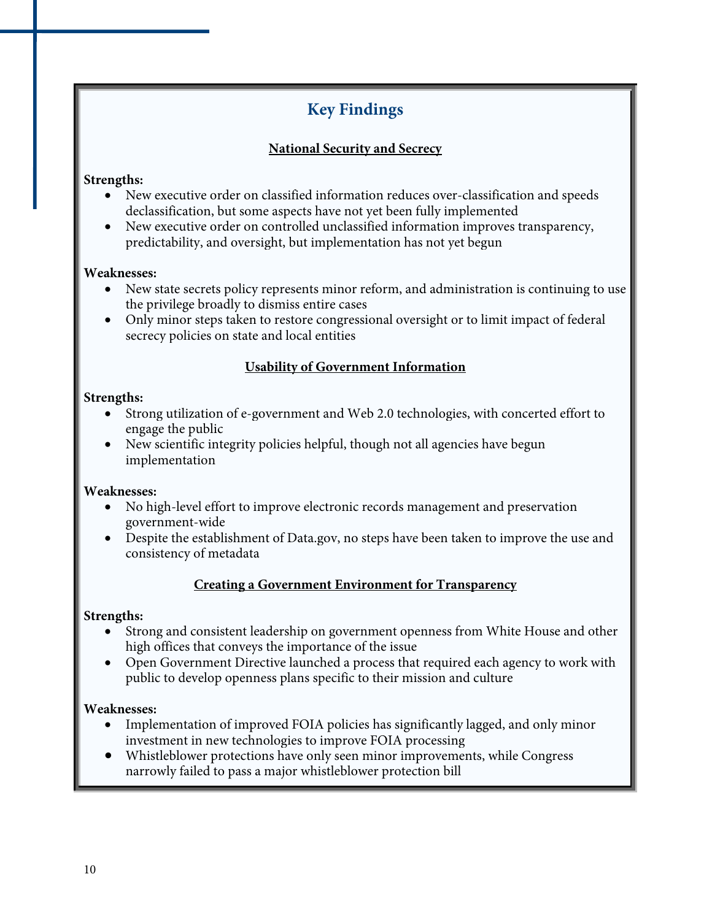## Key Findings

### National Security and Secrecy

**Strengths:**

- New executive order on classified information reduces over-classification and speeds declassification, but some aspects have not yet been fully implemented
- New executive order on controlled unclassified information improves transparency, predictability, and oversight, but implementation has not yet begun

**Weaknesses:**

- New state secrets policy represents minor reform, and administration is continuing to use the privilege broadly to dismiss entire cases
- Only minor steps taken to restore congressional oversight or to limit impact of federal secrecy policies on state and local entities

### Usability of Government Information

**Strengths:**

- Strong utilization of e-government and Web 2.0 technologies, with concerted effort to engage the public
- New scientific integrity policies helpful, though not all agencies have begun implementation

**Weaknesses:**

- No high-level effort to improve electronic records management and preservation government-wide
- Despite the establishment of Data.gov, no steps have been taken to improve the use and consistency of metadata

### Creating a Government Environment for Transparency

**Strengths:**

- Strong and consistent leadership on government openness from White House and other high offices that conveys the importance of the issue
- Open Government Directive launched a process that required each agency to work with public to develop openness plans specific to their mission and culture

**Weaknesses:**

- Implementation of improved FOIA policies has significantly lagged, and only minor investment in new technologies to improve FOIA processing
- Whistleblower protections have only seen minor improvements, while Congress narrowly failed to pass a major whistleblower protection bill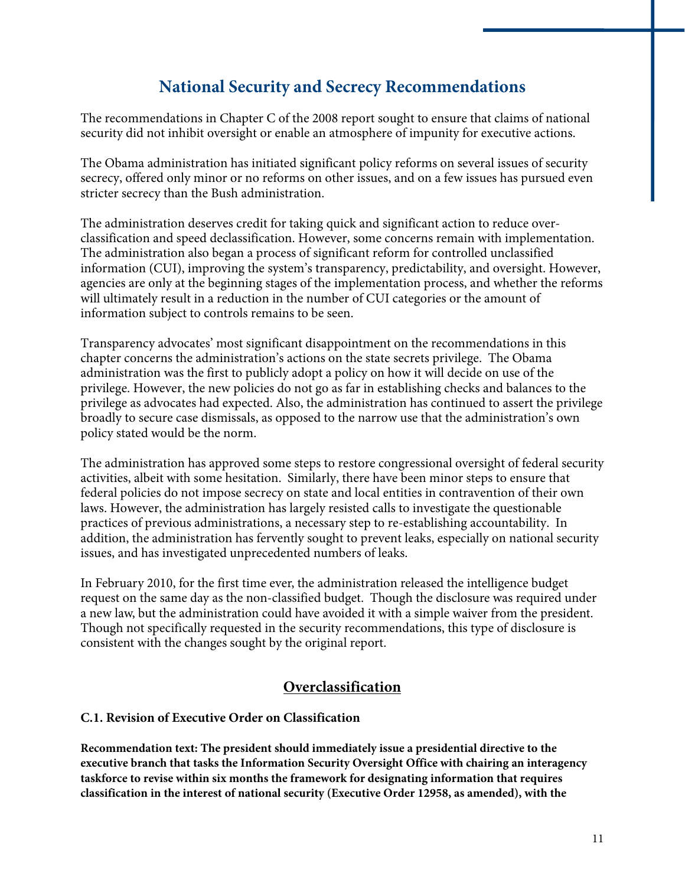## National Security and Secrecy Recommendations

The recommendations in Chapter C of the 2008 report sought to ensure that claims of national security did not inhibit oversight or enable an atmosphere of impunity for executive actions.

The Obama administration has initiated significant policy reforms on several issues of security secrecy, offered only minor or no reforms on other issues, and on a few issues has pursued even stricter secrecy than the Bush administration.

The administration deserves credit for taking quick and significant action to reduce over-classification and speed declassification. However, some concerns remain with implementation. The administration also began a process of significant reform for controlled unclassified information (CUI), improving the system's transparency, predictability, and oversight. However, agencies are only at the beginning stages of the implementation process, and whether the reforms will ultimately result in a reduction in the number of CUI categories or the amount of information subject to controls remains to be seen.

Transparency advocates' most significant disappointment on the recommendations in this chapter concerns the administration's actions on the state secrets privilege. The Obama administration was the first to publicly adopt a policy on how it will decide on use of the privilege. However, the new policies do not go as far in establishing checks and balances to the privilege as advocates had expected. Also, the administration has continued to assert the privilege broadly to secure case dismissals, as opposed to the narrow use that the administration's own policy stated would be the norm.

The administration has approved some steps to restore congressional oversight of federal security activities, albeit with some hesitation. Similarly, there have been minor steps to ensure that federal policies do not impose secrecy on state and local entities in contravention of their own laws. However, the administration has largely resisted calls to investigate the questionable practices of previous administrations, a necessary step to re-establishing accountability. In addition, the administration has fervently sought to prevent leaks, especially on national security issues, and has investigated unprecedented numbers of leaks.

In February 2010, for the first time ever, the administration released the intelligence budget request on the same day as the non-classified budget. Though the disclosure was required under a new law, but the administration could have avoided it with a simple waiver from the president. Though not specifically requested in the security recommendations, this type of disclosure is consistent with the changes sought by the original report.

## Overclassification

### C.1. Revision of Executive Order on Classification

**Recommendation text: The president should immediately issue a presidential directive to the executive branch that tasks the Information Security Oversight Office with chairing an interagency taskforce to revise within six months the framework for designating information that requires classification in the interest of national security (Executive Order 12958, as amended), with the**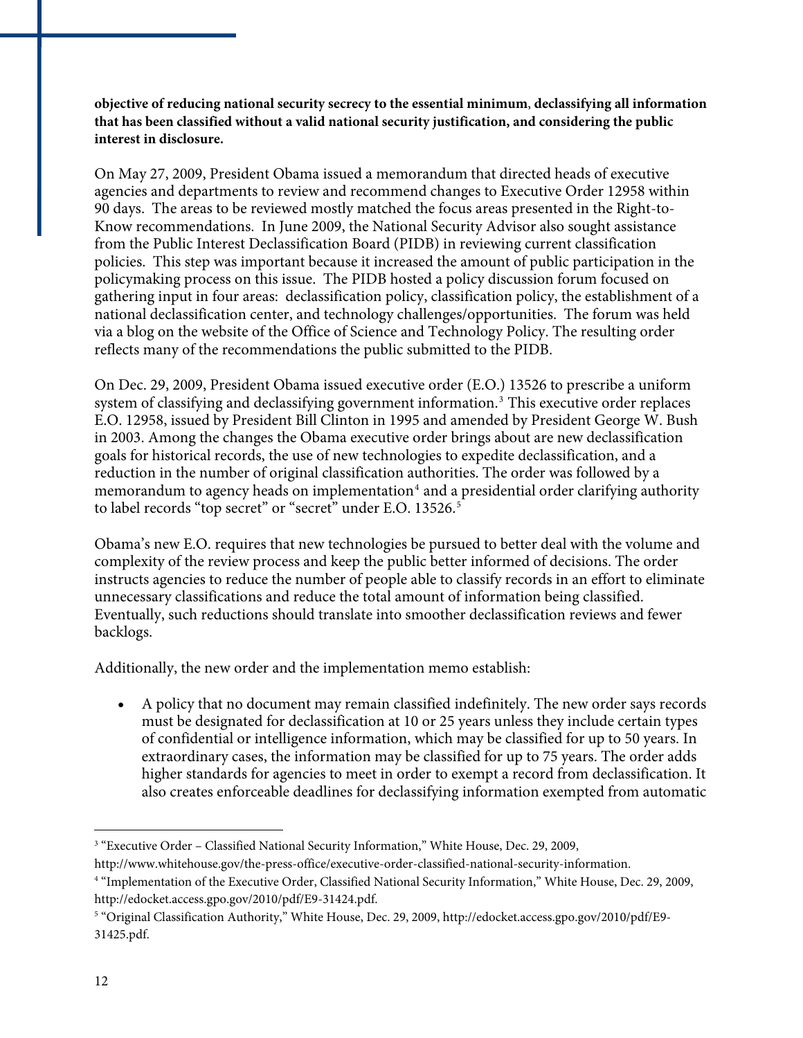**objective of reducing national security secrecy to the essential minimum**, **declassifying all information that has been classified without a valid national security justification, and considering the public interest in disclosure.**

On May 27, 2009, President Obama issued a memorandum that directed heads of executive agencies and departments to review and recommend changes to Executive Order 12958 within 90 days. The areas to be reviewed mostly matched the focus areas presented in the Right-to-Know recommendations. In June 2009, the National Security Advisor also sought assistance from the Public Interest Declassification Board (PIDB) in reviewing current classification policies. This step was important because it increased the amount of public participation in the policymaking process on this issue. The PIDB hosted a policy discussion forum focused on gathering input in four areas: declassification policy, classification policy, the establishment of a national declassification center, and technology challenges/opportunities. The forum was held via a blog on the website of the Office of Science and Technology Policy. The resulting order reflects many of the recommendations the public submitted to the PIDB.

On Dec. 29, 2009, President Obama issued executive order (E.O.) 13526 to prescribe a uniform system of classifying and declassifying government information.[3] This executive order replaces E.O. 12958, issued by President Bill Clinton in 1995 and amended by President George W. Bush in 2003. Among the changes the Obama executive order brings about are new declassification goals for historical records, the use of new technologies to expedite declassification, and a reduction in the number of original classification authorities. The order was followed by a memorandum to agency heads on implementation[4] and a presidential order clarifying authority to label records "top secret" or "secret" under E.O. 13526.[5]

Obama's new E.O. requires that new technologies be pursued to better deal with the volume and complexity of the review process and keep the public better informed of decisions. The order instructs agencies to reduce the number of people able to classify records in an effort to eliminate unnecessary classifications and reduce the total amount of information being classified. Eventually, such reductions should translate into smoother declassification reviews and fewer backlogs.

Additionally, the new order and the implementation memo establish:

- A policy that no document may remain classified indefinitely. The new order says records must be designated for declassification at 10 or 25 years unless they include certain types of confidential or intelligence information, which may be classified for up to 50 years. In extraordinary cases, the information may be classified for up to 75 years. The order adds higher standards for agencies to meet in order to exempt a record from declassification. It also creates enforceable deadlines for declassifying information exempted from automatic

[3] "Executive Order – Classified National Security Information," White House, Dec. 29, 2009, http://www.whitehouse.gov/the-press-office/executive-order-classified-national-security-information.

[4] "Implementation of the Executive Order, Classified National Security Information," White House, Dec. 29, 2009, http://edocket.access.gpo.gov/2010/pdf/E9-31424.pdf.

[5] "Original Classification Authority," White House, Dec. 29, 2009, http://edocket.access.gpo.gov/2010/pdf/E9-31425.pdf.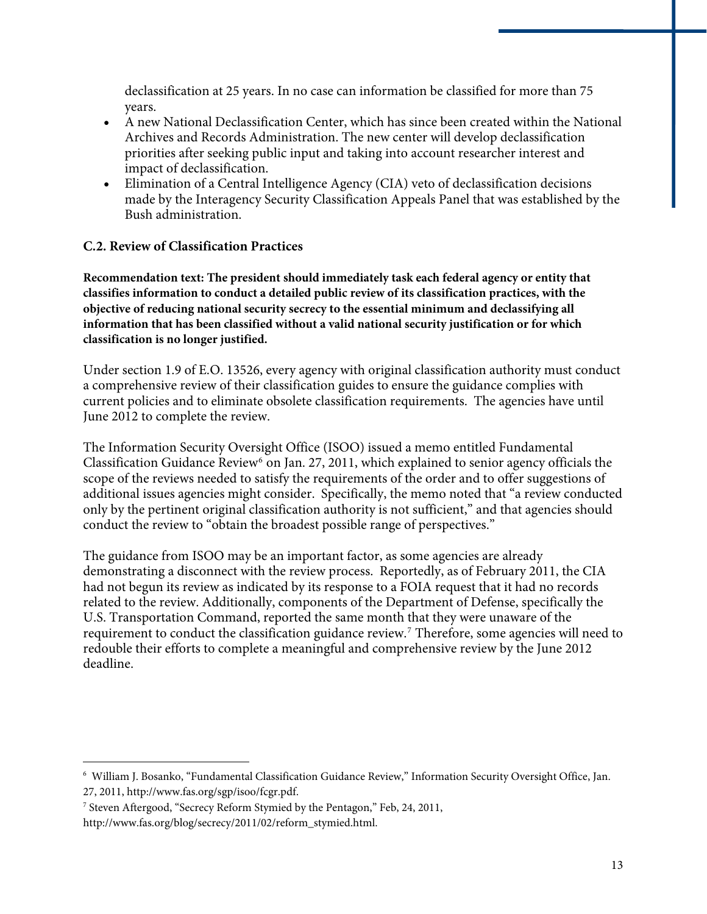declassification at 25 years. In no case can information be classified for more than 75 years.

- A new National Declassification Center, which has since been created within the National Archives and Records Administration. The new center will develop declassification priorities after seeking public input and taking into account researcher interest and impact of declassification.
- Elimination of a Central Intelligence Agency (CIA) veto of declassification decisions made by the Interagency Security Classification Appeals Panel that was established by the Bush administration.

### C.2. Review of Classification Practices

**Recommendation text: The president should immediately task each federal agency or entity that classifies information to conduct a detailed public review of its classification practices, with the objective of reducing national security secrecy to the essential minimum and declassifying all information that has been classified without a valid national security justification or for which classification is no longer justified.**

Under section 1.9 of E.O. 13526, every agency with original classification authority must conduct a comprehensive review of their classification guides to ensure the guidance complies with current policies and to eliminate obsolete classification requirements. The agencies have until June 2012 to complete the review.

The Information Security Oversight Office (ISOO) issued a memo entitled Fundamental Classification Guidance Review[6] on Jan. 27, 2011, which explained to senior agency officials the scope of the reviews needed to satisfy the requirements of the order and to offer suggestions of additional issues agencies might consider. Specifically, the memo noted that "a review conducted only by the pertinent original classification authority is not sufficient," and that agencies should conduct the review to "obtain the broadest possible range of perspectives."

The guidance from ISOO may be an important factor, as some agencies are already demonstrating a disconnect with the review process. Reportedly, as of February 2011, the CIA had not begun its review as indicated by its response to a FOIA request that it had no records related to the review. Additionally, components of the Department of Defense, specifically the U.S. Transportation Command, reported the same month that they were unaware of the requirement to conduct the classification guidance review.[7] Therefore, some agencies will need to redouble their efforts to complete a meaningful and comprehensive review by the June 2012 deadline.

---

[6] William J. Bosanko, "Fundamental Classification Guidance Review," Information Security Oversight Office, Jan. 27, 2011, http://www.fas.org/sgp/isoo/fcgr.pdf.

[7] Steven Aftergood, "Secrecy Reform Stymied by the Pentagon," Feb, 24, 2011, http://www.fas.org/blog/secrecy/2011/02/reform_stymied.html.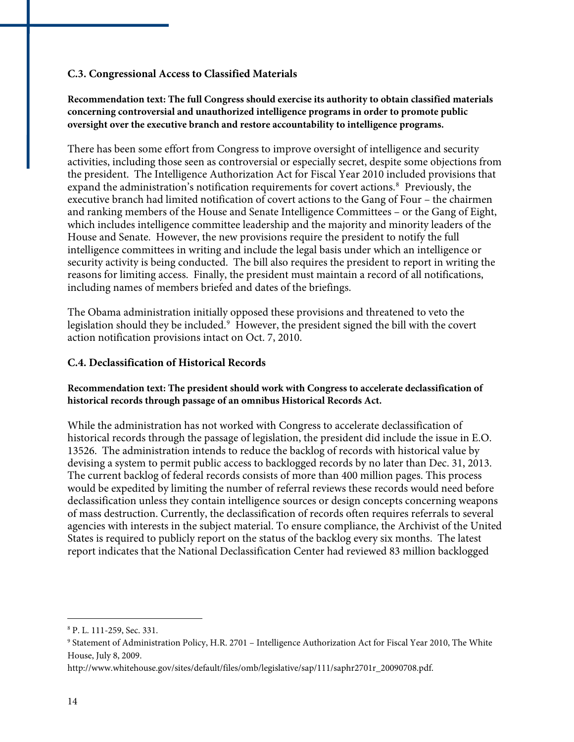### C.3. Congressional Access to Classified Materials

**Recommendation text: The full Congress should exercise its authority to obtain classified materials concerning controversial and unauthorized intelligence programs in order to promote public oversight over the executive branch and restore accountability to intelligence programs.**

There has been some effort from Congress to improve oversight of intelligence and security activities, including those seen as controversial or especially secret, despite some objections from the president. The Intelligence Authorization Act for Fiscal Year 2010 included provisions that expand the administration's notification requirements for covert actions.[8] Previously, the executive branch had limited notification of covert actions to the Gang of Four – the chairmen and ranking members of the House and Senate Intelligence Committees – or the Gang of Eight, which includes intelligence committee leadership and the majority and minority leaders of the House and Senate. However, the new provisions require the president to notify the full intelligence committees in writing and include the legal basis under which an intelligence or security activity is being conducted. The bill also requires the president to report in writing the reasons for limiting access. Finally, the president must maintain a record of all notifications, including names of members briefed and dates of the briefings.

The Obama administration initially opposed these provisions and threatened to veto the legislation should they be included.[9] However, the president signed the bill with the covert action notification provisions intact on Oct. 7, 2010.

### C.4. Declassification of Historical Records

**Recommendation text: The president should work with Congress to accelerate declassification of historical records through passage of an omnibus Historical Records Act.**

While the administration has not worked with Congress to accelerate declassification of historical records through the passage of legislation, the president did include the issue in E.O. 13526. The administration intends to reduce the backlog of records with historical value by devising a system to permit public access to backlogged records by no later than Dec. 31, 2013. The current backlog of federal records consists of more than 400 million pages. This process would be expedited by limiting the number of referral reviews these records would need before declassification unless they contain intelligence sources or design concepts concerning weapons of mass destruction. Currently, the declassification of records often requires referrals to several agencies with interests in the subject material. To ensure compliance, the Archivist of the United States is required to publicly report on the status of the backlog every six months. The latest report indicates that the National Declassification Center had reviewed 83 million backlogged

---

[8] P. L. 111-259, Sec. 331.

[9] Statement of Administration Policy, H.R. 2701 – Intelligence Authorization Act for Fiscal Year 2010, The White House, July 8, 2009. http://www.whitehouse.gov/sites/default/files/omb/legislative/sap/111/saphr2701r_20090708.pdf.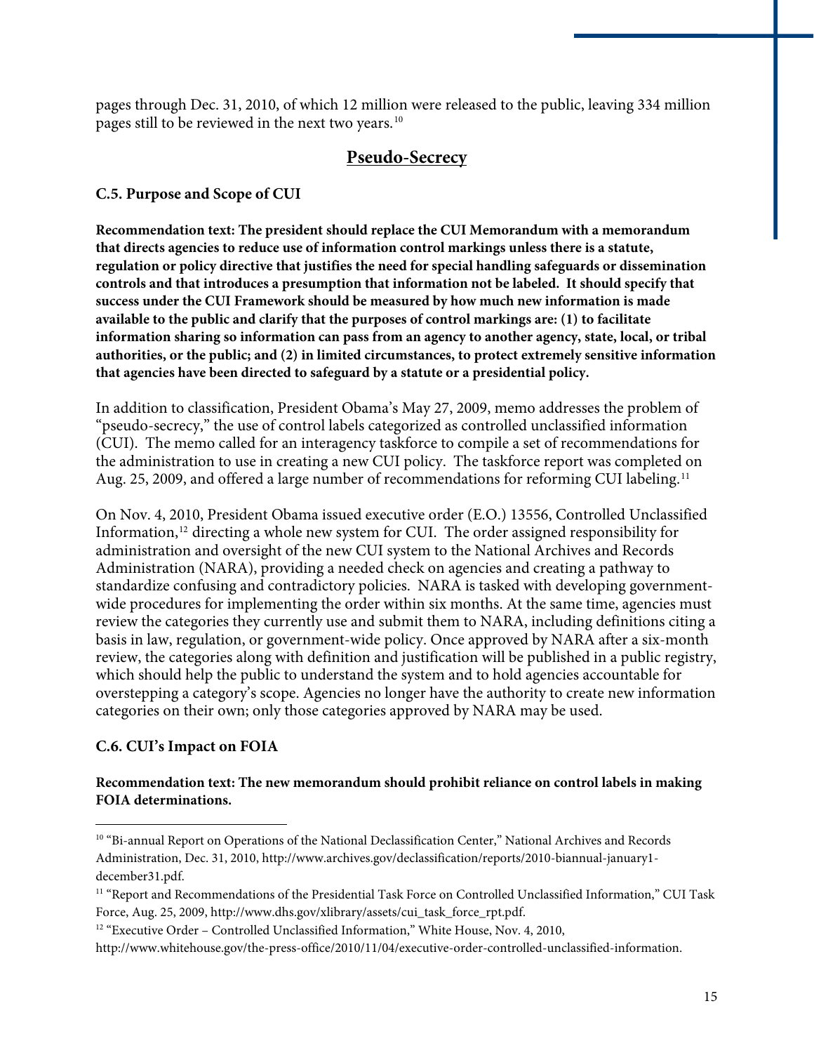pages through Dec. 31, 2010, of which 12 million were released to the public, leaving 334 million pages still to be reviewed in the next two years.[10]

## Pseudo-Secrecy

### C.5. Purpose and Scope of CUI

**Recommendation text: The president should replace the CUI Memorandum with a memorandum that directs agencies to reduce use of information control markings unless there is a statute, regulation or policy directive that justifies the need for special handling safeguards or dissemination controls and that introduces a presumption that information not be labeled. It should specify that success under the CUI Framework should be measured by how much new information is made available to the public and clarify that the purposes of control markings are: (1) to facilitate information sharing so information can pass from an agency to another agency, state, local, or tribal authorities, or the public; and (2) in limited circumstances, to protect extremely sensitive information that agencies have been directed to safeguard by a statute or a presidential policy.**

In addition to classification, President Obama's May 27, 2009, memo addresses the problem of "pseudo-secrecy," the use of control labels categorized as controlled unclassified information (CUI). The memo called for an interagency taskforce to compile a set of recommendations for the administration to use in creating a new CUI policy. The taskforce report was completed on Aug. 25, 2009, and offered a large number of recommendations for reforming CUI labeling.[11]

On Nov. 4, 2010, President Obama issued executive order (E.O.) 13556, Controlled Unclassified Information,[12] directing a whole new system for CUI. The order assigned responsibility for administration and oversight of the new CUI system to the National Archives and Records Administration (NARA), providing a needed check on agencies and creating a pathway to standardize confusing and contradictory policies. NARA is tasked with developing government-wide procedures for implementing the order within six months. At the same time, agencies must review the categories they currently use and submit them to NARA, including definitions citing a basis in law, regulation, or government-wide policy. Once approved by NARA after a six-month review, the categories along with definition and justification will be published in a public registry, which should help the public to understand the system and to hold agencies accountable for overstepping a category's scope. Agencies no longer have the authority to create new information categories on their own; only those categories approved by NARA may be used.

### C.6. CUI's Impact on FOIA

**Recommendation text: The new memorandum should prohibit reliance on control labels in making FOIA determinations.**

---

[10] "Bi-annual Report on Operations of the National Declassification Center," National Archives and Records Administration, Dec. 31, 2010, http://www.archives.gov/declassification/reports/2010-biannual-january1-december31.pdf.

[11] "Report and Recommendations of the Presidential Task Force on Controlled Unclassified Information," CUI Task Force, Aug. 25, 2009, http://www.dhs.gov/xlibrary/assets/cui_task_force_rpt.pdf.

[12] "Executive Order – Controlled Unclassified Information," White House, Nov. 4, 2010, http://www.whitehouse.gov/the-press-office/2010/11/04/executive-order-controlled-unclassified-information.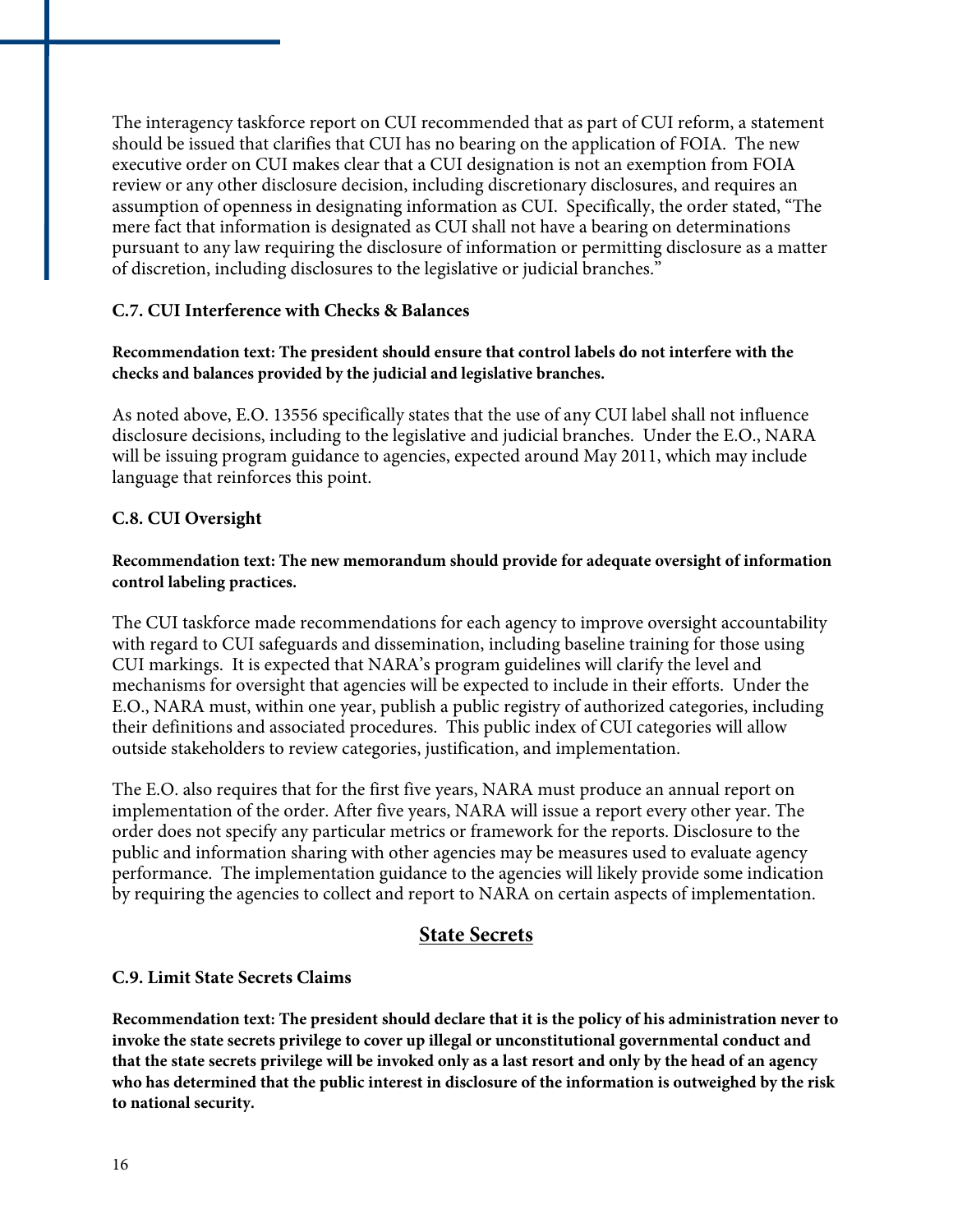The interagency taskforce report on CUI recommended that as part of CUI reform, a statement should be issued that clarifies that CUI has no bearing on the application of FOIA. The new executive order on CUI makes clear that a CUI designation is not an exemption from FOIA review or any other disclosure decision, including discretionary disclosures, and requires an assumption of openness in designating information as CUI. Specifically, the order stated, "The mere fact that information is designated as CUI shall not have a bearing on determinations pursuant to any law requiring the disclosure of information or permitting disclosure as a matter of discretion, including disclosures to the legislative or judicial branches."

### C.7. CUI Interference with Checks & Balances

**Recommendation text: The president should ensure that control labels do not interfere with the checks and balances provided by the judicial and legislative branches.**

As noted above, E.O. 13556 specifically states that the use of any CUI label shall not influence disclosure decisions, including to the legislative and judicial branches. Under the E.O., NARA will be issuing program guidance to agencies, expected around May 2011, which may include language that reinforces this point.

### C.8. CUI Oversight

**Recommendation text: The new memorandum should provide for adequate oversight of information control labeling practices.**

The CUI taskforce made recommendations for each agency to improve oversight accountability with regard to CUI safeguards and dissemination, including baseline training for those using CUI markings. It is expected that NARA's program guidelines will clarify the level and mechanisms for oversight that agencies will be expected to include in their efforts. Under the E.O., NARA must, within one year, publish a public registry of authorized categories, including their definitions and associated procedures. This public index of CUI categories will allow outside stakeholders to review categories, justification, and implementation.

The E.O. also requires that for the first five years, NARA must produce an annual report on implementation of the order. After five years, NARA will issue a report every other year. The order does not specify any particular metrics or framework for the reports. Disclosure to the public and information sharing with other agencies may be measures used to evaluate agency performance. The implementation guidance to the agencies will likely provide some indication by requiring the agencies to collect and report to NARA on certain aspects of implementation.

## State Secrets

### C.9. Limit State Secrets Claims

**Recommendation text: The president should declare that it is the policy of his administration never to invoke the state secrets privilege to cover up illegal or unconstitutional governmental conduct and that the state secrets privilege will be invoked only as a last resort and only by the head of an agency who has determined that the public interest in disclosure of the information is outweighed by the risk to national security.**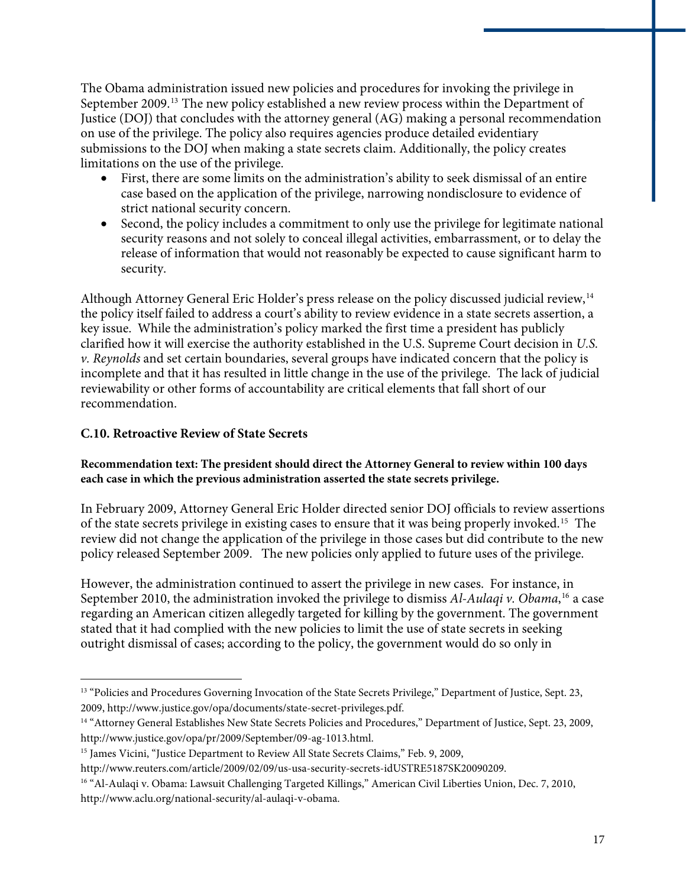The Obama administration issued new policies and procedures for invoking the privilege in September 2009.[13] The new policy established a new review process within the Department of Justice (DOJ) that concludes with the attorney general (AG) making a personal recommendation on use of the privilege. The policy also requires agencies produce detailed evidentiary submissions to the DOJ when making a state secrets claim. Additionally, the policy creates limitations on the use of the privilege.

- First, there are some limits on the administration's ability to seek dismissal of an entire case based on the application of the privilege, narrowing nondisclosure to evidence of strict national security concern.
- Second, the policy includes a commitment to only use the privilege for legitimate national security reasons and not solely to conceal illegal activities, embarrassment, or to delay the release of information that would not reasonably be expected to cause significant harm to security.

Although Attorney General Eric Holder's press release on the policy discussed judicial review,[14] the policy itself failed to address a court's ability to review evidence in a state secrets assertion, a key issue. While the administration's policy marked the first time a president has publicly clarified how it will exercise the authority established in the U.S. Supreme Court decision in *U.S. v. Reynolds* and set certain boundaries, several groups have indicated concern that the policy is incomplete and that it has resulted in little change in the use of the privilege. The lack of judicial reviewability or other forms of accountability are critical elements that fall short of our recommendation.

### C.10. Retroactive Review of State Secrets

**Recommendation text: The president should direct the Attorney General to review within 100 days each case in which the previous administration asserted the state secrets privilege.**

In February 2009, Attorney General Eric Holder directed senior DOJ officials to review assertions of the state secrets privilege in existing cases to ensure that it was being properly invoked.[15] The review did not change the application of the privilege in those cases but did contribute to the new policy released September 2009. The new policies only applied to future uses of the privilege.

However, the administration continued to assert the privilege in new cases. For instance, in September 2010, the administration invoked the privilege to dismiss *Al-Aulaqi v. Obama*,[16] a case regarding an American citizen allegedly targeted for killing by the government. The government stated that it had complied with the new policies to limit the use of state secrets in seeking outright dismissal of cases; according to the policy, the government would do so only in

---

[13] "Policies and Procedures Governing Invocation of the State Secrets Privilege," Department of Justice, Sept. 23, 2009, http://www.justice.gov/opa/documents/state-secret-privileges.pdf.

[14] "Attorney General Establishes New State Secrets Policies and Procedures," Department of Justice, Sept. 23, 2009, http://www.justice.gov/opa/pr/2009/September/09-ag-1013.html.

[15] James Vicini, "Justice Department to Review All State Secrets Claims," Feb. 9, 2009, http://www.reuters.com/article/2009/02/09/us-usa-security-secrets-idUSTRE5187SK20090209.

[16] "Al-Aulaqi v. Obama: Lawsuit Challenging Targeted Killings," American Civil Liberties Union, Dec. 7, 2010, http://www.aclu.org/national-security/al-aulaqi-v-obama.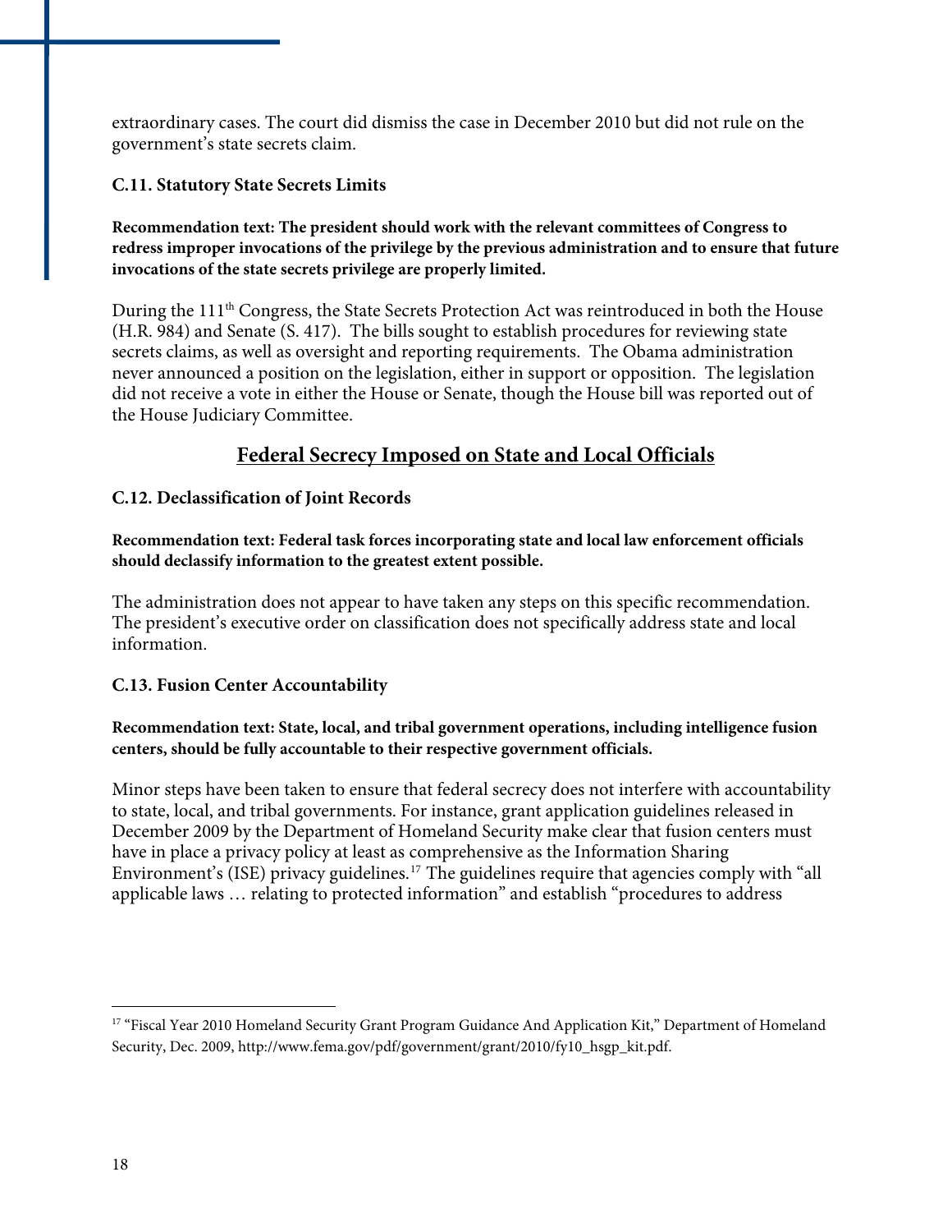extraordinary cases. The court did dismiss the case in December 2010 but did not rule on the government's state secrets claim.

### C.11. Statutory State Secrets Limits

**Recommendation text: The president should work with the relevant committees of Congress to redress improper invocations of the privilege by the previous administration and to ensure that future invocations of the state secrets privilege are properly limited.**

During the 111th Congress, the State Secrets Protection Act was reintroduced in both the House (H.R. 984) and Senate (S. 417). The bills sought to establish procedures for reviewing state secrets claims, as well as oversight and reporting requirements. The Obama administration never announced a position on the legislation, either in support or opposition. The legislation did not receive a vote in either the House or Senate, though the House bill was reported out of the House Judiciary Committee.

## Federal Secrecy Imposed on State and Local Officials

### C.12. Declassification of Joint Records

**Recommendation text: Federal task forces incorporating state and local law enforcement officials should declassify information to the greatest extent possible.**

The administration does not appear to have taken any steps on this specific recommendation. The president's executive order on classification does not specifically address state and local information.

### C.13. Fusion Center Accountability

**Recommendation text: State, local, and tribal government operations, including intelligence fusion centers, should be fully accountable to their respective government officials.**

Minor steps have been taken to ensure that federal secrecy does not interfere with accountability to state, local, and tribal governments. For instance, grant application guidelines released in December 2009 by the Department of Homeland Security make clear that fusion centers must have in place a privacy policy at least as comprehensive as the Information Sharing Environment's (ISE) privacy guidelines.[17] The guidelines require that agencies comply with "all applicable laws … relating to protected information" and establish "procedures to address

---

[17] "Fiscal Year 2010 Homeland Security Grant Program Guidance And Application Kit," Department of Homeland Security, Dec. 2009, http://www.fema.gov/pdf/government/grant/2010/fy10_hsgp_kit.pdf.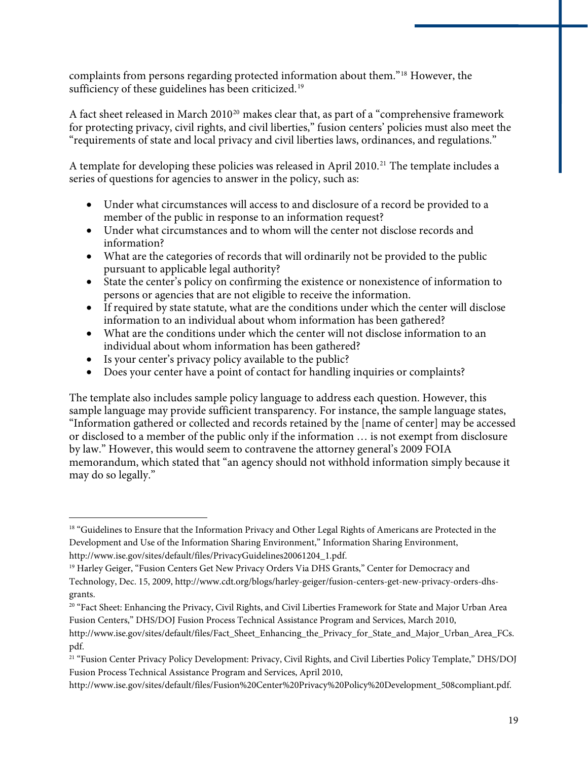complaints from persons regarding protected information about them."[18] However, the sufficiency of these guidelines has been criticized.[19]

A fact sheet released in March 2010[20] makes clear that, as part of a "comprehensive framework for protecting privacy, civil rights, and civil liberties," fusion centers' policies must also meet the "requirements of state and local privacy and civil liberties laws, ordinances, and regulations."

A template for developing these policies was released in April 2010.[21] The template includes a series of questions for agencies to answer in the policy, such as:

- Under what circumstances will access to and disclosure of a record be provided to a member of the public in response to an information request?
- Under what circumstances and to whom will the center not disclose records and information?
- What are the categories of records that will ordinarily not be provided to the public pursuant to applicable legal authority?
- State the center's policy on confirming the existence or nonexistence of information to persons or agencies that are not eligible to receive the information.
- If required by state statute, what are the conditions under which the center will disclose information to an individual about whom information has been gathered?
- What are the conditions under which the center will not disclose information to an individual about whom information has been gathered?
- Is your center's privacy policy available to the public?
- Does your center have a point of contact for handling inquiries or complaints?

The template also includes sample policy language to address each question. However, this sample language may provide sufficient transparency. For instance, the sample language states, "Information gathered or collected and records retained by the [name of center] may be accessed or disclosed to a member of the public only if the information … is not exempt from disclosure by law." However, this would seem to contravene the attorney general's 2009 FOIA memorandum, which stated that "an agency should not withhold information simply because it may do so legally."

---

[18] "Guidelines to Ensure that the Information Privacy and Other Legal Rights of Americans are Protected in the Development and Use of the Information Sharing Environment," Information Sharing Environment, http://www.ise.gov/sites/default/files/PrivacyGuidelines20061204_1.pdf.

[19] Harley Geiger, "Fusion Centers Get New Privacy Orders Via DHS Grants," Center for Democracy and Technology, Dec. 15, 2009, http://www.cdt.org/blogs/harley-geiger/fusion-centers-get-new-privacy-orders-dhs-grants.

[20] "Fact Sheet: Enhancing the Privacy, Civil Rights, and Civil Liberties Framework for State and Major Urban Area Fusion Centers," DHS/DOJ Fusion Process Technical Assistance Program and Services, March 2010, http://www.ise.gov/sites/default/files/Fact_Sheet_Enhancing_the_Privacy_for_State_and_Major_Urban_Area_FCs.pdf.

[21] "Fusion Center Privacy Policy Development: Privacy, Civil Rights, and Civil Liberties Policy Template," DHS/DOJ Fusion Process Technical Assistance Program and Services, April 2010, http://www.ise.gov/sites/default/files/Fusion%20Center%20Privacy%20Policy%20Development_508compliant.pdf.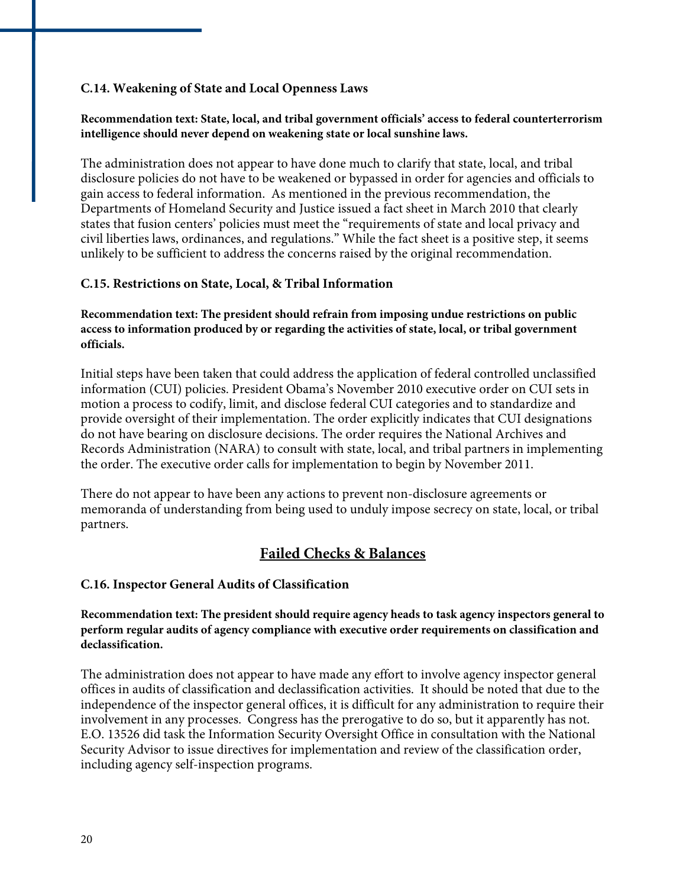### C.14. Weakening of State and Local Openness Laws

**Recommendation text: State, local, and tribal government officials' access to federal counterterrorism intelligence should never depend on weakening state or local sunshine laws.**

The administration does not appear to have done much to clarify that state, local, and tribal disclosure policies do not have to be weakened or bypassed in order for agencies and officials to gain access to federal information. As mentioned in the previous recommendation, the Departments of Homeland Security and Justice issued a fact sheet in March 2010 that clearly states that fusion centers' policies must meet the "requirements of state and local privacy and civil liberties laws, ordinances, and regulations." While the fact sheet is a positive step, it seems unlikely to be sufficient to address the concerns raised by the original recommendation.

### C.15. Restrictions on State, Local, & Tribal Information

**Recommendation text: The president should refrain from imposing undue restrictions on public access to information produced by or regarding the activities of state, local, or tribal government officials.**

Initial steps have been taken that could address the application of federal controlled unclassified information (CUI) policies. President Obama's November 2010 executive order on CUI sets in motion a process to codify, limit, and disclose federal CUI categories and to standardize and provide oversight of their implementation. The order explicitly indicates that CUI designations do not have bearing on disclosure decisions. The order requires the National Archives and Records Administration (NARA) to consult with state, local, and tribal partners in implementing the order. The executive order calls for implementation to begin by November 2011.

There do not appear to have been any actions to prevent non-disclosure agreements or memoranda of understanding from being used to unduly impose secrecy on state, local, or tribal partners.

## Failed Checks & Balances

### C.16. Inspector General Audits of Classification

**Recommendation text: The president should require agency heads to task agency inspectors general to perform regular audits of agency compliance with executive order requirements on classification and declassification.**

The administration does not appear to have made any effort to involve agency inspector general offices in audits of classification and declassification activities. It should be noted that due to the independence of the inspector general offices, it is difficult for any administration to require their involvement in any processes. Congress has the prerogative to do so, but it apparently has not. E.O. 13526 did task the Information Security Oversight Office in consultation with the National Security Advisor to issue directives for implementation and review of the classification order, including agency self-inspection programs.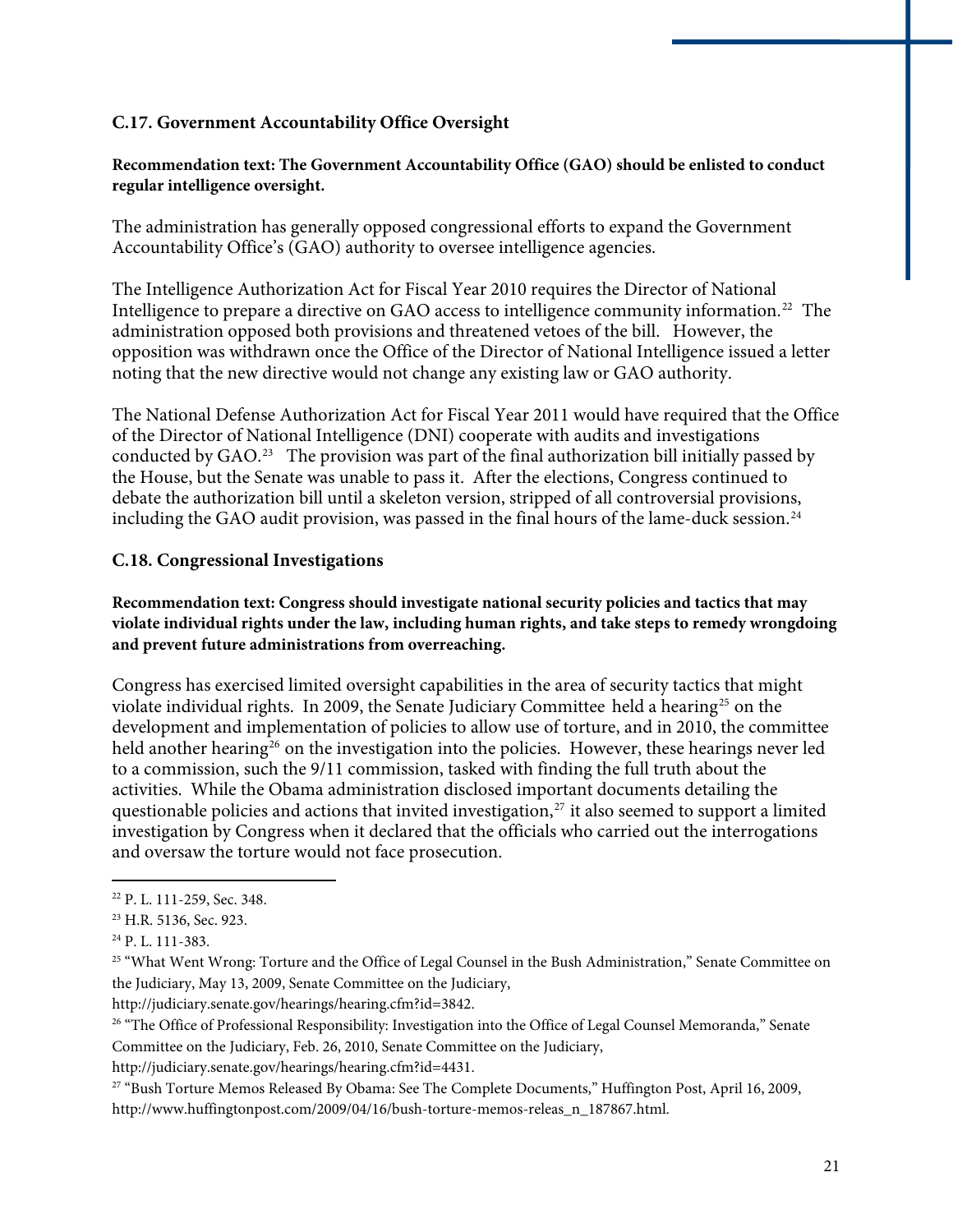### C.17. Government Accountability Office Oversight

**Recommendation text: The Government Accountability Office (GAO) should be enlisted to conduct regular intelligence oversight.**

The administration has generally opposed congressional efforts to expand the Government Accountability Office's (GAO) authority to oversee intelligence agencies.

The Intelligence Authorization Act for Fiscal Year 2010 requires the Director of National Intelligence to prepare a directive on GAO access to intelligence community information.[22] The administration opposed both provisions and threatened vetoes of the bill. However, the opposition was withdrawn once the Office of the Director of National Intelligence issued a letter noting that the new directive would not change any existing law or GAO authority.

The National Defense Authorization Act for Fiscal Year 2011 would have required that the Office of the Director of National Intelligence (DNI) cooperate with audits and investigations conducted by GAO.[23] The provision was part of the final authorization bill initially passed by the House, but the Senate was unable to pass it. After the elections, Congress continued to debate the authorization bill until a skeleton version, stripped of all controversial provisions, including the GAO audit provision, was passed in the final hours of the lame-duck session.[24]

### C.18. Congressional Investigations

**Recommendation text: Congress should investigate national security policies and tactics that may violate individual rights under the law, including human rights, and take steps to remedy wrongdoing and prevent future administrations from overreaching.**

Congress has exercised limited oversight capabilities in the area of security tactics that might violate individual rights. In 2009, the Senate Judiciary Committee held a hearing[25] on the development and implementation of policies to allow use of torture, and in 2010, the committee held another hearing[26] on the investigation into the policies. However, these hearings never led to a commission, such the 9/11 commission, tasked with finding the full truth about the activities. While the Obama administration disclosed important documents detailing the questionable policies and actions that invited investigation,[27] it also seemed to support a limited investigation by Congress when it declared that the officials who carried out the interrogations and oversaw the torture would not face prosecution.

---

[22] P. L. 111-259, Sec. 348.

[23] H.R. 5136, Sec. 923.

[24] P. L. 111-383.

[25] "What Went Wrong: Torture and the Office of Legal Counsel in the Bush Administration," Senate Committee on the Judiciary, May 13, 2009, Senate Committee on the Judiciary, http://judiciary.senate.gov/hearings/hearing.cfm?id=3842.

[26] "The Office of Professional Responsibility: Investigation into the Office of Legal Counsel Memoranda," Senate Committee on the Judiciary, Feb. 26, 2010, Senate Committee on the Judiciary, http://judiciary.senate.gov/hearings/hearing.cfm?id=4431.

[27] "Bush Torture Memos Released By Obama: See The Complete Documents," Huffington Post, April 16, 2009, http://www.huffingtonpost.com/2009/04/16/bush-torture-memos-releas_n_187867.html.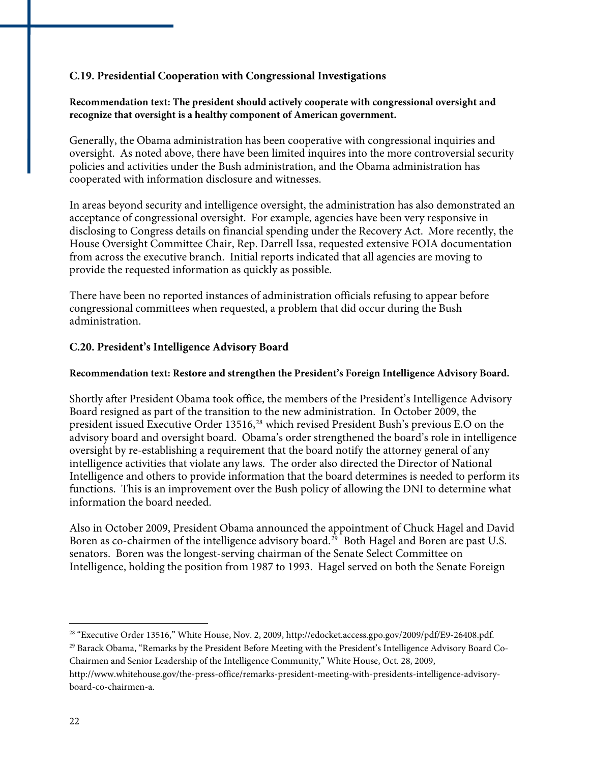### C.19. Presidential Cooperation with Congressional Investigations

**Recommendation text: The president should actively cooperate with congressional oversight and recognize that oversight is a healthy component of American government.**

Generally, the Obama administration has been cooperative with congressional inquiries and oversight. As noted above, there have been limited inquires into the more controversial security policies and activities under the Bush administration, and the Obama administration has cooperated with information disclosure and witnesses.

In areas beyond security and intelligence oversight, the administration has also demonstrated an acceptance of congressional oversight. For example, agencies have been very responsive in disclosing to Congress details on financial spending under the Recovery Act. More recently, the House Oversight Committee Chair, Rep. Darrell Issa, requested extensive FOIA documentation from across the executive branch. Initial reports indicated that all agencies are moving to provide the requested information as quickly as possible.

There have been no reported instances of administration officials refusing to appear before congressional committees when requested, a problem that did occur during the Bush administration.

### C.20. President's Intelligence Advisory Board

**Recommendation text: Restore and strengthen the President's Foreign Intelligence Advisory Board.**

Shortly after President Obama took office, the members of the President's Intelligence Advisory Board resigned as part of the transition to the new administration. In October 2009, the president issued Executive Order 13516,[28] which revised President Bush's previous E.O on the advisory board and oversight board. Obama's order strengthened the board's role in intelligence oversight by re-establishing a requirement that the board notify the attorney general of any intelligence activities that violate any laws. The order also directed the Director of National Intelligence and others to provide information that the board determines is needed to perform its functions. This is an improvement over the Bush policy of allowing the DNI to determine what information the board needed.

Also in October 2009, President Obama announced the appointment of Chuck Hagel and David Boren as co-chairmen of the intelligence advisory board.[29] Both Hagel and Boren are past U.S. senators. Boren was the longest-serving chairman of the Senate Select Committee on Intelligence, holding the position from 1987 to 1993. Hagel served on both the Senate Foreign

---

[28] "Executive Order 13516," White House, Nov. 2, 2009, http://edocket.access.gpo.gov/2009/pdf/E9-26408.pdf.

[29] Barack Obama, "Remarks by the President Before Meeting with the President's Intelligence Advisory Board Co-Chairmen and Senior Leadership of the Intelligence Community," White House, Oct. 28, 2009, http://www.whitehouse.gov/the-press-office/remarks-president-meeting-with-presidents-intelligence-advisory-board-co-chairmen-a.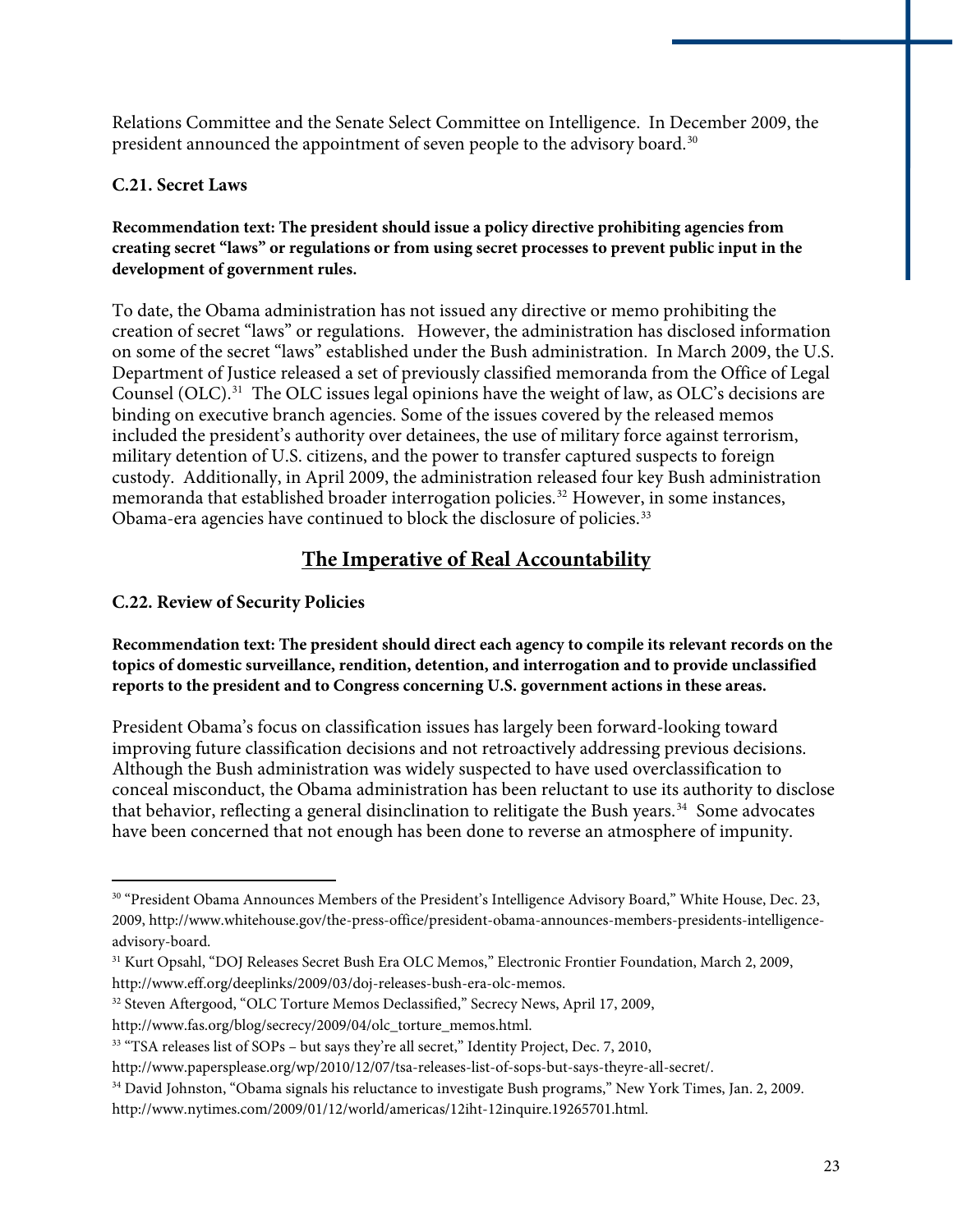Relations Committee and the Senate Select Committee on Intelligence. In December 2009, the president announced the appointment of seven people to the advisory board.[30]

### C.21. Secret Laws

**Recommendation text: The president should issue a policy directive prohibiting agencies from creating secret "laws" or regulations or from using secret processes to prevent public input in the development of government rules.**

To date, the Obama administration has not issued any directive or memo prohibiting the creation of secret "laws" or regulations. However, the administration has disclosed information on some of the secret "laws" established under the Bush administration. In March 2009, the U.S. Department of Justice released a set of previously classified memoranda from the Office of Legal Counsel (OLC).[31] The OLC issues legal opinions have the weight of law, as OLC's decisions are binding on executive branch agencies. Some of the issues covered by the released memos included the president's authority over detainees, the use of military force against terrorism, military detention of U.S. citizens, and the power to transfer captured suspects to foreign custody. Additionally, in April 2009, the administration released four key Bush administration memoranda that established broader interrogation policies.[32] However, in some instances, Obama-era agencies have continued to block the disclosure of policies.[33]

## The Imperative of Real Accountability

### C.22. Review of Security Policies

**Recommendation text: The president should direct each agency to compile its relevant records on the topics of domestic surveillance, rendition, detention, and interrogation and to provide unclassified reports to the president and to Congress concerning U.S. government actions in these areas.**

President Obama's focus on classification issues has largely been forward-looking toward improving future classification decisions and not retroactively addressing previous decisions. Although the Bush administration was widely suspected to have used overclassification to conceal misconduct, the Obama administration has been reluctant to use its authority to disclose that behavior, reflecting a general disinclination to relitigate the Bush years.[34] Some advocates have been concerned that not enough has been done to reverse an atmosphere of impunity.

---

[30] "President Obama Announces Members of the President's Intelligence Advisory Board," White House, Dec. 23, 2009, http://www.whitehouse.gov/the-press-office/president-obama-announces-members-presidents-intelligence-advisory-board.

[31] Kurt Opsahl, "DOJ Releases Secret Bush Era OLC Memos," Electronic Frontier Foundation, March 2, 2009, http://www.eff.org/deeplinks/2009/03/doj-releases-bush-era-olc-memos.

[32] Steven Aftergood, "OLC Torture Memos Declassified," Secrecy News, April 17, 2009, http://www.fas.org/blog/secrecy/2009/04/olc_torture_memos.html.

[33] "TSA releases list of SOPs – but says they're all secret," Identity Project, Dec. 7, 2010, http://www.papersplease.org/wp/2010/12/07/tsa-releases-list-of-sops-but-says-theyre-all-secret/.

[34] David Johnston, "Obama signals his reluctance to investigate Bush programs," New York Times, Jan. 2, 2009. http://www.nytimes.com/2009/01/12/world/americas/12iht-12inquire.19265701.html.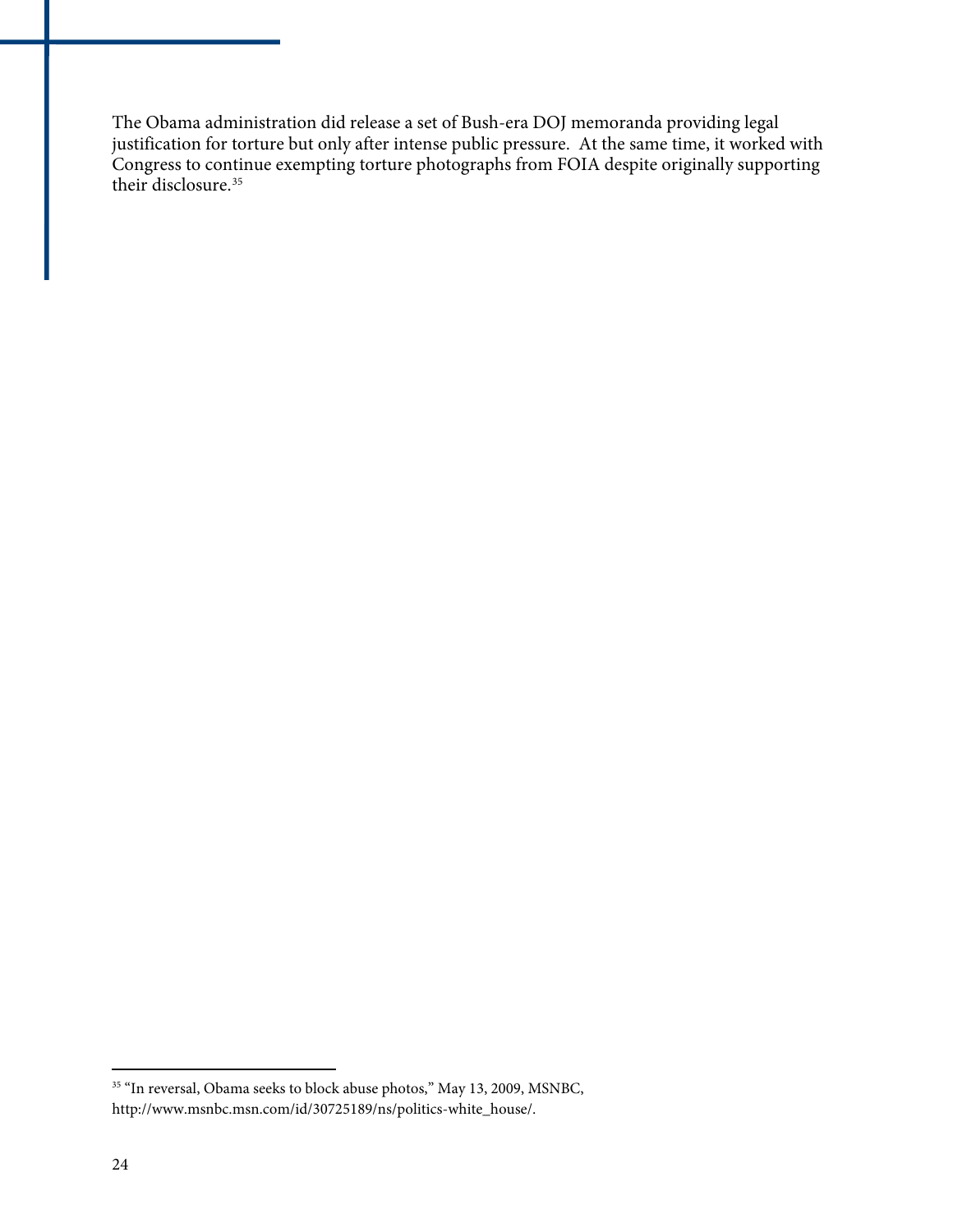The Obama administration did release a set of Bush-era DOJ memoranda providing legal justification for torture but only after intense public pressure. At the same time, it worked with Congress to continue exempting torture photographs from FOIA despite originally supporting their disclosure.[35]

[35] "In reversal, Obama seeks to block abuse photos," May 13, 2009, MSNBC, http://www.msnbc.msn.com/id/30725189/ns/politics-white_house/.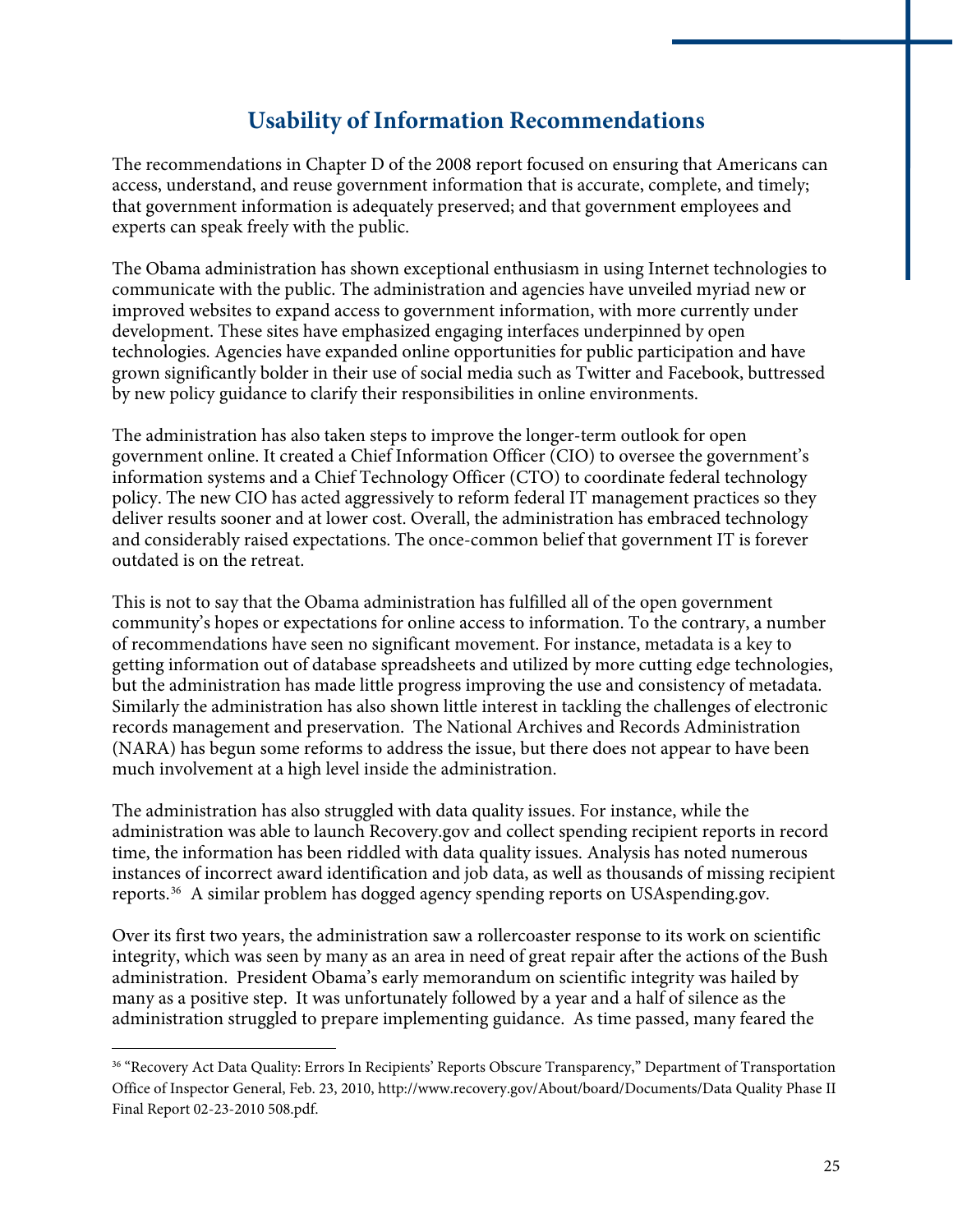## Usability of Information Recommendations

The recommendations in Chapter D of the 2008 report focused on ensuring that Americans can access, understand, and reuse government information that is accurate, complete, and timely; that government information is adequately preserved; and that government employees and experts can speak freely with the public.

The Obama administration has shown exceptional enthusiasm in using Internet technologies to communicate with the public. The administration and agencies have unveiled myriad new or improved websites to expand access to government information, with more currently under development. These sites have emphasized engaging interfaces underpinned by open technologies. Agencies have expanded online opportunities for public participation and have grown significantly bolder in their use of social media such as Twitter and Facebook, buttressed by new policy guidance to clarify their responsibilities in online environments.

The administration has also taken steps to improve the longer-term outlook for open government online. It created a Chief Information Officer (CIO) to oversee the government's information systems and a Chief Technology Officer (CTO) to coordinate federal technology policy. The new CIO has acted aggressively to reform federal IT management practices so they deliver results sooner and at lower cost. Overall, the administration has embraced technology and considerably raised expectations. The once-common belief that government IT is forever outdated is on the retreat.

This is not to say that the Obama administration has fulfilled all of the open government community's hopes or expectations for online access to information. To the contrary, a number of recommendations have seen no significant movement. For instance, metadata is a key to getting information out of database spreadsheets and utilized by more cutting edge technologies, but the administration has made little progress improving the use and consistency of metadata. Similarly the administration has also shown little interest in tackling the challenges of electronic records management and preservation. The National Archives and Records Administration (NARA) has begun some reforms to address the issue, but there does not appear to have been much involvement at a high level inside the administration.

The administration has also struggled with data quality issues. For instance, while the administration was able to launch Recovery.gov and collect spending recipient reports in record time, the information has been riddled with data quality issues. Analysis has noted numerous instances of incorrect award identification and job data, as well as thousands of missing recipient reports.[36] A similar problem has dogged agency spending reports on USAspending.gov.

Over its first two years, the administration saw a rollercoaster response to its work on scientific integrity, which was seen by many as an area in need of great repair after the actions of the Bush administration. President Obama's early memorandum on scientific integrity was hailed by many as a positive step. It was unfortunately followed by a year and a half of silence as the administration struggled to prepare implementing guidance. As time passed, many feared the

---

[36] "Recovery Act Data Quality: Errors In Recipients' Reports Obscure Transparency," Department of Transportation Office of Inspector General, Feb. 23, 2010, http://www.recovery.gov/About/board/Documents/Data Quality Phase II Final Report 02-23-2010 508.pdf.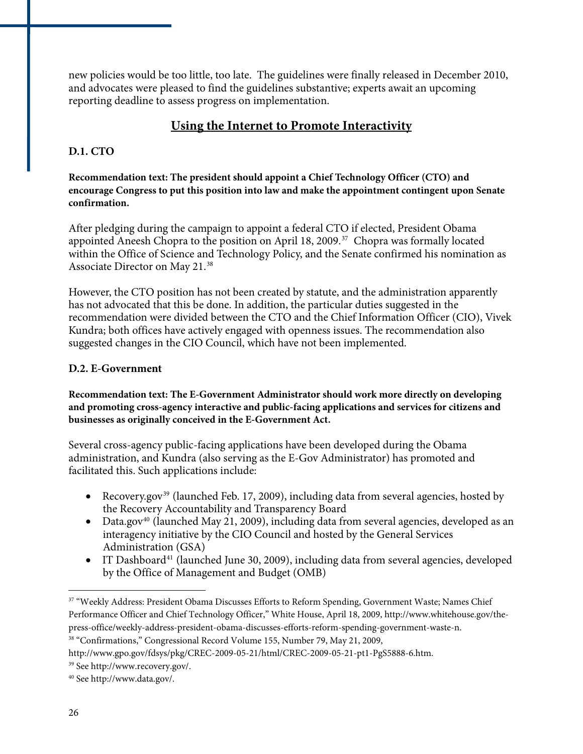new policies would be too little, too late. The guidelines were finally released in December 2010, and advocates were pleased to find the guidelines substantive; experts await an upcoming reporting deadline to assess progress on implementation.

## Using the Internet to Promote Interactivity

### D.1. CTO

**Recommendation text: The president should appoint a Chief Technology Officer (CTO) and encourage Congress to put this position into law and make the appointment contingent upon Senate confirmation.**

After pledging during the campaign to appoint a federal CTO if elected, President Obama appointed Aneesh Chopra to the position on April 18, 2009.[37] Chopra was formally located within the Office of Science and Technology Policy, and the Senate confirmed his nomination as Associate Director on May 21.[38]

However, the CTO position has not been created by statute, and the administration apparently has not advocated that this be done. In addition, the particular duties suggested in the recommendation were divided between the CTO and the Chief Information Officer (CIO), Vivek Kundra; both offices have actively engaged with openness issues. The recommendation also suggested changes in the CIO Council, which have not been implemented.

### D.2. E-Government

**Recommendation text: The E-Government Administrator should work more directly on developing and promoting cross-agency interactive and public-facing applications and services for citizens and businesses as originally conceived in the E-Government Act.**

Several cross-agency public-facing applications have been developed during the Obama administration, and Kundra (also serving as the E-Gov Administrator) has promoted and facilitated this. Such applications include:

- Recovery.gov[39] (launched Feb. 17, 2009), including data from several agencies, hosted by the Recovery Accountability and Transparency Board
- Data.gov[40] (launched May 21, 2009), including data from several agencies, developed as an interagency initiative by the CIO Council and hosted by the General Services Administration (GSA)
- IT Dashboard[41] (launched June 30, 2009), including data from several agencies, developed by the Office of Management and Budget (OMB)

---

[37] "Weekly Address: President Obama Discusses Efforts to Reform Spending, Government Waste; Names Chief Performance Officer and Chief Technology Officer," White House, April 18, 2009, http://www.whitehouse.gov/the-press-office/weekly-address-president-obama-discusses-efforts-reform-spending-government-waste-n.

[38] "Confirmations," Congressional Record Volume 155, Number 79, May 21, 2009, http://www.gpo.gov/fdsys/pkg/CREC-2009-05-21/html/CREC-2009-05-21-pt1-PgS5888-6.htm.

[39] See http://www.recovery.gov/.

[40] See http://www.data.gov/.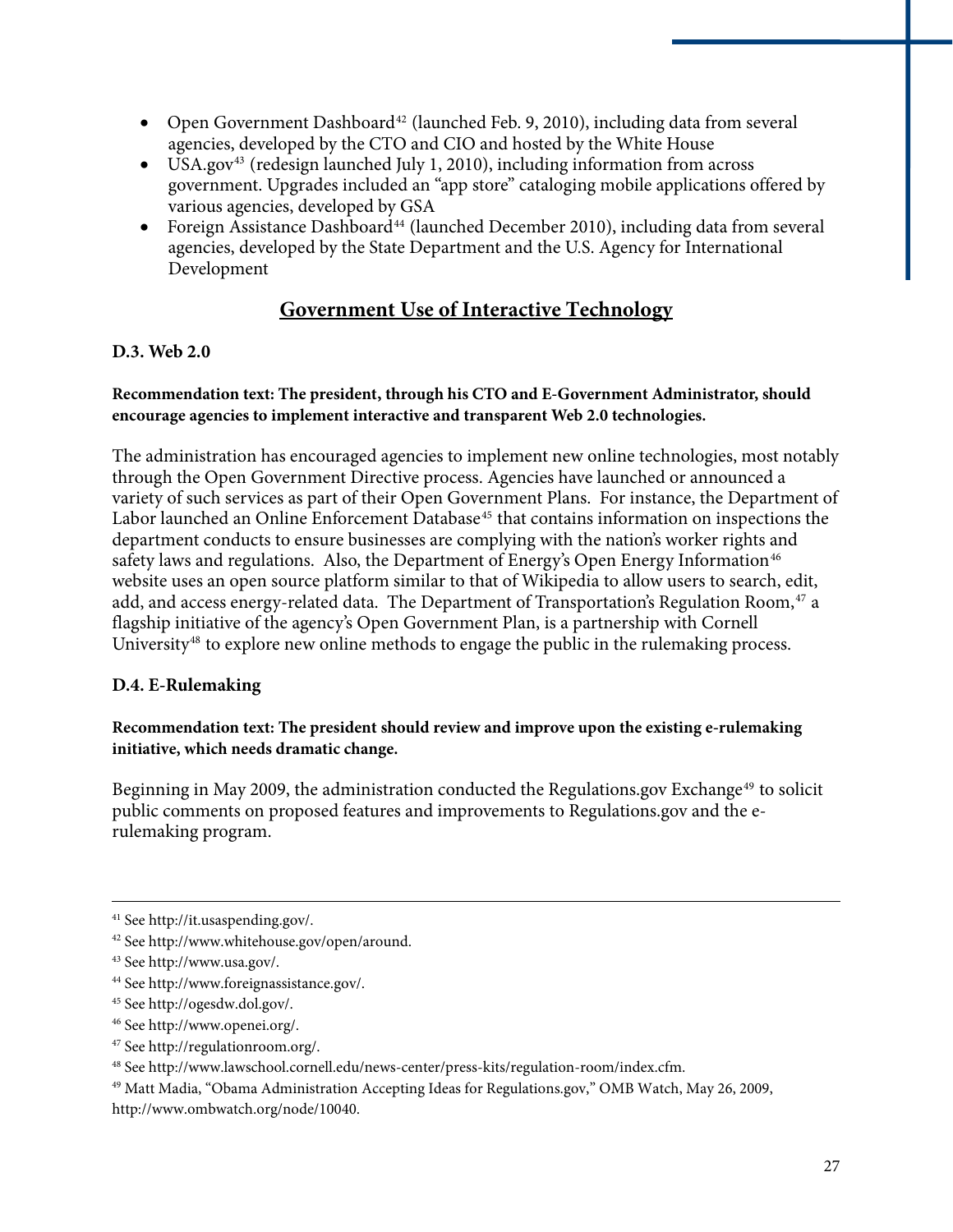- Open Government Dashboard[42] (launched Feb. 9, 2010), including data from several agencies, developed by the CTO and CIO and hosted by the White House
- USA.gov[43] (redesign launched July 1, 2010), including information from across government. Upgrades included an "app store" cataloging mobile applications offered by various agencies, developed by GSA
- Foreign Assistance Dashboard[44] (launched December 2010), including data from several agencies, developed by the State Department and the U.S. Agency for International Development

## Government Use of Interactive Technology

### D.3. Web 2.0

**Recommendation text: The president, through his CTO and E-Government Administrator, should encourage agencies to implement interactive and transparent Web 2.0 technologies.**

The administration has encouraged agencies to implement new online technologies, most notably through the Open Government Directive process. Agencies have launched or announced a variety of such services as part of their Open Government Plans. For instance, the Department of Labor launched an Online Enforcement Database[45] that contains information on inspections the department conducts to ensure businesses are complying with the nation's worker rights and safety laws and regulations. Also, the Department of Energy's Open Energy Information[46] website uses an open source platform similar to that of Wikipedia to allow users to search, edit, add, and access energy-related data. The Department of Transportation's Regulation Room,[47] a flagship initiative of the agency's Open Government Plan, is a partnership with Cornell University[48] to explore new online methods to engage the public in the rulemaking process.

### D.4. E-Rulemaking

**Recommendation text: The president should review and improve upon the existing e-rulemaking initiative, which needs dramatic change.**

Beginning in May 2009, the administration conducted the Regulations.gov Exchange[49] to solicit public comments on proposed features and improvements to Regulations.gov and the e-rulemaking program.

---

[41] See http://it.usaspending.gov/.

[42] See http://www.whitehouse.gov/open/around.

[43] See http://www.usa.gov/.

[44] See http://www.foreignassistance.gov/.

[45] See http://ogesdw.dol.gov/.

[46] See http://www.openei.org/.

[47] See http://regulationroom.org/.

[48] See http://www.lawschool.cornell.edu/news-center/press-kits/regulation-room/index.cfm.

[49] Matt Madia, "Obama Administration Accepting Ideas for Regulations.gov," OMB Watch, May 26, 2009, http://www.ombwatch.org/node/10040.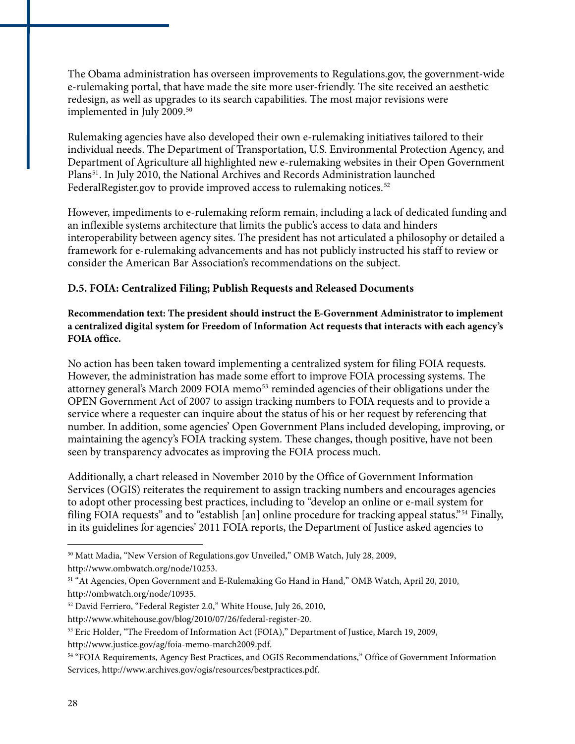The Obama administration has overseen improvements to Regulations.gov, the government-wide e-rulemaking portal, that have made the site more user-friendly. The site received an aesthetic redesign, as well as upgrades to its search capabilities. The most major revisions were implemented in July 2009.[50]

Rulemaking agencies have also developed their own e-rulemaking initiatives tailored to their individual needs. The Department of Transportation, U.S. Environmental Protection Agency, and Department of Agriculture all highlighted new e-rulemaking websites in their Open Government Plans[51]. In July 2010, the National Archives and Records Administration launched FederalRegister.gov to provide improved access to rulemaking notices.[52]

However, impediments to e-rulemaking reform remain, including a lack of dedicated funding and an inflexible systems architecture that limits the public's access to data and hinders interoperability between agency sites. The president has not articulated a philosophy or detailed a framework for e-rulemaking advancements and has not publicly instructed his staff to review or consider the American Bar Association's recommendations on the subject.

### D.5. FOIA: Centralized Filing; Publish Requests and Released Documents

**Recommendation text: The president should instruct the E-Government Administrator to implement a centralized digital system for Freedom of Information Act requests that interacts with each agency's FOIA office.**

No action has been taken toward implementing a centralized system for filing FOIA requests. However, the administration has made some effort to improve FOIA processing systems. The attorney general's March 2009 FOIA memo[53] reminded agencies of their obligations under the OPEN Government Act of 2007 to assign tracking numbers to FOIA requests and to provide a service where a requester can inquire about the status of his or her request by referencing that number. In addition, some agencies' Open Government Plans included developing, improving, or maintaining the agency's FOIA tracking system. These changes, though positive, have not been seen by transparency advocates as improving the FOIA process much.

Additionally, a chart released in November 2010 by the Office of Government Information Services (OGIS) reiterates the requirement to assign tracking numbers and encourages agencies to adopt other processing best practices, including to "develop an online or e-mail system for filing FOIA requests" and to "establish [an] online procedure for tracking appeal status."[54] Finally, in its guidelines for agencies' 2011 FOIA reports, the Department of Justice asked agencies to

---

[50] Matt Madia, "New Version of Regulations.gov Unveiled," OMB Watch, July 28, 2009, http://www.ombwatch.org/node/10253.

[51] "At Agencies, Open Government and E-Rulemaking Go Hand in Hand," OMB Watch, April 20, 2010, http://ombwatch.org/node/10935.

[52] David Ferriero, "Federal Register 2.0," White House, July 26, 2010, http://www.whitehouse.gov/blog/2010/07/26/federal-register-20.

[53] Eric Holder, "The Freedom of Information Act (FOIA)," Department of Justice, March 19, 2009, http://www.justice.gov/ag/foia-memo-march2009.pdf.

[54] "FOIA Requirements, Agency Best Practices, and OGIS Recommendations," Office of Government Information Services, http://www.archives.gov/ogis/resources/bestpractices.pdf.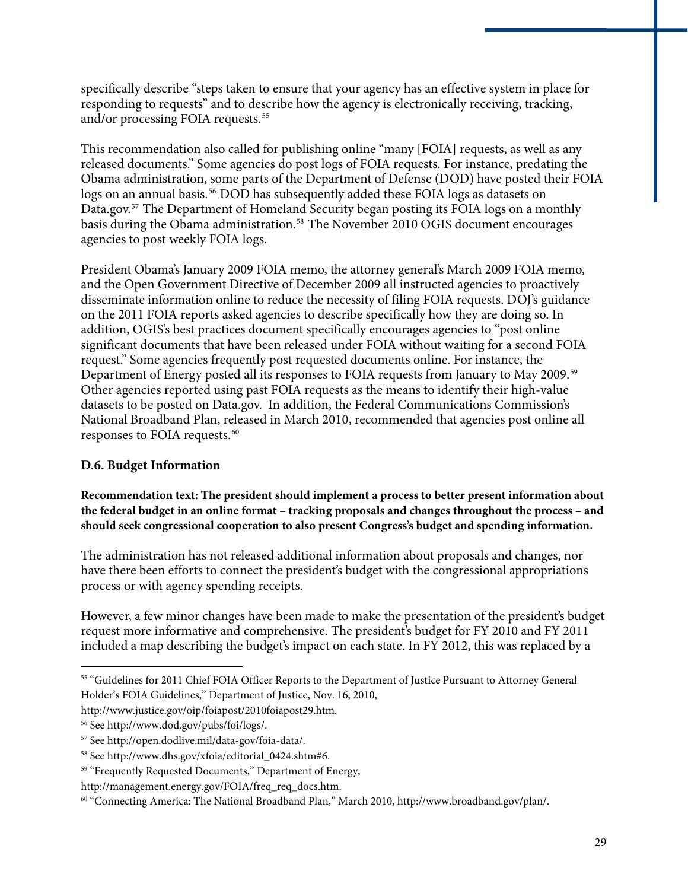specifically describe "steps taken to ensure that your agency has an effective system in place for responding to requests" and to describe how the agency is electronically receiving, tracking, and/or processing FOIA requests.[55]

This recommendation also called for publishing online "many [FOIA] requests, as well as any released documents." Some agencies do post logs of FOIA requests. For instance, predating the Obama administration, some parts of the Department of Defense (DOD) have posted their FOIA logs on an annual basis.[56] DOD has subsequently added these FOIA logs as datasets on Data.gov.[57] The Department of Homeland Security began posting its FOIA logs on a monthly basis during the Obama administration.[58] The November 2010 OGIS document encourages agencies to post weekly FOIA logs.

President Obama's January 2009 FOIA memo, the attorney general's March 2009 FOIA memo, and the Open Government Directive of December 2009 all instructed agencies to proactively disseminate information online to reduce the necessity of filing FOIA requests. DOJ's guidance on the 2011 FOIA reports asked agencies to describe specifically how they are doing so. In addition, OGIS's best practices document specifically encourages agencies to "post online significant documents that have been released under FOIA without waiting for a second FOIA request." Some agencies frequently post requested documents online. For instance, the Department of Energy posted all its responses to FOIA requests from January to May 2009.[59] Other agencies reported using past FOIA requests as the means to identify their high-value datasets to be posted on Data.gov. In addition, the Federal Communications Commission's National Broadband Plan, released in March 2010, recommended that agencies post online all responses to FOIA requests.[60]

### D.6. Budget Information

**Recommendation text: The president should implement a process to better present information about the federal budget in an online format – tracking proposals and changes throughout the process – and should seek congressional cooperation to also present Congress's budget and spending information.**

The administration has not released additional information about proposals and changes, nor have there been efforts to connect the president's budget with the congressional appropriations process or with agency spending receipts.

However, a few minor changes have been made to make the presentation of the president's budget request more informative and comprehensive. The president's budget for FY 2010 and FY 2011 included a map describing the budget's impact on each state. In FY 2012, this was replaced by a

---

[55] "Guidelines for 2011 Chief FOIA Officer Reports to the Department of Justice Pursuant to Attorney General Holder's FOIA Guidelines," Department of Justice, Nov. 16, 2010, http://www.justice.gov/oip/foiapost/2010foiapost29.htm.

[56] See http://www.dod.gov/pubs/foi/logs/.

[57] See http://open.dodlive.mil/data-gov/foia-data/.

[58] See http://www.dhs.gov/xfoia/editorial_0424.shtm#6.

[59] "Frequently Requested Documents," Department of Energy, http://management.energy.gov/FOIA/freq_req_docs.htm.

[60] "Connecting America: The National Broadband Plan," March 2010, http://www.broadband.gov/plan/.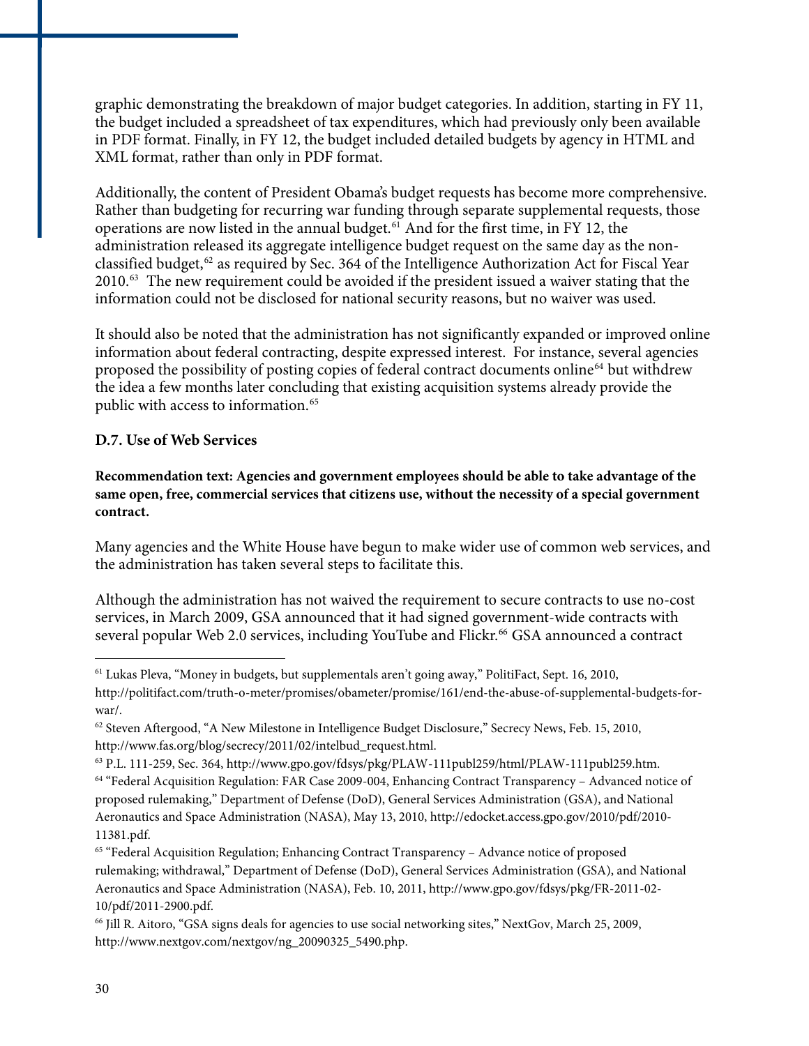graphic demonstrating the breakdown of major budget categories. In addition, starting in FY 11, the budget included a spreadsheet of tax expenditures, which had previously only been available in PDF format. Finally, in FY 12, the budget included detailed budgets by agency in HTML and XML format, rather than only in PDF format.

Additionally, the content of President Obama's budget requests has become more comprehensive. Rather than budgeting for recurring war funding through separate supplemental requests, those operations are now listed in the annual budget.[61] And for the first time, in FY 12, the administration released its aggregate intelligence budget request on the same day as the non-classified budget,[62] as required by Sec. 364 of the Intelligence Authorization Act for Fiscal Year 2010.[63] The new requirement could be avoided if the president issued a waiver stating that the information could not be disclosed for national security reasons, but no waiver was used.

It should also be noted that the administration has not significantly expanded or improved online information about federal contracting, despite expressed interest. For instance, several agencies proposed the possibility of posting copies of federal contract documents online[64] but withdrew the idea a few months later concluding that existing acquisition systems already provide the public with access to information.[65]

### D.7. Use of Web Services

**Recommendation text: Agencies and government employees should be able to take advantage of the same open, free, commercial services that citizens use, without the necessity of a special government contract.**

Many agencies and the White House have begun to make wider use of common web services, and the administration has taken several steps to facilitate this.

Although the administration has not waived the requirement to secure contracts to use no-cost services, in March 2009, GSA announced that it had signed government-wide contracts with several popular Web 2.0 services, including YouTube and Flickr.[66] GSA announced a contract

---

[61] Lukas Pleva, "Money in budgets, but supplementals aren't going away," PolitiFact, Sept. 16, 2010, http://politifact.com/truth-o-meter/promises/obameter/promise/161/end-the-abuse-of-supplemental-budgets-for-war/.

[62] Steven Aftergood, "A New Milestone in Intelligence Budget Disclosure," Secrecy News, Feb. 15, 2010, http://www.fas.org/blog/secrecy/2011/02/intelbud_request.html.

[63] P.L. 111-259, Sec. 364, http://www.gpo.gov/fdsys/pkg/PLAW-111publ259/html/PLAW-111publ259.htm.

[64] "Federal Acquisition Regulation: FAR Case 2009-004, Enhancing Contract Transparency – Advanced notice of proposed rulemaking," Department of Defense (DoD), General Services Administration (GSA), and National Aeronautics and Space Administration (NASA), May 13, 2010, http://edocket.access.gpo.gov/2010/pdf/2010-11381.pdf.

[65] "Federal Acquisition Regulation; Enhancing Contract Transparency – Advance notice of proposed rulemaking; withdrawal," Department of Defense (DoD), General Services Administration (GSA), and National Aeronautics and Space Administration (NASA), Feb. 10, 2011, http://www.gpo.gov/fdsys/pkg/FR-2011-02-10/pdf/2011-2900.pdf.

[66] Jill R. Aitoro, "GSA signs deals for agencies to use social networking sites," NextGov, March 25, 2009, http://www.nextgov.com/nextgov/ng_20090325_5490.php.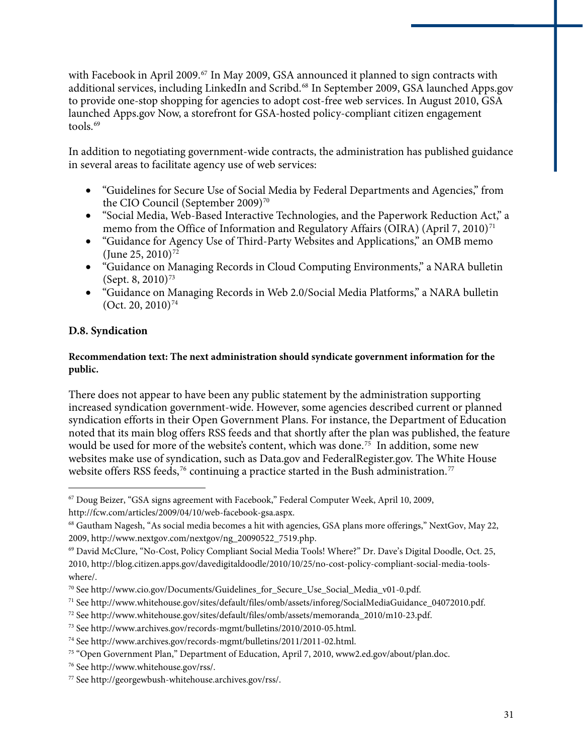with Facebook in April 2009.[67] In May 2009, GSA announced it planned to sign contracts with additional services, including LinkedIn and Scribd.[68] In September 2009, GSA launched Apps.gov to provide one-stop shopping for agencies to adopt cost-free web services. In August 2010, GSA launched Apps.gov Now, a storefront for GSA-hosted policy-compliant citizen engagement tools.[69]

In addition to negotiating government-wide contracts, the administration has published guidance in several areas to facilitate agency use of web services:

- "Guidelines for Secure Use of Social Media by Federal Departments and Agencies," from the CIO Council (September 2009)[70]
- "Social Media, Web-Based Interactive Technologies, and the Paperwork Reduction Act," a memo from the Office of Information and Regulatory Affairs (OIRA) (April 7, 2010)[71]
- "Guidance for Agency Use of Third-Party Websites and Applications," an OMB memo (June 25, 2010)[72]
- "Guidance on Managing Records in Cloud Computing Environments," a NARA bulletin (Sept. 8, 2010)[73]
- "Guidance on Managing Records in Web 2.0/Social Media Platforms," a NARA bulletin (Oct. 20, 2010)[74]

### D.8. Syndication

**Recommendation text: The next administration should syndicate government information for the public.**

There does not appear to have been any public statement by the administration supporting increased syndication government-wide. However, some agencies described current or planned syndication efforts in their Open Government Plans. For instance, the Department of Education noted that its main blog offers RSS feeds and that shortly after the plan was published, the feature would be used for more of the website's content, which was done.[75] In addition, some new websites make use of syndication, such as Data.gov and FederalRegister.gov. The White House website offers RSS feeds,[76] continuing a practice started in the Bush administration.[77]

---

[67] Doug Beizer, "GSA signs agreement with Facebook," Federal Computer Week, April 10, 2009, http://fcw.com/articles/2009/04/10/web-facebook-gsa.aspx.

[68] Gautham Nagesh, "As social media becomes a hit with agencies, GSA plans more offerings," NextGov, May 22, 2009, http://www.nextgov.com/nextgov/ng_20090522_7519.php.

[69] David McClure, "No-Cost, Policy Compliant Social Media Tools! Where?" Dr. Dave's Digital Doodle, Oct. 25, 2010, http://blog.citizen.apps.gov/davedigitaldoodle/2010/10/25/no-cost-policy-compliant-social-media-tools-where/.

[70] See http://www.cio.gov/Documents/Guidelines_for_Secure_Use_Social_Media_v01-0.pdf.

[71] See http://www.whitehouse.gov/sites/default/files/omb/assets/inforeg/SocialMediaGuidance_04072010.pdf.

[72] See http://www.whitehouse.gov/sites/default/files/omb/assets/memoranda_2010/m10-23.pdf.

[73] See http://www.archives.gov/records-mgmt/bulletins/2010/2010-05.html.

[74] See http://www.archives.gov/records-mgmt/bulletins/2011/2011-02.html.

[75] "Open Government Plan," Department of Education, April 7, 2010, www2.ed.gov/about/plan.doc.

[76] See http://www.whitehouse.gov/rss/.

[77] See http://georgewbush-whitehouse.archives.gov/rss/.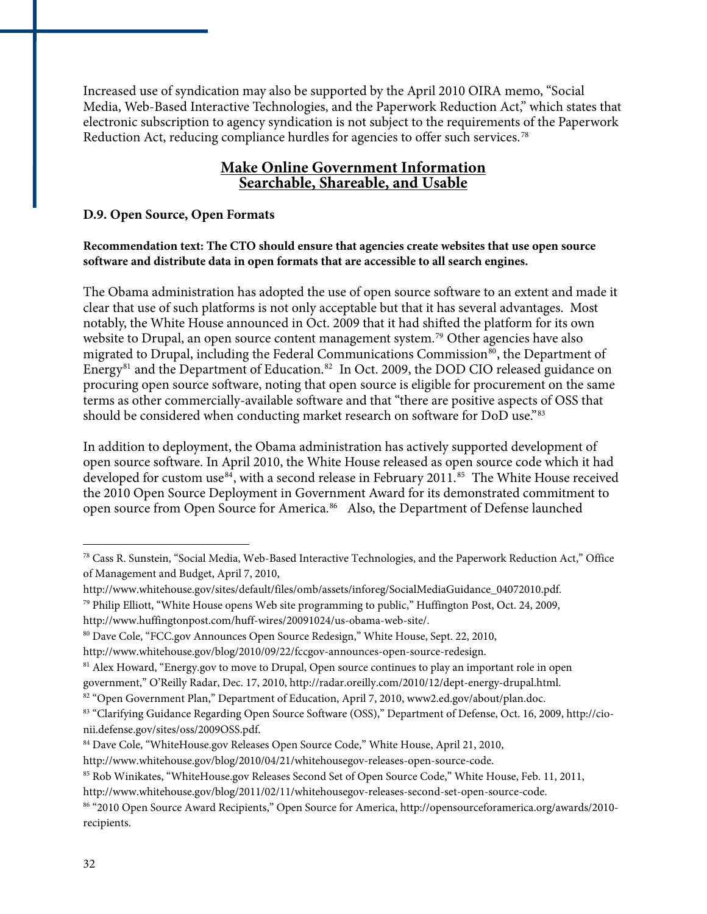Increased use of syndication may also be supported by the April 2010 OIRA memo, "Social Media, Web-Based Interactive Technologies, and the Paperwork Reduction Act," which states that electronic subscription to agency syndication is not subject to the requirements of the Paperwork Reduction Act, reducing compliance hurdles for agencies to offer such services.[78]

## Make Online Government Information Searchable, Shareable, and Usable

### D.9. Open Source, Open Formats

**Recommendation text: The CTO should ensure that agencies create websites that use open source software and distribute data in open formats that are accessible to all search engines.**

The Obama administration has adopted the use of open source software to an extent and made it clear that use of such platforms is not only acceptable but that it has several advantages. Most notably, the White House announced in Oct. 2009 that it had shifted the platform for its own website to Drupal, an open source content management system.[79] Other agencies have also migrated to Drupal, including the Federal Communications Commission[80], the Department of Energy[81] and the Department of Education.[82] In Oct. 2009, the DOD CIO released guidance on procuring open source software, noting that open source is eligible for procurement on the same terms as other commercially-available software and that "there are positive aspects of OSS that should be considered when conducting market research on software for DoD use."[83]

In addition to deployment, the Obama administration has actively supported development of open source software. In April 2010, the White House released as open source code which it had developed for custom use[84], with a second release in February 2011.[85] The White House received the 2010 Open Source Deployment in Government Award for its demonstrated commitment to open source from Open Source for America.[86] Also, the Department of Defense launched

---

[78] Cass R. Sunstein, "Social Media, Web-Based Interactive Technologies, and the Paperwork Reduction Act," Office of Management and Budget, April 7, 2010, http://www.whitehouse.gov/sites/default/files/omb/assets/inforeg/SocialMediaGuidance_04072010.pdf.

[79] Philip Elliott, "White House opens Web site programming to public," Huffington Post, Oct. 24, 2009, http://www.huffingtonpost.com/huff-wires/20091024/us-obama-web-site/.

[80] Dave Cole, "FCC.gov Announces Open Source Redesign," White House, Sept. 22, 2010, http://www.whitehouse.gov/blog/2010/09/22/fccgov-announces-open-source-redesign.

[81] Alex Howard, "Energy.gov to move to Drupal, Open source continues to play an important role in open government," O'Reilly Radar, Dec. 17, 2010, http://radar.oreilly.com/2010/12/dept-energy-drupal.html.

[82] "Open Government Plan," Department of Education, April 7, 2010, www2.ed.gov/about/plan.doc.

[83] "Clarifying Guidance Regarding Open Source Software (OSS)," Department of Defense, Oct. 16, 2009, http://cio-nii.defense.gov/sites/oss/2009OSS.pdf.

[84] Dave Cole, "WhiteHouse.gov Releases Open Source Code," White House, April 21, 2010, http://www.whitehouse.gov/blog/2010/04/21/whitehousegov-releases-open-source-code.

[85] Rob Winikates, "WhiteHouse.gov Releases Second Set of Open Source Code," White House, Feb. 11, 2011, http://www.whitehouse.gov/blog/2011/02/11/whitehousegov-releases-second-set-open-source-code.

[86] "2010 Open Source Award Recipients," Open Source for America, http://opensourceforamerica.org/awards/2010-recipients.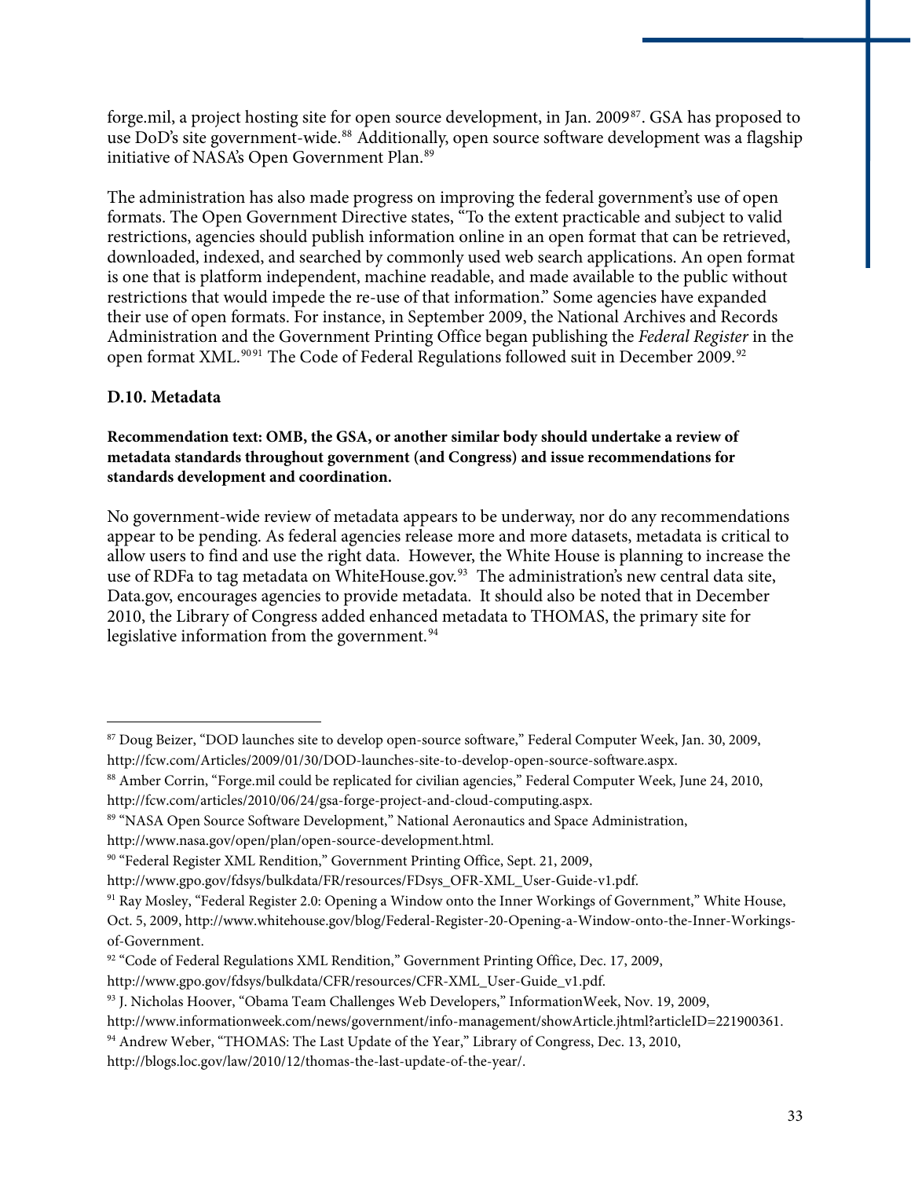forge.mil, a project hosting site for open source development, in Jan. 2009[87]. GSA has proposed to use DoD's site government-wide.[88] Additionally, open source software development was a flagship initiative of NASA's Open Government Plan.[89]

The administration has also made progress on improving the federal government's use of open formats. The Open Government Directive states, "To the extent practicable and subject to valid restrictions, agencies should publish information online in an open format that can be retrieved, downloaded, indexed, and searched by commonly used web search applications. An open format is one that is platform independent, machine readable, and made available to the public without restrictions that would impede the re-use of that information." Some agencies have expanded their use of open formats. For instance, in September 2009, the National Archives and Records Administration and the Government Printing Office began publishing the *Federal Register* in the open format XML.[90][91] The Code of Federal Regulations followed suit in December 2009.[92]

### D.10. Metadata

**Recommendation text: OMB, the GSA, or another similar body should undertake a review of metadata standards throughout government (and Congress) and issue recommendations for standards development and coordination.**

No government-wide review of metadata appears to be underway, nor do any recommendations appear to be pending. As federal agencies release more and more datasets, metadata is critical to allow users to find and use the right data. However, the White House is planning to increase the use of RDFa to tag metadata on WhiteHouse.gov.[93] The administration's new central data site, Data.gov, encourages agencies to provide metadata. It should also be noted that in December 2010, the Library of Congress added enhanced metadata to THOMAS, the primary site for legislative information from the government.[94]

---

[87] Doug Beizer, "DOD launches site to develop open-source software," Federal Computer Week, Jan. 30, 2009, http://fcw.com/Articles/2009/01/30/DOD-launches-site-to-develop-open-source-software.aspx.

[88] Amber Corrin, "Forge.mil could be replicated for civilian agencies," Federal Computer Week, June 24, 2010, http://fcw.com/articles/2010/06/24/gsa-forge-project-and-cloud-computing.aspx.

[89] "NASA Open Source Software Development," National Aeronautics and Space Administration, http://www.nasa.gov/open/plan/open-source-development.html.

[90] "Federal Register XML Rendition," Government Printing Office, Sept. 21, 2009, http://www.gpo.gov/fdsys/bulkdata/FR/resources/FDsys_OFR-XML_User-Guide-v1.pdf.

[91] Ray Mosley, "Federal Register 2.0: Opening a Window onto the Inner Workings of Government," White House, Oct. 5, 2009, http://www.whitehouse.gov/blog/Federal-Register-20-Opening-a-Window-onto-the-Inner-Workings-of-Government.

[92] "Code of Federal Regulations XML Rendition," Government Printing Office, Dec. 17, 2009, http://www.gpo.gov/fdsys/bulkdata/CFR/resources/CFR-XML_User-Guide_v1.pdf.

[93] J. Nicholas Hoover, "Obama Team Challenges Web Developers," InformationWeek, Nov. 19, 2009, http://www.informationweek.com/news/government/info-management/showArticle.jhtml?articleID=221900361.

[94] Andrew Weber, "THOMAS: The Last Update of the Year," Library of Congress, Dec. 13, 2010, http://blogs.loc.gov/law/2010/12/thomas-the-last-update-of-the-year/.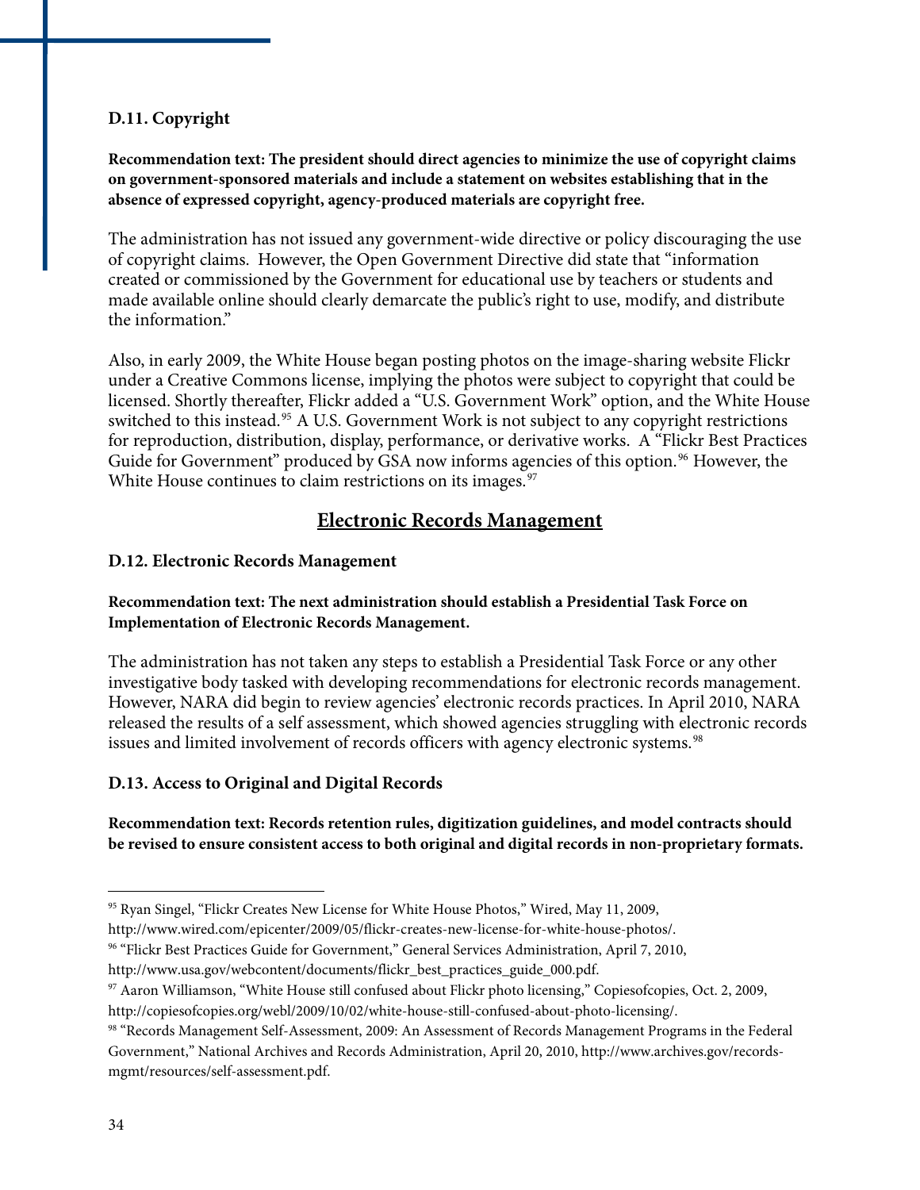### D.11. Copyright

**Recommendation text: The president should direct agencies to minimize the use of copyright claims on government-sponsored materials and include a statement on websites establishing that in the absence of expressed copyright, agency-produced materials are copyright free.**

The administration has not issued any government-wide directive or policy discouraging the use of copyright claims. However, the Open Government Directive did state that "information created or commissioned by the Government for educational use by teachers or students and made available online should clearly demarcate the public's right to use, modify, and distribute the information."

Also, in early 2009, the White House began posting photos on the image-sharing website Flickr under a Creative Commons license, implying the photos were subject to copyright that could be licensed. Shortly thereafter, Flickr added a "U.S. Government Work" option, and the White House switched to this instead.[95] A U.S. Government Work is not subject to any copyright restrictions for reproduction, distribution, display, performance, or derivative works. A "Flickr Best Practices Guide for Government" produced by GSA now informs agencies of this option.[96] However, the White House continues to claim restrictions on its images.[97]

## Electronic Records Management

### D.12. Electronic Records Management

**Recommendation text: The next administration should establish a Presidential Task Force on Implementation of Electronic Records Management.**

The administration has not taken any steps to establish a Presidential Task Force or any other investigative body tasked with developing recommendations for electronic records management. However, NARA did begin to review agencies' electronic records practices. In April 2010, NARA released the results of a self assessment, which showed agencies struggling with electronic records issues and limited involvement of records officers with agency electronic systems.[98]

### D.13. Access to Original and Digital Records

**Recommendation text: Records retention rules, digitization guidelines, and model contracts should be revised to ensure consistent access to both original and digital records in non-proprietary formats.**

---

[95] Ryan Singel, "Flickr Creates New License for White House Photos," Wired, May 11, 2009, http://www.wired.com/epicenter/2009/05/flickr-creates-new-license-for-white-house-photos/.

[96] "Flickr Best Practices Guide for Government," General Services Administration, April 7, 2010, http://www.usa.gov/webcontent/documents/flickr_best_practices_guide_000.pdf.

[97] Aaron Williamson, "White House still confused about Flickr photo licensing," Copiesofcopies, Oct. 2, 2009, http://copiesofcopies.org/webl/2009/10/02/white-house-still-confused-about-photo-licensing/.

[98] "Records Management Self-Assessment, 2009: An Assessment of Records Management Programs in the Federal Government," National Archives and Records Administration, April 20, 2010, http://www.archives.gov/records-mgmt/resources/self-assessment.pdf.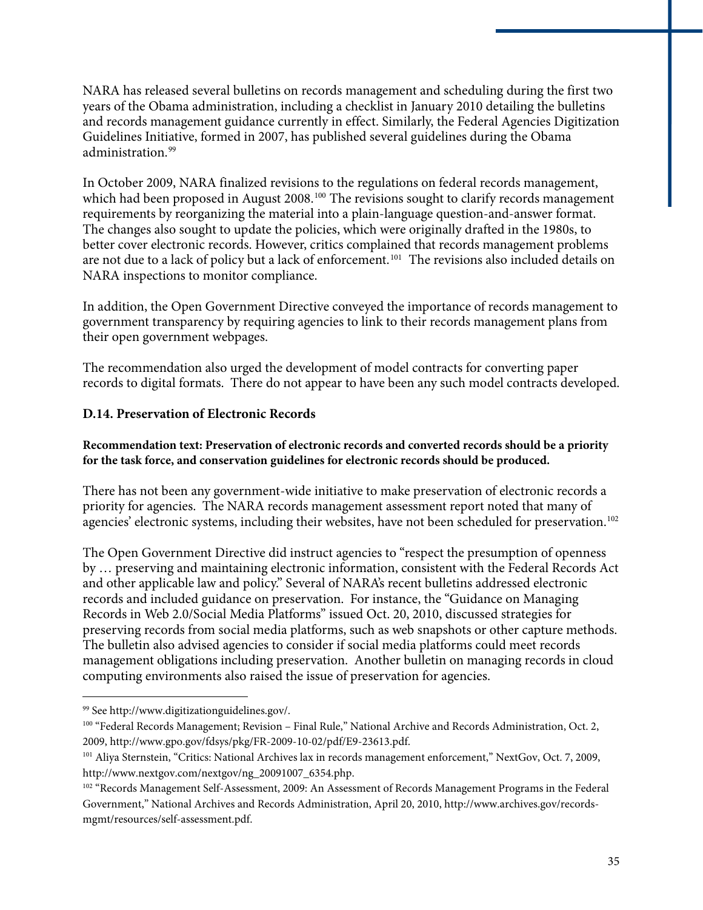NARA has released several bulletins on records management and scheduling during the first two years of the Obama administration, including a checklist in January 2010 detailing the bulletins and records management guidance currently in effect. Similarly, the Federal Agencies Digitization Guidelines Initiative, formed in 2007, has published several guidelines during the Obama administration.[99]

In October 2009, NARA finalized revisions to the regulations on federal records management, which had been proposed in August 2008.[100] The revisions sought to clarify records management requirements by reorganizing the material into a plain-language question-and-answer format. The changes also sought to update the policies, which were originally drafted in the 1980s, to better cover electronic records. However, critics complained that records management problems are not due to a lack of policy but a lack of enforcement.[101] The revisions also included details on NARA inspections to monitor compliance.

In addition, the Open Government Directive conveyed the importance of records management to government transparency by requiring agencies to link to their records management plans from their open government webpages.

The recommendation also urged the development of model contracts for converting paper records to digital formats. There do not appear to have been any such model contracts developed.

### D.14. Preservation of Electronic Records

**Recommendation text: Preservation of electronic records and converted records should be a priority for the task force, and conservation guidelines for electronic records should be produced.**

There has not been any government-wide initiative to make preservation of electronic records a priority for agencies. The NARA records management assessment report noted that many of agencies' electronic systems, including their websites, have not been scheduled for preservation.[102]

The Open Government Directive did instruct agencies to "respect the presumption of openness by … preserving and maintaining electronic information, consistent with the Federal Records Act and other applicable law and policy." Several of NARA's recent bulletins addressed electronic records and included guidance on preservation. For instance, the "Guidance on Managing Records in Web 2.0/Social Media Platforms" issued Oct. 20, 2010, discussed strategies for preserving records from social media platforms, such as web snapshots or other capture methods. The bulletin also advised agencies to consider if social media platforms could meet records management obligations including preservation. Another bulletin on managing records in cloud computing environments also raised the issue of preservation for agencies.

---

[99] See http://www.digitizationguidelines.gov/.

[100] "Federal Records Management; Revision – Final Rule," National Archive and Records Administration, Oct. 2, 2009, http://www.gpo.gov/fdsys/pkg/FR-2009-10-02/pdf/E9-23613.pdf.

[101] Aliya Sternstein, "Critics: National Archives lax in records management enforcement," NextGov, Oct. 7, 2009, http://www.nextgov.com/nextgov/ng_20091007_6354.php.

[102] "Records Management Self-Assessment, 2009: An Assessment of Records Management Programs in the Federal Government," National Archives and Records Administration, April 20, 2010, http://www.archives.gov/records-mgmt/resources/self-assessment.pdf.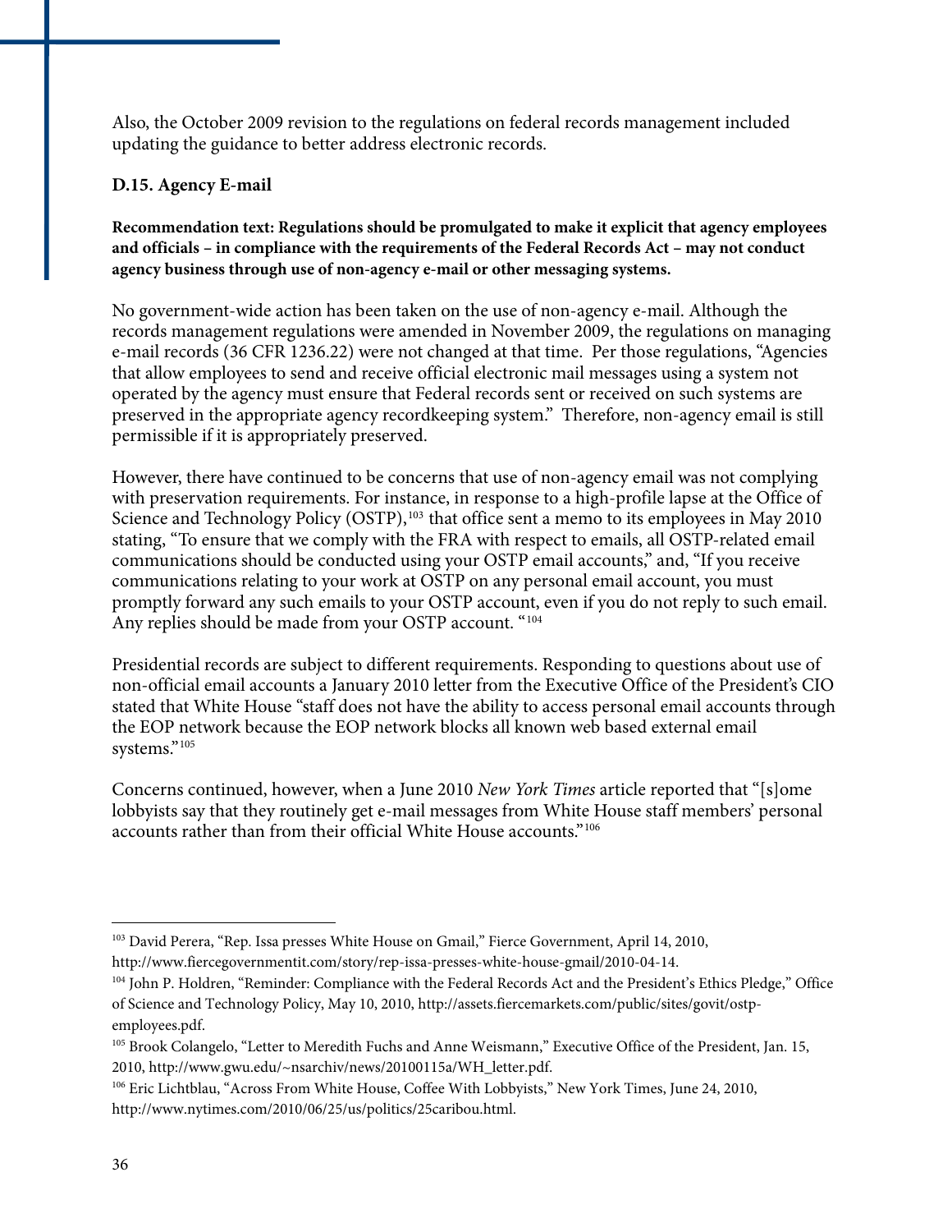Also, the October 2009 revision to the regulations on federal records management included updating the guidance to better address electronic records.

### D.15. Agency E-mail

**Recommendation text: Regulations should be promulgated to make it explicit that agency employees and officials – in compliance with the requirements of the Federal Records Act – may not conduct agency business through use of non-agency e-mail or other messaging systems.**

No government-wide action has been taken on the use of non-agency e-mail. Although the records management regulations were amended in November 2009, the regulations on managing e-mail records (36 CFR 1236.22) were not changed at that time. Per those regulations, "Agencies that allow employees to send and receive official electronic mail messages using a system not operated by the agency must ensure that Federal records sent or received on such systems are preserved in the appropriate agency recordkeeping system." Therefore, non-agency email is still permissible if it is appropriately preserved.

However, there have continued to be concerns that use of non-agency email was not complying with preservation requirements. For instance, in response to a high-profile lapse at the Office of Science and Technology Policy (OSTP),[103] that office sent a memo to its employees in May 2010 stating, "To ensure that we comply with the FRA with respect to emails, all OSTP-related email communications should be conducted using your OSTP email accounts," and, "If you receive communications relating to your work at OSTP on any personal email account, you must promptly forward any such emails to your OSTP account, even if you do not reply to such email. Any replies should be made from your OSTP account. "[104]

Presidential records are subject to different requirements. Responding to questions about use of non-official email accounts a January 2010 letter from the Executive Office of the President's CIO stated that White House "staff does not have the ability to access personal email accounts through the EOP network because the EOP network blocks all known web based external email systems."[105]

Concerns continued, however, when a June 2010 *New York Times* article reported that "[s]ome lobbyists say that they routinely get e-mail messages from White House staff members' personal accounts rather than from their official White House accounts."[106]

---

[103] David Perera, "Rep. Issa presses White House on Gmail," Fierce Government, April 14, 2010, http://www.fiercegovernmentit.com/story/rep-issa-presses-white-house-gmail/2010-04-14.

[104] John P. Holdren, "Reminder: Compliance with the Federal Records Act and the President's Ethics Pledge," Office of Science and Technology Policy, May 10, 2010, http://assets.fiercemarkets.com/public/sites/govit/ostp-employees.pdf.

[105] Brook Colangelo, "Letter to Meredith Fuchs and Anne Weismann," Executive Office of the President, Jan. 15, 2010, http://www.gwu.edu/~nsarchiv/news/20100115a/WH_letter.pdf.

[106] Eric Lichtblau, "Across From White House, Coffee With Lobbyists," New York Times, June 24, 2010, http://www.nytimes.com/2010/06/25/us/politics/25caribou.html.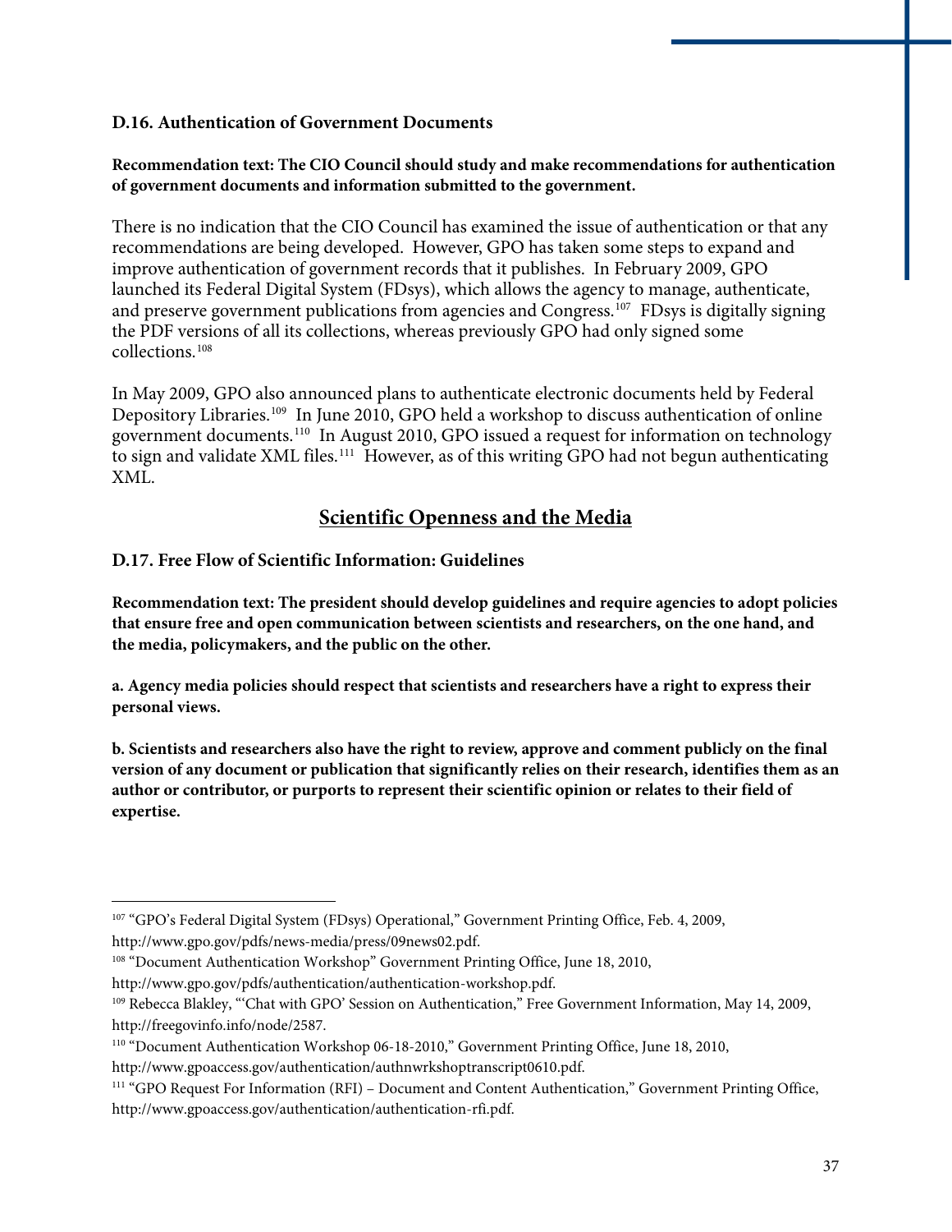### D.16. Authentication of Government Documents

**Recommendation text: The CIO Council should study and make recommendations for authentication of government documents and information submitted to the government.**

There is no indication that the CIO Council has examined the issue of authentication or that any recommendations are being developed. However, GPO has taken some steps to expand and improve authentication of government records that it publishes. In February 2009, GPO launched its Federal Digital System (FDsys), which allows the agency to manage, authenticate, and preserve government publications from agencies and Congress.[107] FDsys is digitally signing the PDF versions of all its collections, whereas previously GPO had only signed some collections.[108]

In May 2009, GPO also announced plans to authenticate electronic documents held by Federal Depository Libraries.[109] In June 2010, GPO held a workshop to discuss authentication of online government documents.[110] In August 2010, GPO issued a request for information on technology to sign and validate XML files.[111] However, as of this writing GPO had not begun authenticating XML.

## Scientific Openness and the Media

### D.17. Free Flow of Scientific Information: Guidelines

**Recommendation text: The president should develop guidelines and require agencies to adopt policies that ensure free and open communication between scientists and researchers, on the one hand, and the media, policymakers, and the public on the other.**

**a. Agency media policies should respect that scientists and researchers have a right to express their personal views.**

**b. Scientists and researchers also have the right to review, approve and comment publicly on the final version of any document or publication that significantly relies on their research, identifies them as an author or contributor, or purports to represent their scientific opinion or relates to their field of expertise.**

---

[107] "GPO's Federal Digital System (FDsys) Operational," Government Printing Office, Feb. 4, 2009, http://www.gpo.gov/pdfs/news-media/press/09news02.pdf.

[108] "Document Authentication Workshop" Government Printing Office, June 18, 2010, http://www.gpo.gov/pdfs/authentication/authentication-workshop.pdf.

[109] Rebecca Blakley, "'Chat with GPO' Session on Authentication," Free Government Information, May 14, 2009, http://freegovinfo.info/node/2587.

[110] "Document Authentication Workshop 06-18-2010," Government Printing Office, June 18, 2010, http://www.gpoaccess.gov/authentication/authnwrkshoptranscript0610.pdf.

[111] "GPO Request For Information (RFI) – Document and Content Authentication," Government Printing Office, http://www.gpoaccess.gov/authentication/authentication-rfi.pdf.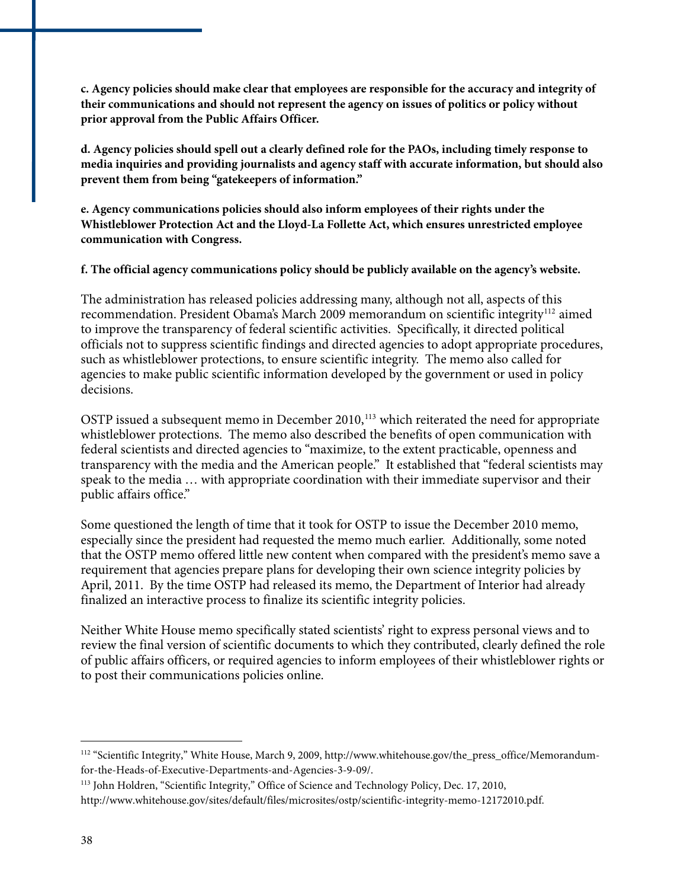**c. Agency policies should make clear that employees are responsible for the accuracy and integrity of their communications and should not represent the agency on issues of politics or policy without prior approval from the Public Affairs Officer.**

**d. Agency policies should spell out a clearly defined role for the PAOs, including timely response to media inquiries and providing journalists and agency staff with accurate information, but should also prevent them from being "gatekeepers of information."**

**e. Agency communications policies should also inform employees of their rights under the Whistleblower Protection Act and the Lloyd-La Follette Act, which ensures unrestricted employee communication with Congress.**

**f. The official agency communications policy should be publicly available on the agency's website.**

The administration has released policies addressing many, although not all, aspects of this recommendation. President Obama's March 2009 memorandum on scientific integrity[112] aimed to improve the transparency of federal scientific activities. Specifically, it directed political officials not to suppress scientific findings and directed agencies to adopt appropriate procedures, such as whistleblower protections, to ensure scientific integrity. The memo also called for agencies to make public scientific information developed by the government or used in policy decisions.

OSTP issued a subsequent memo in December 2010,[113] which reiterated the need for appropriate whistleblower protections. The memo also described the benefits of open communication with federal scientists and directed agencies to "maximize, to the extent practicable, openness and transparency with the media and the American people." It established that "federal scientists may speak to the media … with appropriate coordination with their immediate supervisor and their public affairs office."

Some questioned the length of time that it took for OSTP to issue the December 2010 memo, especially since the president had requested the memo much earlier. Additionally, some noted that the OSTP memo offered little new content when compared with the president's memo save a requirement that agencies prepare plans for developing their own science integrity policies by April, 2011. By the time OSTP had released its memo, the Department of Interior had already finalized an interactive process to finalize its scientific integrity policies.

Neither White House memo specifically stated scientists' right to express personal views and to review the final version of scientific documents to which they contributed, clearly defined the role of public affairs officers, or required agencies to inform employees of their whistleblower rights or to post their communications policies online.

---

[112] "Scientific Integrity," White House, March 9, 2009, http://www.whitehouse.gov/the_press_office/Memorandum-for-the-Heads-of-Executive-Departments-and-Agencies-3-9-09/.

[113] John Holdren, "Scientific Integrity," Office of Science and Technology Policy, Dec. 17, 2010, http://www.whitehouse.gov/sites/default/files/microsites/ostp/scientific-integrity-memo-12172010.pdf.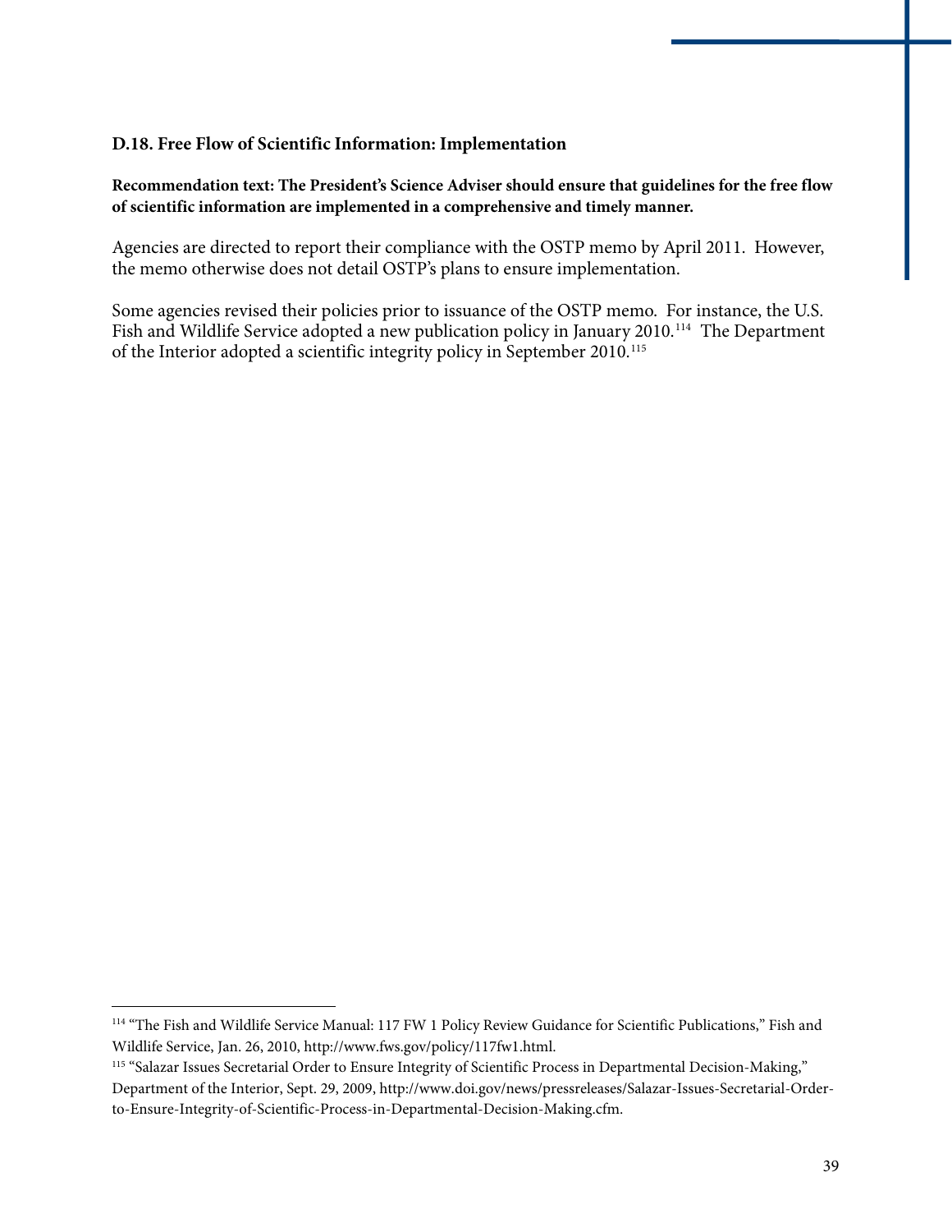### D.18. Free Flow of Scientific Information: Implementation

**Recommendation text: The President's Science Adviser should ensure that guidelines for the free flow of scientific information are implemented in a comprehensive and timely manner.**

Agencies are directed to report their compliance with the OSTP memo by April 2011. However, the memo otherwise does not detail OSTP's plans to ensure implementation.

Some agencies revised their policies prior to issuance of the OSTP memo. For instance, the U.S. Fish and Wildlife Service adopted a new publication policy in January 2010.[114] The Department of the Interior adopted a scientific integrity policy in September 2010.[115]

---

[114] "The Fish and Wildlife Service Manual: 117 FW 1 Policy Review Guidance for Scientific Publications," Fish and Wildlife Service, Jan. 26, 2010, http://www.fws.gov/policy/117fw1.html.

[115] "Salazar Issues Secretarial Order to Ensure Integrity of Scientific Process in Departmental Decision-Making," Department of the Interior, Sept. 29, 2009, http://www.doi.gov/news/pressreleases/Salazar-Issues-Secretarial-Order-to-Ensure-Integrity-of-Scientific-Process-in-Departmental-Decision-Making.cfm.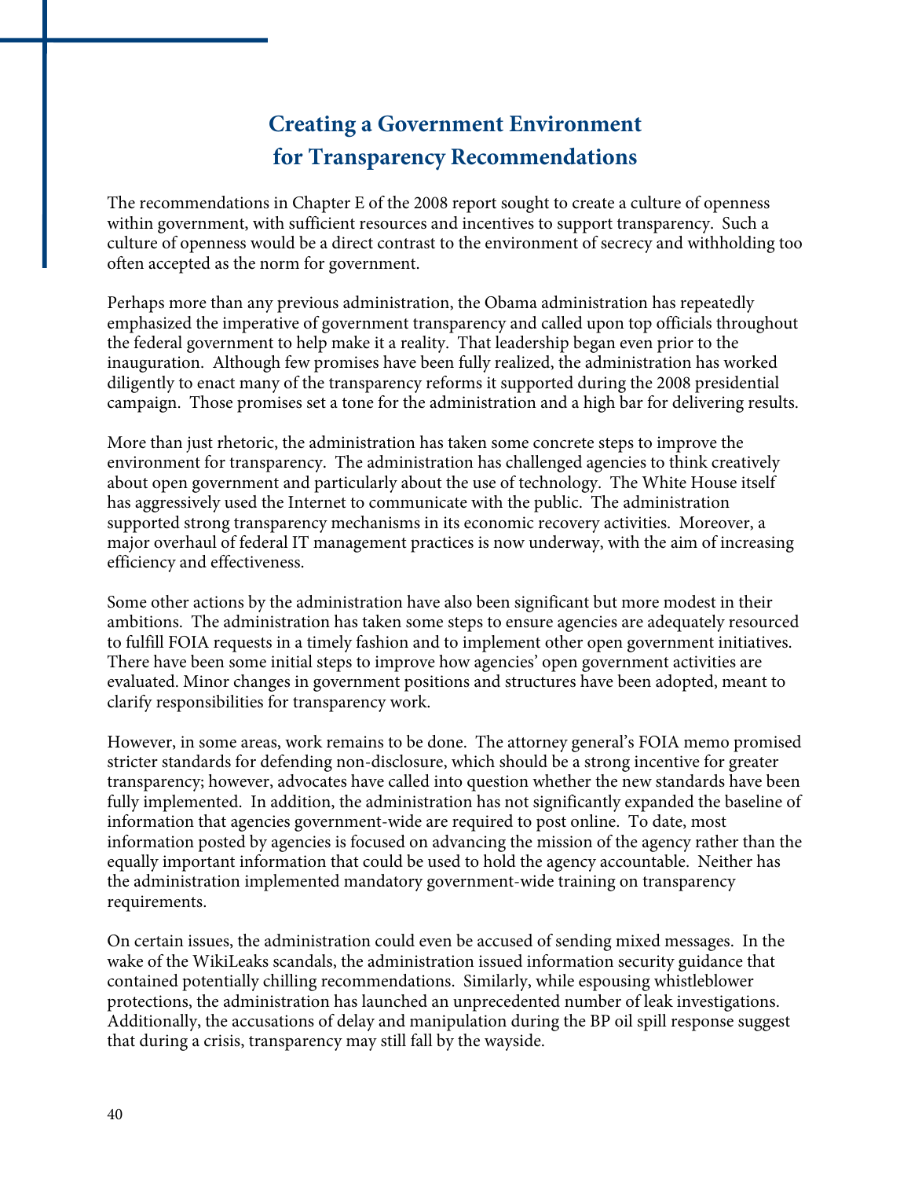# Creating a Government Environment for Transparency Recommendations

The recommendations in Chapter E of the 2008 report sought to create a culture of openness within government, with sufficient resources and incentives to support transparency. Such a culture of openness would be a direct contrast to the environment of secrecy and withholding too often accepted as the norm for government.

Perhaps more than any previous administration, the Obama administration has repeatedly emphasized the imperative of government transparency and called upon top officials throughout the federal government to help make it a reality. That leadership began even prior to the inauguration. Although few promises have been fully realized, the administration has worked diligently to enact many of the transparency reforms it supported during the 2008 presidential campaign. Those promises set a tone for the administration and a high bar for delivering results.

More than just rhetoric, the administration has taken some concrete steps to improve the environment for transparency. The administration has challenged agencies to think creatively about open government and particularly about the use of technology. The White House itself has aggressively used the Internet to communicate with the public. The administration supported strong transparency mechanisms in its economic recovery activities. Moreover, a major overhaul of federal IT management practices is now underway, with the aim of increasing efficiency and effectiveness.

Some other actions by the administration have also been significant but more modest in their ambitions. The administration has taken some steps to ensure agencies are adequately resourced to fulfill FOIA requests in a timely fashion and to implement other open government initiatives. There have been some initial steps to improve how agencies' open government activities are evaluated. Minor changes in government positions and structures have been adopted, meant to clarify responsibilities for transparency work.

However, in some areas, work remains to be done. The attorney general's FOIA memo promised stricter standards for defending non-disclosure, which should be a strong incentive for greater transparency; however, advocates have called into question whether the new standards have been fully implemented. In addition, the administration has not significantly expanded the baseline of information that agencies government-wide are required to post online. To date, most information posted by agencies is focused on advancing the mission of the agency rather than the equally important information that could be used to hold the agency accountable. Neither has the administration implemented mandatory government-wide training on transparency requirements.

On certain issues, the administration could even be accused of sending mixed messages. In the wake of the WikiLeaks scandals, the administration issued information security guidance that contained potentially chilling recommendations. Similarly, while espousing whistleblower protections, the administration has launched an unprecedented number of leak investigations. Additionally, the accusations of delay and manipulation during the BP oil spill response suggest that during a crisis, transparency may still fall by the wayside.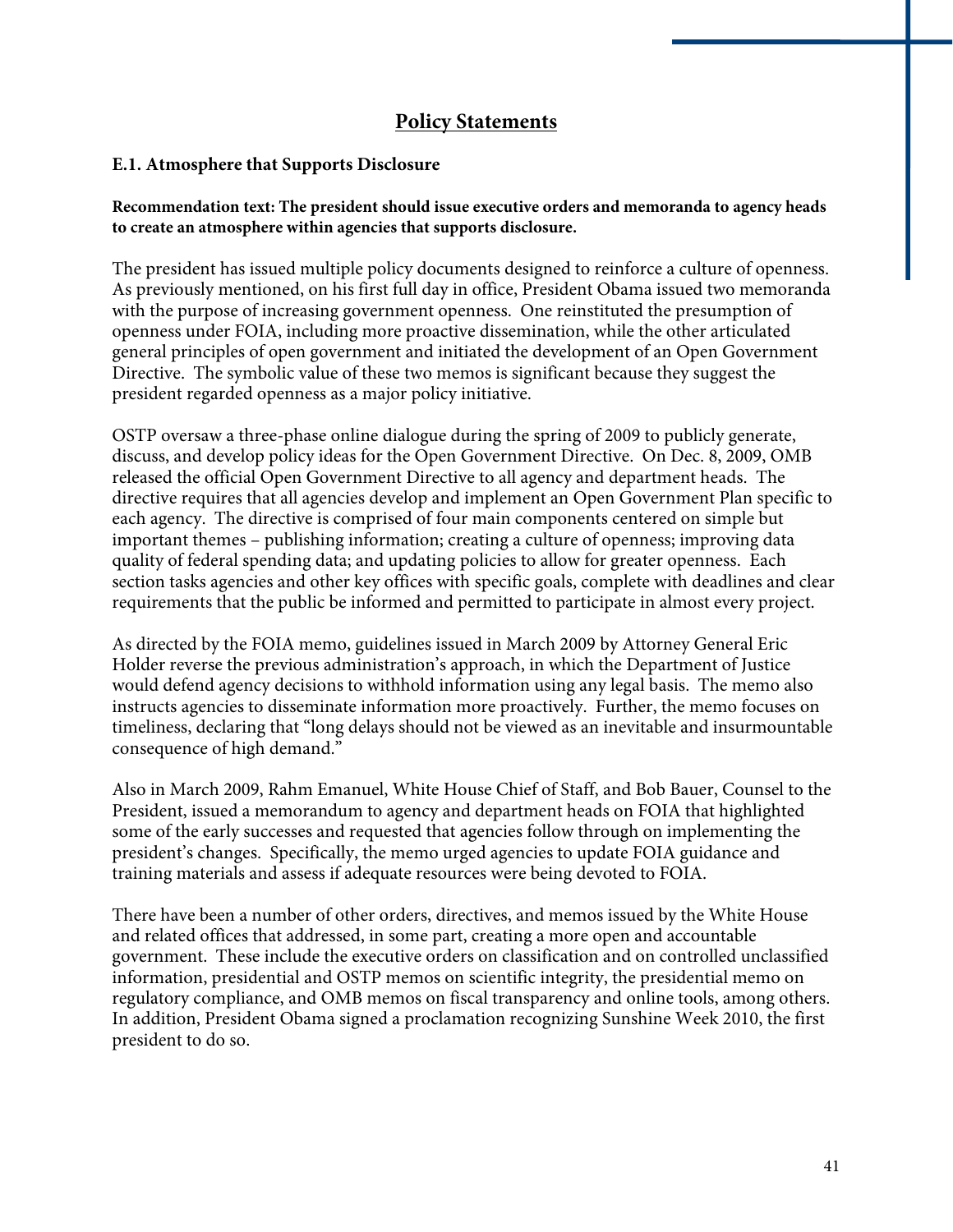## Policy Statements

### E.1. Atmosphere that Supports Disclosure

**Recommendation text: The president should issue executive orders and memoranda to agency heads to create an atmosphere within agencies that supports disclosure.**

The president has issued multiple policy documents designed to reinforce a culture of openness. As previously mentioned, on his first full day in office, President Obama issued two memoranda with the purpose of increasing government openness. One reinstituted the presumption of openness under FOIA, including more proactive dissemination, while the other articulated general principles of open government and initiated the development of an Open Government Directive. The symbolic value of these two memos is significant because they suggest the president regarded openness as a major policy initiative.

OSTP oversaw a three-phase online dialogue during the spring of 2009 to publicly generate, discuss, and develop policy ideas for the Open Government Directive. On Dec. 8, 2009, OMB released the official Open Government Directive to all agency and department heads. The directive requires that all agencies develop and implement an Open Government Plan specific to each agency. The directive is comprised of four main components centered on simple but important themes – publishing information; creating a culture of openness; improving data quality of federal spending data; and updating policies to allow for greater openness. Each section tasks agencies and other key offices with specific goals, complete with deadlines and clear requirements that the public be informed and permitted to participate in almost every project.

As directed by the FOIA memo, guidelines issued in March 2009 by Attorney General Eric Holder reverse the previous administration's approach, in which the Department of Justice would defend agency decisions to withhold information using any legal basis. The memo also instructs agencies to disseminate information more proactively. Further, the memo focuses on timeliness, declaring that "long delays should not be viewed as an inevitable and insurmountable consequence of high demand."

Also in March 2009, Rahm Emanuel, White House Chief of Staff, and Bob Bauer, Counsel to the President, issued a memorandum to agency and department heads on FOIA that highlighted some of the early successes and requested that agencies follow through on implementing the president's changes. Specifically, the memo urged agencies to update FOIA guidance and training materials and assess if adequate resources were being devoted to FOIA.

There have been a number of other orders, directives, and memos issued by the White House and related offices that addressed, in some part, creating a more open and accountable government. These include the executive orders on classification and on controlled unclassified information, presidential and OSTP memos on scientific integrity, the presidential memo on regulatory compliance, and OMB memos on fiscal transparency and online tools, among others. In addition, President Obama signed a proclamation recognizing Sunshine Week 2010, the first president to do so.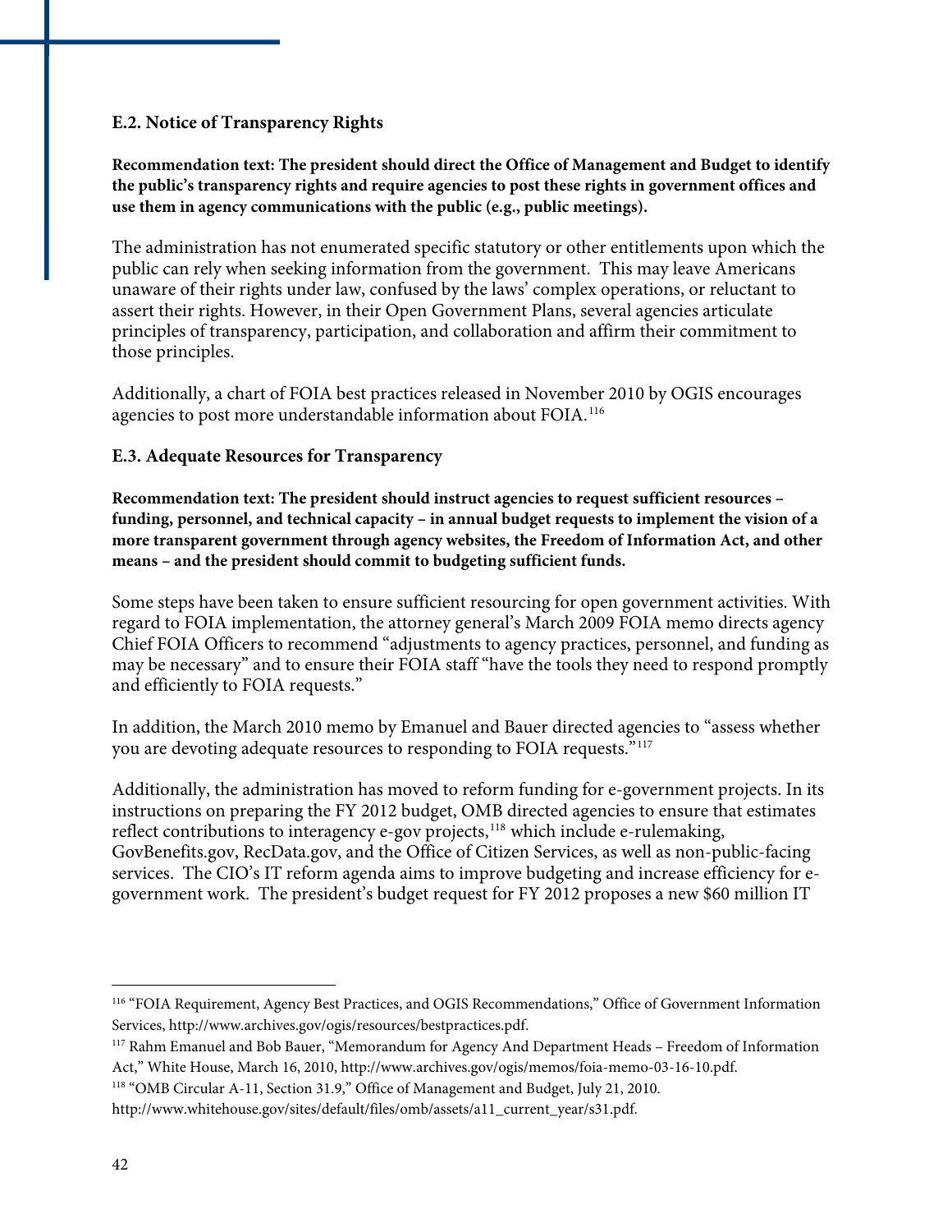### E.2. Notice of Transparency Rights

**Recommendation text: The president should direct the Office of Management and Budget to identify the public's transparency rights and require agencies to post these rights in government offices and use them in agency communications with the public (e.g., public meetings).**

The administration has not enumerated specific statutory or other entitlements upon which the public can rely when seeking information from the government. This may leave Americans unaware of their rights under law, confused by the laws' complex operations, or reluctant to assert their rights. However, in their Open Government Plans, several agencies articulate principles of transparency, participation, and collaboration and affirm their commitment to those principles.

Additionally, a chart of FOIA best practices released in November 2010 by OGIS encourages agencies to post more understandable information about FOIA.[116]

### E.3. Adequate Resources for Transparency

**Recommendation text: The president should instruct agencies to request sufficient resources – funding, personnel, and technical capacity – in annual budget requests to implement the vision of a more transparent government through agency websites, the Freedom of Information Act, and other means – and the president should commit to budgeting sufficient funds.**

Some steps have been taken to ensure sufficient resourcing for open government activities. With regard to FOIA implementation, the attorney general's March 2009 FOIA memo directs agency Chief FOIA Officers to recommend "adjustments to agency practices, personnel, and funding as may be necessary" and to ensure their FOIA staff "have the tools they need to respond promptly and efficiently to FOIA requests."

In addition, the March 2010 memo by Emanuel and Bauer directed agencies to "assess whether you are devoting adequate resources to responding to FOIA requests."[117]

Additionally, the administration has moved to reform funding for e-government projects. In its instructions on preparing the FY 2012 budget, OMB directed agencies to ensure that estimates reflect contributions to interagency e-gov projects,[118] which include e-rulemaking, GovBenefits.gov, RecData.gov, and the Office of Citizen Services, as well as non-public-facing services. The CIO's IT reform agenda aims to improve budgeting and increase efficiency for e-government work. The president's budget request for FY 2012 proposes a new $60 million IT

---

[116] "FOIA Requirement, Agency Best Practices, and OGIS Recommendations," Office of Government Information Services, http://www.archives.gov/ogis/resources/bestpractices.pdf.

[117] Rahm Emanuel and Bob Bauer, "Memorandum for Agency And Department Heads – Freedom of Information Act," White House, March 16, 2010, http://www.archives.gov/ogis/memos/foia-memo-03-16-10.pdf.

[118] "OMB Circular A-11, Section 31.9," Office of Management and Budget, July 21, 2010. http://www.whitehouse.gov/sites/default/files/omb/assets/a11_current_year/s31.pdf.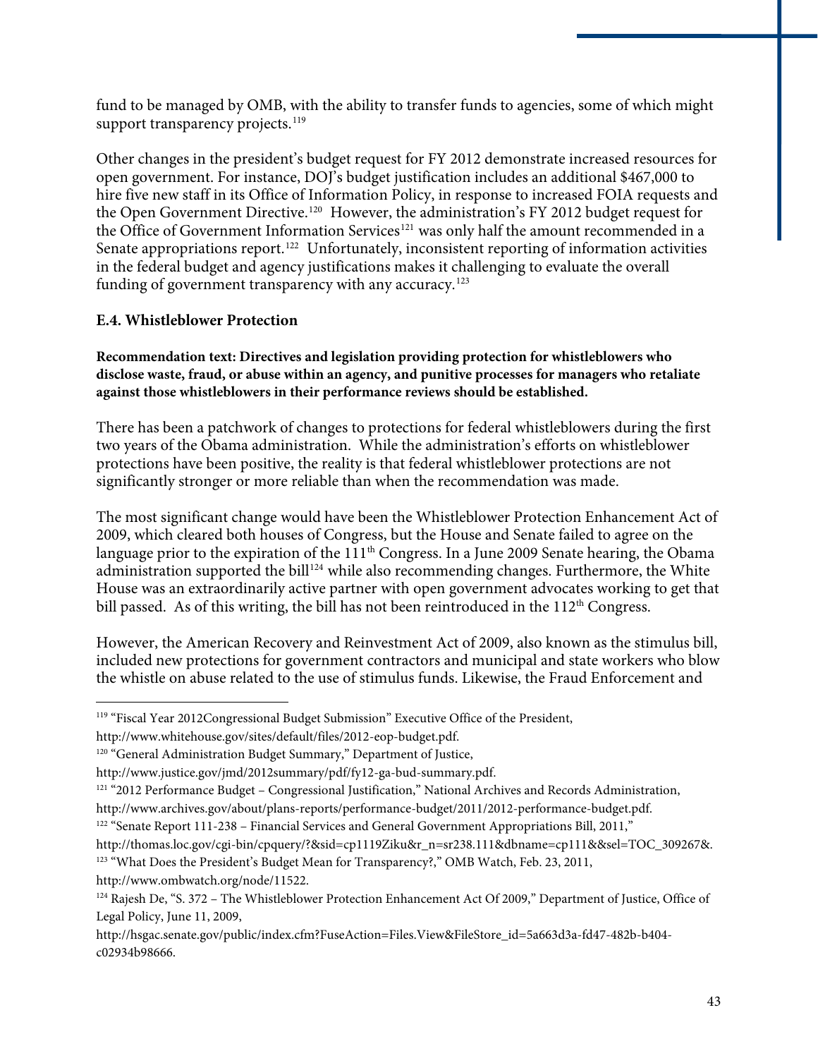fund to be managed by OMB, with the ability to transfer funds to agencies, some of which might support transparency projects.[119]

Other changes in the president's budget request for FY 2012 demonstrate increased resources for open government. For instance, DOJ's budget justification includes an additional $467,000 to hire five new staff in its Office of Information Policy, in response to increased FOIA requests and the Open Government Directive.[120] However, the administration's FY 2012 budget request for the Office of Government Information Services[121] was only half the amount recommended in a Senate appropriations report.[122] Unfortunately, inconsistent reporting of information activities in the federal budget and agency justifications makes it challenging to evaluate the overall funding of government transparency with any accuracy.[123]

### E.4. Whistleblower Protection

**Recommendation text: Directives and legislation providing protection for whistleblowers who disclose waste, fraud, or abuse within an agency, and punitive processes for managers who retaliate against those whistleblowers in their performance reviews should be established.**

There has been a patchwork of changes to protections for federal whistleblowers during the first two years of the Obama administration. While the administration's efforts on whistleblower protections have been positive, the reality is that federal whistleblower protections are not significantly stronger or more reliable than when the recommendation was made.

The most significant change would have been the Whistleblower Protection Enhancement Act of 2009, which cleared both houses of Congress, but the House and Senate failed to agree on the language prior to the expiration of the 111th Congress. In a June 2009 Senate hearing, the Obama administration supported the bill[124] while also recommending changes. Furthermore, the White House was an extraordinarily active partner with open government advocates working to get that bill passed. As of this writing, the bill has not been reintroduced in the 112th Congress.

However, the American Recovery and Reinvestment Act of 2009, also known as the stimulus bill, included new protections for government contractors and municipal and state workers who blow the whistle on abuse related to the use of stimulus funds. Likewise, the Fraud Enforcement and

---

[119] "Fiscal Year 2012Congressional Budget Submission" Executive Office of the President, http://www.whitehouse.gov/sites/default/files/2012-eop-budget.pdf.

[120] "General Administration Budget Summary," Department of Justice, http://www.justice.gov/jmd/2012summary/pdf/fy12-ga-bud-summary.pdf.

[121] "2012 Performance Budget – Congressional Justification," National Archives and Records Administration, http://www.archives.gov/about/plans-reports/performance-budget/2011/2012-performance-budget.pdf.

[122] "Senate Report 111-238 – Financial Services and General Government Appropriations Bill, 2011," http://thomas.loc.gov/cgi-bin/cpquery/?&sid=cp1119Ziku&r_n=sr238.111&dbname=cp111&&sel=TOC_309267&.

[123] "What Does the President's Budget Mean for Transparency?," OMB Watch, Feb. 23, 2011, http://www.ombwatch.org/node/11522.

[124] Rajesh De, "S. 372 – The Whistleblower Protection Enhancement Act Of 2009," Department of Justice, Office of Legal Policy, June 11, 2009, http://hsgac.senate.gov/public/index.cfm?FuseAction=Files.View&FileStore_id=5a663d3a-fd47-482b-b404-c02934b98666.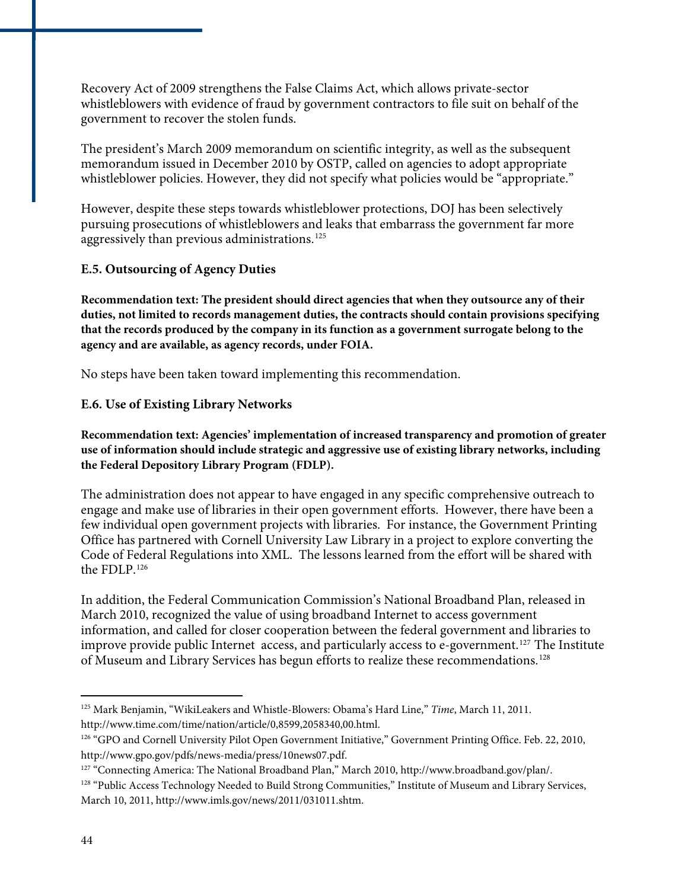Recovery Act of 2009 strengthens the False Claims Act, which allows private-sector whistleblowers with evidence of fraud by government contractors to file suit on behalf of the government to recover the stolen funds.

The president's March 2009 memorandum on scientific integrity, as well as the subsequent memorandum issued in December 2010 by OSTP, called on agencies to adopt appropriate whistleblower policies. However, they did not specify what policies would be "appropriate."

However, despite these steps towards whistleblower protections, DOJ has been selectively pursuing prosecutions of whistleblowers and leaks that embarrass the government far more aggressively than previous administrations.[125]

### E.5. Outsourcing of Agency Duties

**Recommendation text: The president should direct agencies that when they outsource any of their duties, not limited to records management duties, the contracts should contain provisions specifying that the records produced by the company in its function as a government surrogate belong to the agency and are available, as agency records, under FOIA.**

No steps have been taken toward implementing this recommendation.

### E.6. Use of Existing Library Networks

**Recommendation text: Agencies' implementation of increased transparency and promotion of greater use of information should include strategic and aggressive use of existing library networks, including the Federal Depository Library Program (FDLP).**

The administration does not appear to have engaged in any specific comprehensive outreach to engage and make use of libraries in their open government efforts. However, there have been a few individual open government projects with libraries. For instance, the Government Printing Office has partnered with Cornell University Law Library in a project to explore converting the Code of Federal Regulations into XML. The lessons learned from the effort will be shared with the FDLP.[126]

In addition, the Federal Communication Commission's National Broadband Plan, released in March 2010, recognized the value of using broadband Internet to access government information, and called for closer cooperation between the federal government and libraries to improve provide public Internet access, and particularly access to e-government.[127] The Institute of Museum and Library Services has begun efforts to realize these recommendations.[128]

---

[125] Mark Benjamin, "WikiLeakers and Whistle-Blowers: Obama's Hard Line," *Time*, March 11, 2011. http://www.time.com/time/nation/article/0,8599,2058340,00.html.

[126] "GPO and Cornell University Pilot Open Government Initiative," Government Printing Office. Feb. 22, 2010, http://www.gpo.gov/pdfs/news-media/press/10news07.pdf.

[127] "Connecting America: The National Broadband Plan," March 2010, http://www.broadband.gov/plan/.

[128] "Public Access Technology Needed to Build Strong Communities," Institute of Museum and Library Services, March 10, 2011, http://www.imls.gov/news/2011/031011.shtm.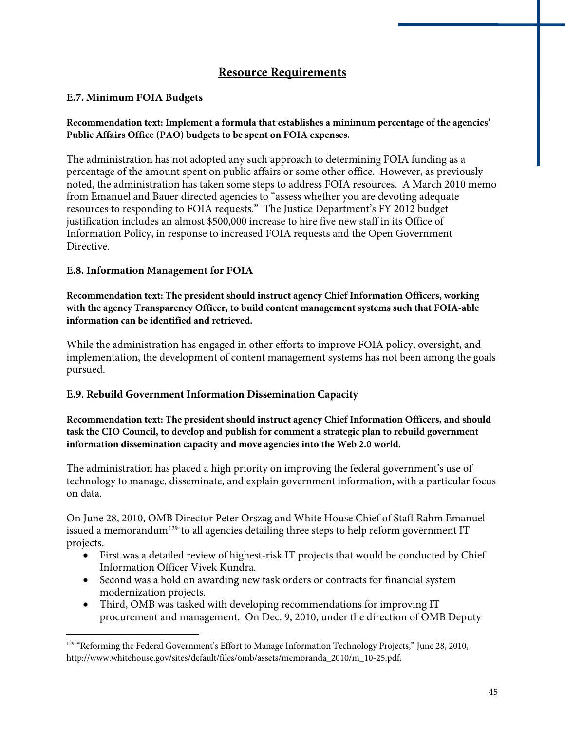## Resource Requirements

### E.7. Minimum FOIA Budgets

**Recommendation text: Implement a formula that establishes a minimum percentage of the agencies' Public Affairs Office (PAO) budgets to be spent on FOIA expenses.**

The administration has not adopted any such approach to determining FOIA funding as a percentage of the amount spent on public affairs or some other office. However, as previously noted, the administration has taken some steps to address FOIA resources. A March 2010 memo from Emanuel and Bauer directed agencies to "assess whether you are devoting adequate resources to responding to FOIA requests." The Justice Department's FY 2012 budget justification includes an almost $500,000 increase to hire five new staff in its Office of Information Policy, in response to increased FOIA requests and the Open Government Directive.

### E.8. Information Management for FOIA

**Recommendation text: The president should instruct agency Chief Information Officers, working with the agency Transparency Officer, to build content management systems such that FOIA-able information can be identified and retrieved.**

While the administration has engaged in other efforts to improve FOIA policy, oversight, and implementation, the development of content management systems has not been among the goals pursued.

### E.9. Rebuild Government Information Dissemination Capacity

**Recommendation text: The president should instruct agency Chief Information Officers, and should task the CIO Council, to develop and publish for comment a strategic plan to rebuild government information dissemination capacity and move agencies into the Web 2.0 world.**

The administration has placed a high priority on improving the federal government's use of technology to manage, disseminate, and explain government information, with a particular focus on data.

On June 28, 2010, OMB Director Peter Orszag and White House Chief of Staff Rahm Emanuel issued a memorandum[129] to all agencies detailing three steps to help reform government IT projects.

- First was a detailed review of highest-risk IT projects that would be conducted by Chief Information Officer Vivek Kundra.
- Second was a hold on awarding new task orders or contracts for financial system modernization projects.
- Third, OMB was tasked with developing recommendations for improving IT procurement and management. On Dec. 9, 2010, under the direction of OMB Deputy

---

[129] "Reforming the Federal Government's Effort to Manage Information Technology Projects," June 28, 2010, http://www.whitehouse.gov/sites/default/files/omb/assets/memoranda_2010/m_10-25.pdf.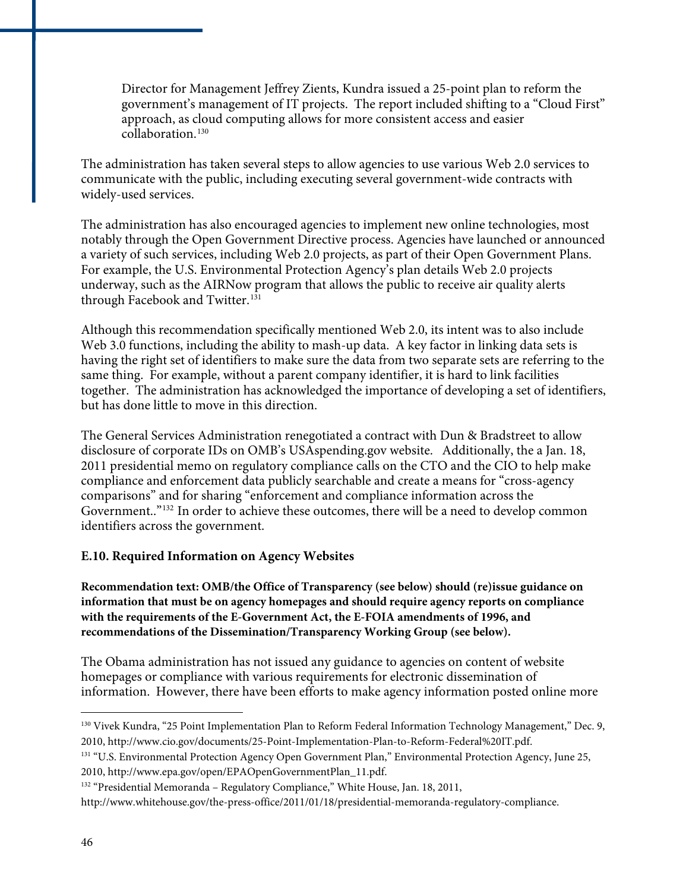Director for Management Jeffrey Zients, Kundra issued a 25-point plan to reform the government's management of IT projects. The report included shifting to a "Cloud First" approach, as cloud computing allows for more consistent access and easier collaboration.[130]

The administration has taken several steps to allow agencies to use various Web 2.0 services to communicate with the public, including executing several government-wide contracts with widely-used services.

The administration has also encouraged agencies to implement new online technologies, most notably through the Open Government Directive process. Agencies have launched or announced a variety of such services, including Web 2.0 projects, as part of their Open Government Plans. For example, the U.S. Environmental Protection Agency's plan details Web 2.0 projects underway, such as the AIRNow program that allows the public to receive air quality alerts through Facebook and Twitter.[131]

Although this recommendation specifically mentioned Web 2.0, its intent was to also include Web 3.0 functions, including the ability to mash-up data. A key factor in linking data sets is having the right set of identifiers to make sure the data from two separate sets are referring to the same thing. For example, without a parent company identifier, it is hard to link facilities together. The administration has acknowledged the importance of developing a set of identifiers, but has done little to move in this direction.

The General Services Administration renegotiated a contract with Dun & Bradstreet to allow disclosure of corporate IDs on OMB's USAspending.gov website. Additionally, the a Jan. 18, 2011 presidential memo on regulatory compliance calls on the CTO and the CIO to help make compliance and enforcement data publicly searchable and create a means for "cross-agency comparisons" and for sharing "enforcement and compliance information across the Government.."[132] In order to achieve these outcomes, there will be a need to develop common identifiers across the government.

### E.10. Required Information on Agency Websites

**Recommendation text: OMB/the Office of Transparency (see below) should (re)issue guidance on information that must be on agency homepages and should require agency reports on compliance with the requirements of the E-Government Act, the E-FOIA amendments of 1996, and recommendations of the Dissemination/Transparency Working Group (see below).**

The Obama administration has not issued any guidance to agencies on content of website homepages or compliance with various requirements for electronic dissemination of information. However, there have been efforts to make agency information posted online more

---

[130] Vivek Kundra, "25 Point Implementation Plan to Reform Federal Information Technology Management," Dec. 9, 2010, http://www.cio.gov/documents/25-Point-Implementation-Plan-to-Reform-Federal%20IT.pdf.

[131] "U.S. Environmental Protection Agency Open Government Plan," Environmental Protection Agency, June 25, 2010, http://www.epa.gov/open/EPAOpenGovernmentPlan_11.pdf.

[132] "Presidential Memoranda – Regulatory Compliance," White House, Jan. 18, 2011, http://www.whitehouse.gov/the-press-office/2011/01/18/presidential-memoranda-regulatory-compliance.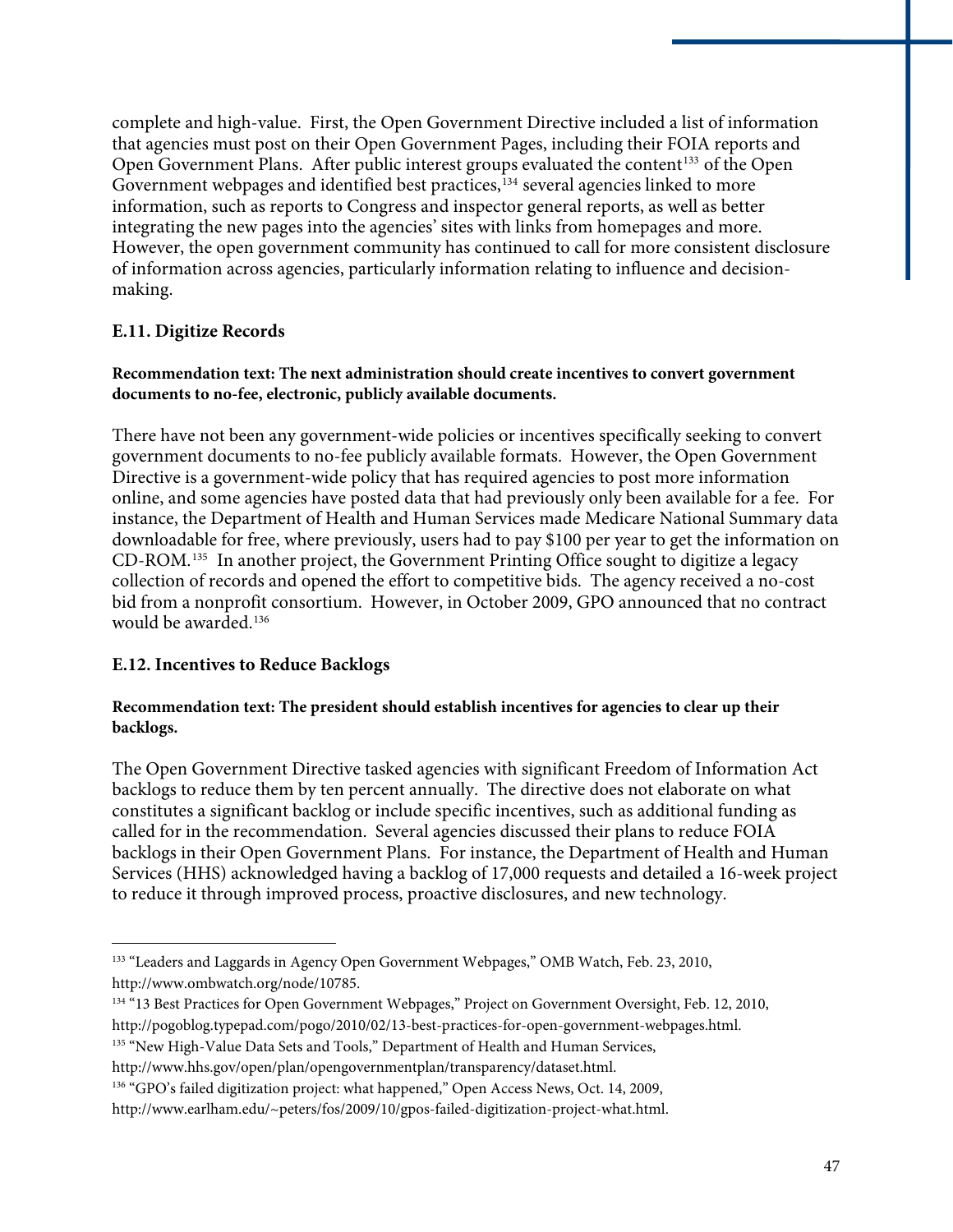complete and high-value. First, the Open Government Directive included a list of information that agencies must post on their Open Government Pages, including their FOIA reports and Open Government Plans. After public interest groups evaluated the content[133] of the Open Government webpages and identified best practices,[134] several agencies linked to more information, such as reports to Congress and inspector general reports, as well as better integrating the new pages into the agencies' sites with links from homepages and more. However, the open government community has continued to call for more consistent disclosure of information across agencies, particularly information relating to influence and decision-making.

### E.11. Digitize Records

**Recommendation text: The next administration should create incentives to convert government documents to no-fee, electronic, publicly available documents.**

There have not been any government-wide policies or incentives specifically seeking to convert government documents to no-fee publicly available formats. However, the Open Government Directive is a government-wide policy that has required agencies to post more information online, and some agencies have posted data that had previously only been available for a fee. For instance, the Department of Health and Human Services made Medicare National Summary data downloadable for free, where previously, users had to pay $100 per year to get the information on CD-ROM.[135] In another project, the Government Printing Office sought to digitize a legacy collection of records and opened the effort to competitive bids. The agency received a no-cost bid from a nonprofit consortium. However, in October 2009, GPO announced that no contract would be awarded.[136]

### E.12. Incentives to Reduce Backlogs

**Recommendation text: The president should establish incentives for agencies to clear up their backlogs.**

The Open Government Directive tasked agencies with significant Freedom of Information Act backlogs to reduce them by ten percent annually. The directive does not elaborate on what constitutes a significant backlog or include specific incentives, such as additional funding as called for in the recommendation. Several agencies discussed their plans to reduce FOIA backlogs in their Open Government Plans. For instance, the Department of Health and Human Services (HHS) acknowledged having a backlog of 17,000 requests and detailed a 16-week project to reduce it through improved process, proactive disclosures, and new technology.

---

[133] "Leaders and Laggards in Agency Open Government Webpages," OMB Watch, Feb. 23, 2010, http://www.ombwatch.org/node/10785.

[134] "13 Best Practices for Open Government Webpages," Project on Government Oversight, Feb. 12, 2010, http://pogoblog.typepad.com/pogo/2010/02/13-best-practices-for-open-government-webpages.html.

[135] "New High-Value Data Sets and Tools," Department of Health and Human Services, http://www.hhs.gov/open/plan/opengovernmentplan/transparency/dataset.html.

[136] "GPO's failed digitization project: what happened," Open Access News, Oct. 14, 2009, http://www.earlham.edu/~peters/fos/2009/10/gpos-failed-digitization-project-what.html.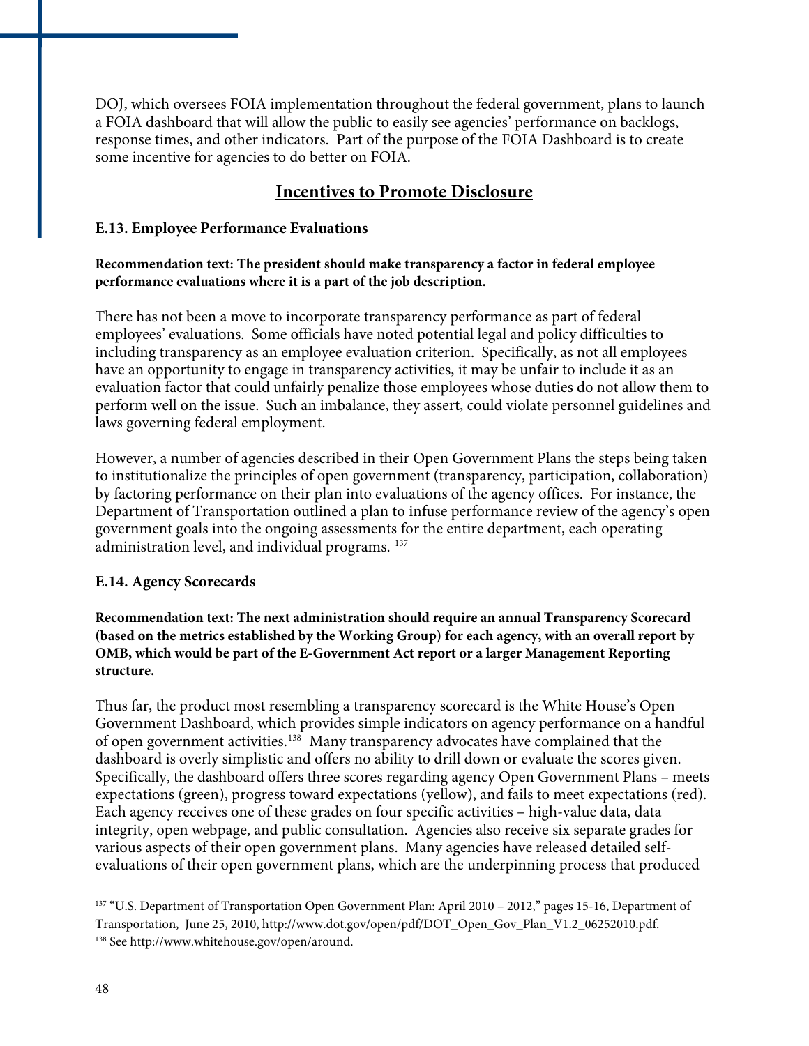DOJ, which oversees FOIA implementation throughout the federal government, plans to launch a FOIA dashboard that will allow the public to easily see agencies' performance on backlogs, response times, and other indicators. Part of the purpose of the FOIA Dashboard is to create some incentive for agencies to do better on FOIA.

## Incentives to Promote Disclosure

### E.13. Employee Performance Evaluations

**Recommendation text: The president should make transparency a factor in federal employee performance evaluations where it is a part of the job description.**

There has not been a move to incorporate transparency performance as part of federal employees' evaluations. Some officials have noted potential legal and policy difficulties to including transparency as an employee evaluation criterion. Specifically, as not all employees have an opportunity to engage in transparency activities, it may be unfair to include it as an evaluation factor that could unfairly penalize those employees whose duties do not allow them to perform well on the issue. Such an imbalance, they assert, could violate personnel guidelines and laws governing federal employment.

However, a number of agencies described in their Open Government Plans the steps being taken to institutionalize the principles of open government (transparency, participation, collaboration) by factoring performance on their plan into evaluations of the agency offices. For instance, the Department of Transportation outlined a plan to infuse performance review of the agency's open government goals into the ongoing assessments for the entire department, each operating administration level, and individual programs. [137]

### E.14. Agency Scorecards

**Recommendation text: The next administration should require an annual Transparency Scorecard (based on the metrics established by the Working Group) for each agency, with an overall report by OMB, which would be part of the E-Government Act report or a larger Management Reporting structure.**

Thus far, the product most resembling a transparency scorecard is the White House's Open Government Dashboard, which provides simple indicators on agency performance on a handful of open government activities.[138] Many transparency advocates have complained that the dashboard is overly simplistic and offers no ability to drill down or evaluate the scores given. Specifically, the dashboard offers three scores regarding agency Open Government Plans – meets expectations (green), progress toward expectations (yellow), and fails to meet expectations (red). Each agency receives one of these grades on four specific activities – high-value data, data integrity, open webpage, and public consultation. Agencies also receive six separate grades for various aspects of their open government plans. Many agencies have released detailed self-evaluations of their open government plans, which are the underpinning process that produced

---

[137] "U.S. Department of Transportation Open Government Plan: April 2010 – 2012," pages 15-16, Department of Transportation, June 25, 2010, http://www.dot.gov/open/pdf/DOT_Open_Gov_Plan_V1.2_06252010.pdf.

[138] See http://www.whitehouse.gov/open/around.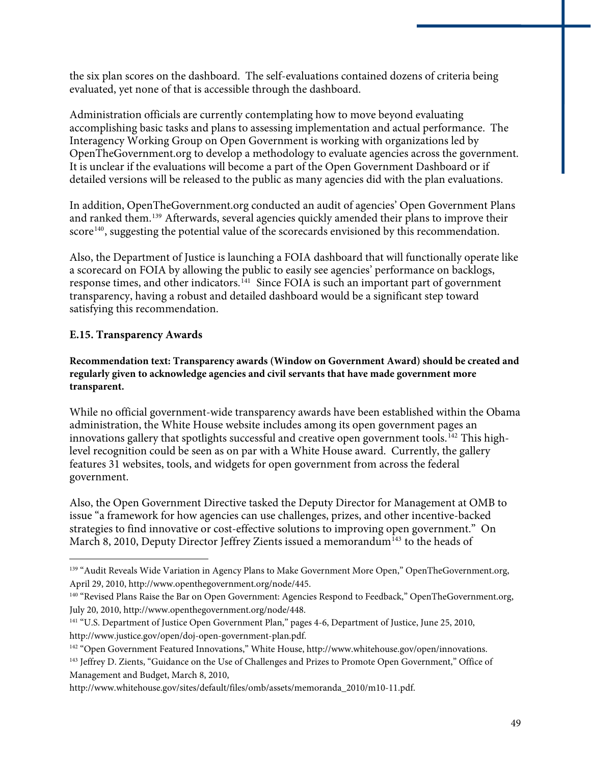the six plan scores on the dashboard. The self-evaluations contained dozens of criteria being evaluated, yet none of that is accessible through the dashboard.

Administration officials are currently contemplating how to move beyond evaluating accomplishing basic tasks and plans to assessing implementation and actual performance. The Interagency Working Group on Open Government is working with organizations led by OpenTheGovernment.org to develop a methodology to evaluate agencies across the government. It is unclear if the evaluations will become a part of the Open Government Dashboard or if detailed versions will be released to the public as many agencies did with the plan evaluations.

In addition, OpenTheGovernment.org conducted an audit of agencies' Open Government Plans and ranked them.[139] Afterwards, several agencies quickly amended their plans to improve their score[140], suggesting the potential value of the scorecards envisioned by this recommendation.

Also, the Department of Justice is launching a FOIA dashboard that will functionally operate like a scorecard on FOIA by allowing the public to easily see agencies' performance on backlogs, response times, and other indicators.[141] Since FOIA is such an important part of government transparency, having a robust and detailed dashboard would be a significant step toward satisfying this recommendation.

### E.15. Transparency Awards

**Recommendation text: Transparency awards (Window on Government Award) should be created and regularly given to acknowledge agencies and civil servants that have made government more transparent.**

While no official government-wide transparency awards have been established within the Obama administration, the White House website includes among its open government pages an innovations gallery that spotlights successful and creative open government tools.[142] This high-level recognition could be seen as on par with a White House award. Currently, the gallery features 31 websites, tools, and widgets for open government from across the federal government.

Also, the Open Government Directive tasked the Deputy Director for Management at OMB to issue "a framework for how agencies can use challenges, prizes, and other incentive-backed strategies to find innovative or cost-effective solutions to improving open government." On March 8, 2010, Deputy Director Jeffrey Zients issued a memorandum[143] to the heads of

---

[139] "Audit Reveals Wide Variation in Agency Plans to Make Government More Open," OpenTheGovernment.org, April 29, 2010, http://www.openthegovernment.org/node/445.

[140] "Revised Plans Raise the Bar on Open Government: Agencies Respond to Feedback," OpenTheGovernment.org, July 20, 2010, http://www.openthegovernment.org/node/448.

[141] "U.S. Department of Justice Open Government Plan," pages 4-6, Department of Justice, June 25, 2010, http://www.justice.gov/open/doj-open-government-plan.pdf.

[142] "Open Government Featured Innovations," White House, http://www.whitehouse.gov/open/innovations.

[143] Jeffrey D. Zients, "Guidance on the Use of Challenges and Prizes to Promote Open Government," Office of Management and Budget, March 8, 2010, http://www.whitehouse.gov/sites/default/files/omb/assets/memoranda_2010/m10-11.pdf.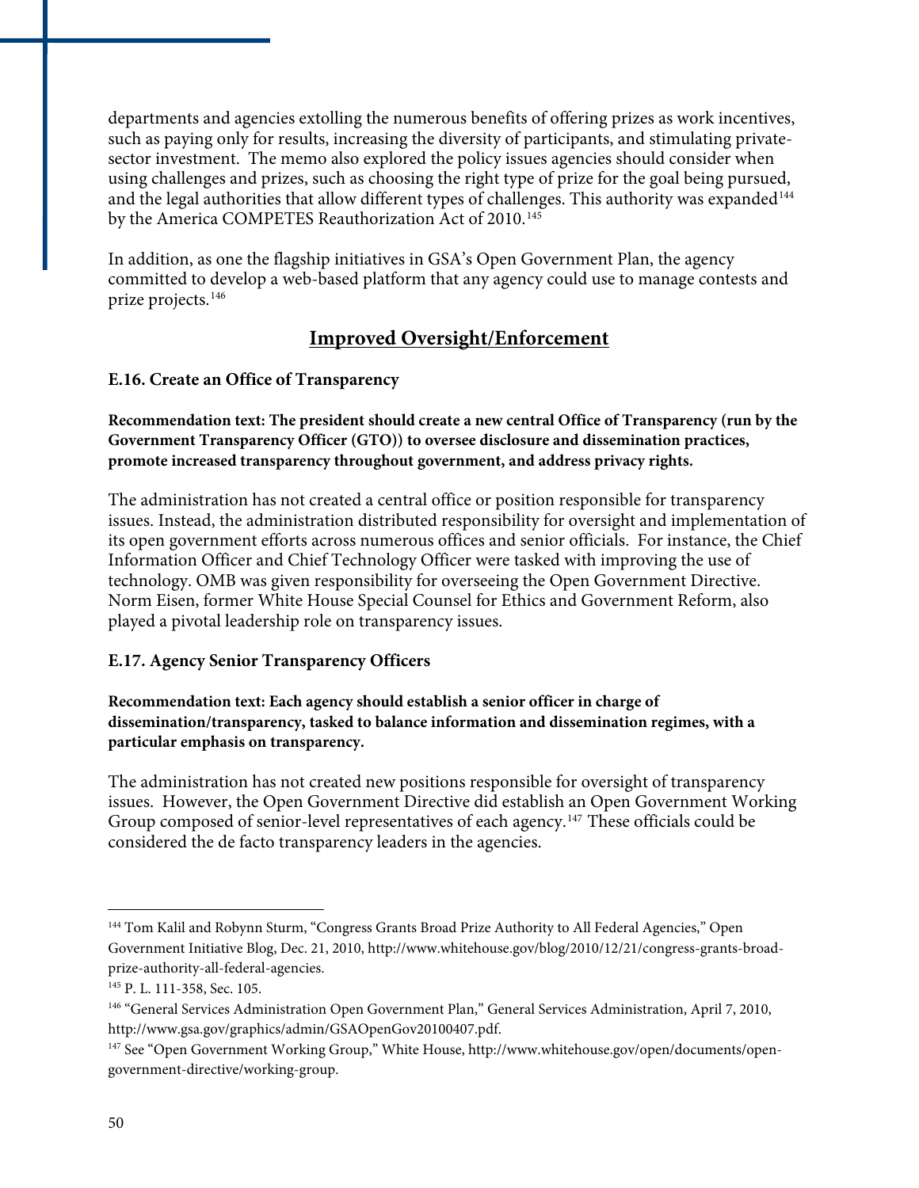departments and agencies extolling the numerous benefits of offering prizes as work incentives, such as paying only for results, increasing the diversity of participants, and stimulating private-sector investment. The memo also explored the policy issues agencies should consider when using challenges and prizes, such as choosing the right type of prize for the goal being pursued, and the legal authorities that allow different types of challenges. This authority was expanded[144] by the America COMPETES Reauthorization Act of 2010.[145]

In addition, as one the flagship initiatives in GSA's Open Government Plan, the agency committed to develop a web-based platform that any agency could use to manage contests and prize projects.[146]

## Improved Oversight/Enforcement

### E.16. Create an Office of Transparency

**Recommendation text: The president should create a new central Office of Transparency (run by the Government Transparency Officer (GTO)) to oversee disclosure and dissemination practices, promote increased transparency throughout government, and address privacy rights.**

The administration has not created a central office or position responsible for transparency issues. Instead, the administration distributed responsibility for oversight and implementation of its open government efforts across numerous offices and senior officials. For instance, the Chief Information Officer and Chief Technology Officer were tasked with improving the use of technology. OMB was given responsibility for overseeing the Open Government Directive. Norm Eisen, former White House Special Counsel for Ethics and Government Reform, also played a pivotal leadership role on transparency issues.

### E.17. Agency Senior Transparency Officers

**Recommendation text: Each agency should establish a senior officer in charge of dissemination/transparency, tasked to balance information and dissemination regimes, with a particular emphasis on transparency.**

The administration has not created new positions responsible for oversight of transparency issues. However, the Open Government Directive did establish an Open Government Working Group composed of senior-level representatives of each agency.[147] These officials could be considered the de facto transparency leaders in the agencies.

---

[144] Tom Kalil and Robynn Sturm, "Congress Grants Broad Prize Authority to All Federal Agencies," Open Government Initiative Blog, Dec. 21, 2010, http://www.whitehouse.gov/blog/2010/12/21/congress-grants-broad-prize-authority-all-federal-agencies.

[145] P. L. 111-358, Sec. 105.

[146] "General Services Administration Open Government Plan," General Services Administration, April 7, 2010, http://www.gsa.gov/graphics/admin/GSAOpenGov20100407.pdf.

[147] See "Open Government Working Group," White House, http://www.whitehouse.gov/open/documents/open-government-directive/working-group.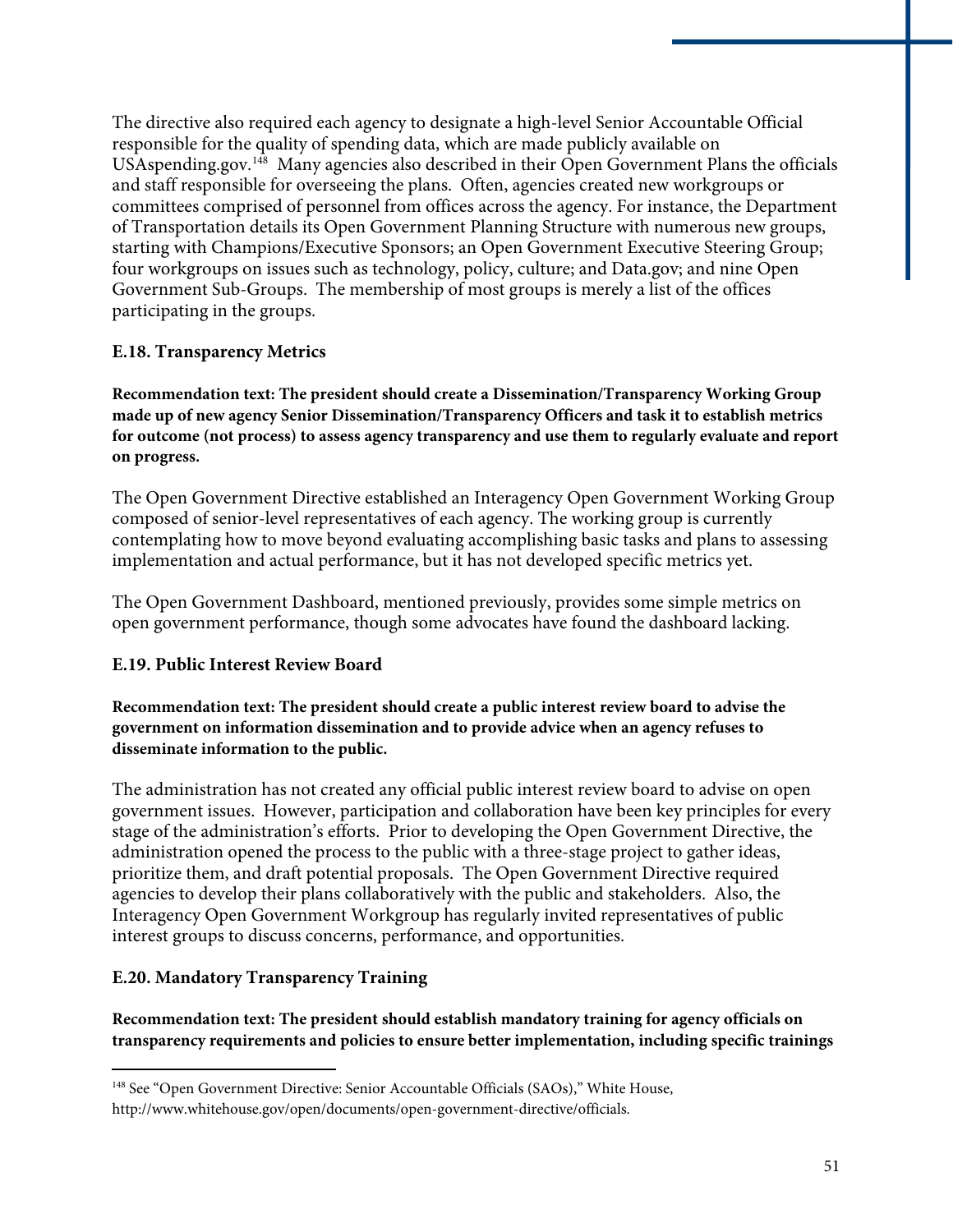The directive also required each agency to designate a high-level Senior Accountable Official responsible for the quality of spending data, which are made publicly available on USAspending.gov.[148] Many agencies also described in their Open Government Plans the officials and staff responsible for overseeing the plans. Often, agencies created new workgroups or committees comprised of personnel from offices across the agency. For instance, the Department of Transportation details its Open Government Planning Structure with numerous new groups, starting with Champions/Executive Sponsors; an Open Government Executive Steering Group; four workgroups on issues such as technology, policy, culture; and Data.gov; and nine Open Government Sub-Groups. The membership of most groups is merely a list of the offices participating in the groups.

### E.18. Transparency Metrics

**Recommendation text: The president should create a Dissemination/Transparency Working Group made up of new agency Senior Dissemination/Transparency Officers and task it to establish metrics for outcome (not process) to assess agency transparency and use them to regularly evaluate and report on progress.**

The Open Government Directive established an Interagency Open Government Working Group composed of senior-level representatives of each agency. The working group is currently contemplating how to move beyond evaluating accomplishing basic tasks and plans to assessing implementation and actual performance, but it has not developed specific metrics yet.

The Open Government Dashboard, mentioned previously, provides some simple metrics on open government performance, though some advocates have found the dashboard lacking.

### E.19. Public Interest Review Board

**Recommendation text: The president should create a public interest review board to advise the government on information dissemination and to provide advice when an agency refuses to disseminate information to the public.**

The administration has not created any official public interest review board to advise on open government issues. However, participation and collaboration have been key principles for every stage of the administration's efforts. Prior to developing the Open Government Directive, the administration opened the process to the public with a three-stage project to gather ideas, prioritize them, and draft potential proposals. The Open Government Directive required agencies to develop their plans collaboratively with the public and stakeholders. Also, the Interagency Open Government Workgroup has regularly invited representatives of public interest groups to discuss concerns, performance, and opportunities.

### E.20. Mandatory Transparency Training

**Recommendation text: The president should establish mandatory training for agency officials on transparency requirements and policies to ensure better implementation, including specific trainings**

---

[148] See "Open Government Directive: Senior Accountable Officials (SAOs)," White House, http://www.whitehouse.gov/open/documents/open-government-directive/officials.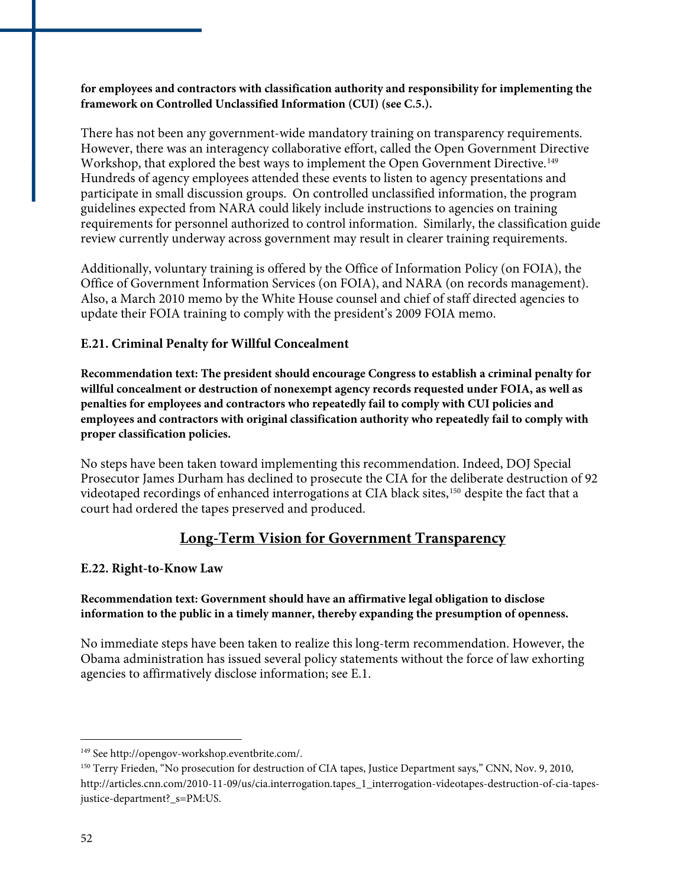**for employees and contractors with classification authority and responsibility for implementing the framework on Controlled Unclassified Information (CUI) (see C.5.).**

There has not been any government-wide mandatory training on transparency requirements. However, there was an interagency collaborative effort, called the Open Government Directive Workshop, that explored the best ways to implement the Open Government Directive.[149] Hundreds of agency employees attended these events to listen to agency presentations and participate in small discussion groups. On controlled unclassified information, the program guidelines expected from NARA could likely include instructions to agencies on training requirements for personnel authorized to control information. Similarly, the classification guide review currently underway across government may result in clearer training requirements.

Additionally, voluntary training is offered by the Office of Information Policy (on FOIA), the Office of Government Information Services (on FOIA), and NARA (on records management). Also, a March 2010 memo by the White House counsel and chief of staff directed agencies to update their FOIA training to comply with the president's 2009 FOIA memo.

### E.21. Criminal Penalty for Willful Concealment

**Recommendation text: The president should encourage Congress to establish a criminal penalty for willful concealment or destruction of nonexempt agency records requested under FOIA, as well as penalties for employees and contractors who repeatedly fail to comply with CUI policies and employees and contractors with original classification authority who repeatedly fail to comply with proper classification policies.**

No steps have been taken toward implementing this recommendation. Indeed, DOJ Special Prosecutor James Durham has declined to prosecute the CIA for the deliberate destruction of 92 videotaped recordings of enhanced interrogations at CIA black sites,[150] despite the fact that a court had ordered the tapes preserved and produced.

## Long-Term Vision for Government Transparency

### E.22. Right-to-Know Law

**Recommendation text: Government should have an affirmative legal obligation to disclose information to the public in a timely manner, thereby expanding the presumption of openness.**

No immediate steps have been taken to realize this long-term recommendation. However, the Obama administration has issued several policy statements without the force of law exhorting agencies to affirmatively disclose information; see E.1.

---

[149] See http://opengov-workshop.eventbrite.com/.

[150] Terry Frieden, "No prosecution for destruction of CIA tapes, Justice Department says," CNN, Nov. 9, 2010, http://articles.cnn.com/2010-11-09/us/cia.interrogation.tapes_1_interrogation-videotapes-destruction-of-cia-tapes-justice-department?_s=PM:US.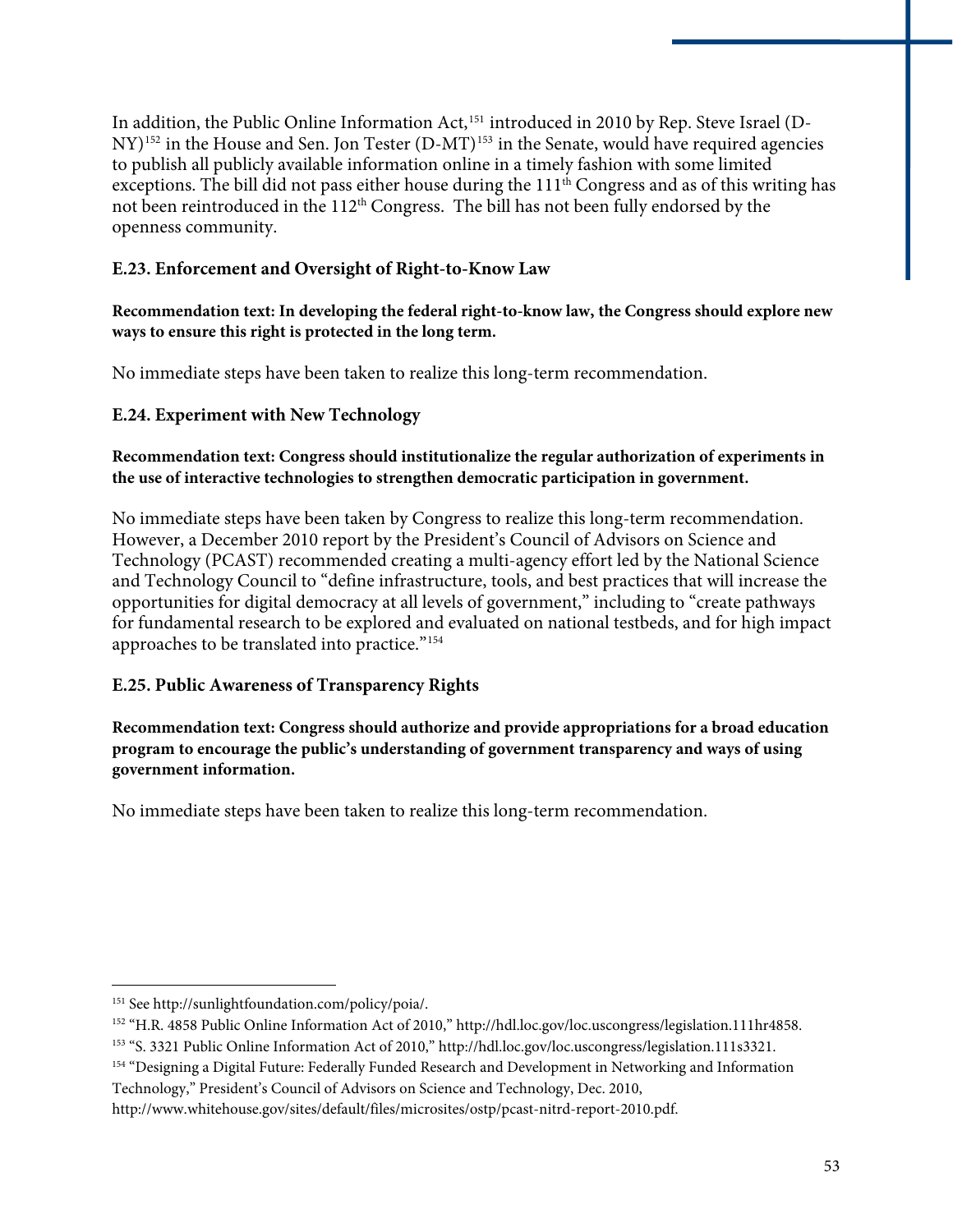In addition, the Public Online Information Act,[151] introduced in 2010 by Rep. Steve Israel (D-NY)[152] in the House and Sen. Jon Tester (D-MT)[153] in the Senate, would have required agencies to publish all publicly available information online in a timely fashion with some limited exceptions. The bill did not pass either house during the 111th Congress and as of this writing has not been reintroduced in the 112th Congress. The bill has not been fully endorsed by the openness community.

### E.23. Enforcement and Oversight of Right-to-Know Law

**Recommendation text: In developing the federal right-to-know law, the Congress should explore new ways to ensure this right is protected in the long term.**

No immediate steps have been taken to realize this long-term recommendation.

### E.24. Experiment with New Technology

**Recommendation text: Congress should institutionalize the regular authorization of experiments in the use of interactive technologies to strengthen democratic participation in government.**

No immediate steps have been taken by Congress to realize this long-term recommendation. However, a December 2010 report by the President's Council of Advisors on Science and Technology (PCAST) recommended creating a multi-agency effort led by the National Science and Technology Council to "define infrastructure, tools, and best practices that will increase the opportunities for digital democracy at all levels of government," including to "create pathways for fundamental research to be explored and evaluated on national testbeds, and for high impact approaches to be translated into practice."[154]

### E.25. Public Awareness of Transparency Rights

**Recommendation text: Congress should authorize and provide appropriations for a broad education program to encourage the public's understanding of government transparency and ways of using government information.**

No immediate steps have been taken to realize this long-term recommendation.

---

[151] See http://sunlightfoundation.com/policy/poia/.

[152] "H.R. 4858 Public Online Information Act of 2010," http://hdl.loc.gov/loc.uscongress/legislation.111hr4858.

[153] "S. 3321 Public Online Information Act of 2010," http://hdl.loc.gov/loc.uscongress/legislation.111s3321.

[154] "Designing a Digital Future: Federally Funded Research and Development in Networking and Information Technology," President's Council of Advisors on Science and Technology, Dec. 2010, http://www.whitehouse.gov/sites/default/files/microsites/ostp/pcast-nitrd-report-2010.pdf.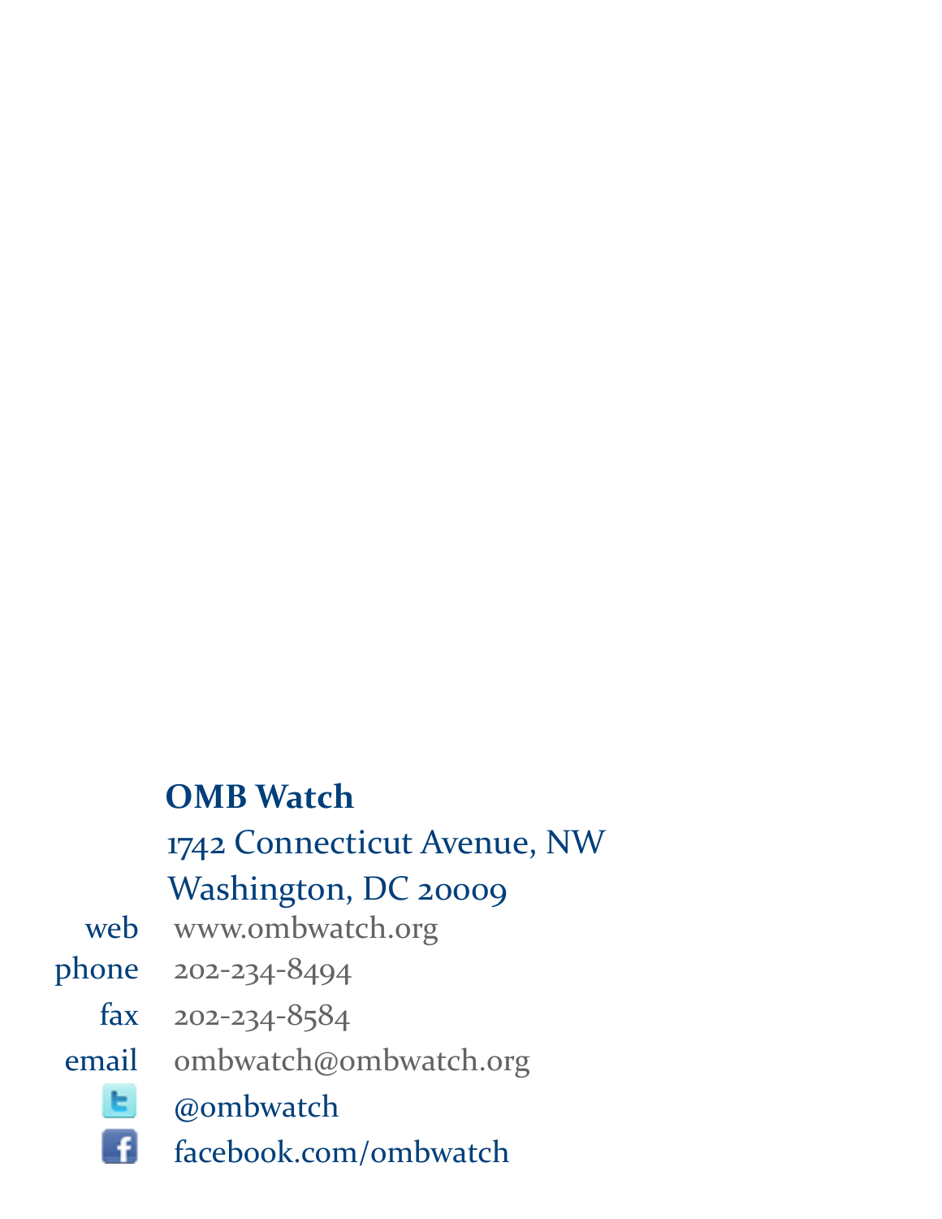**OMB Watch**

1742 Connecticut Avenue, NW
Washington, DC 20009

web www.ombwatch.org
phone 202-234-8494
fax 202-234-8584
email ombwatch@ombwatch.org
@ombwatch
facebook.com/ombwatch